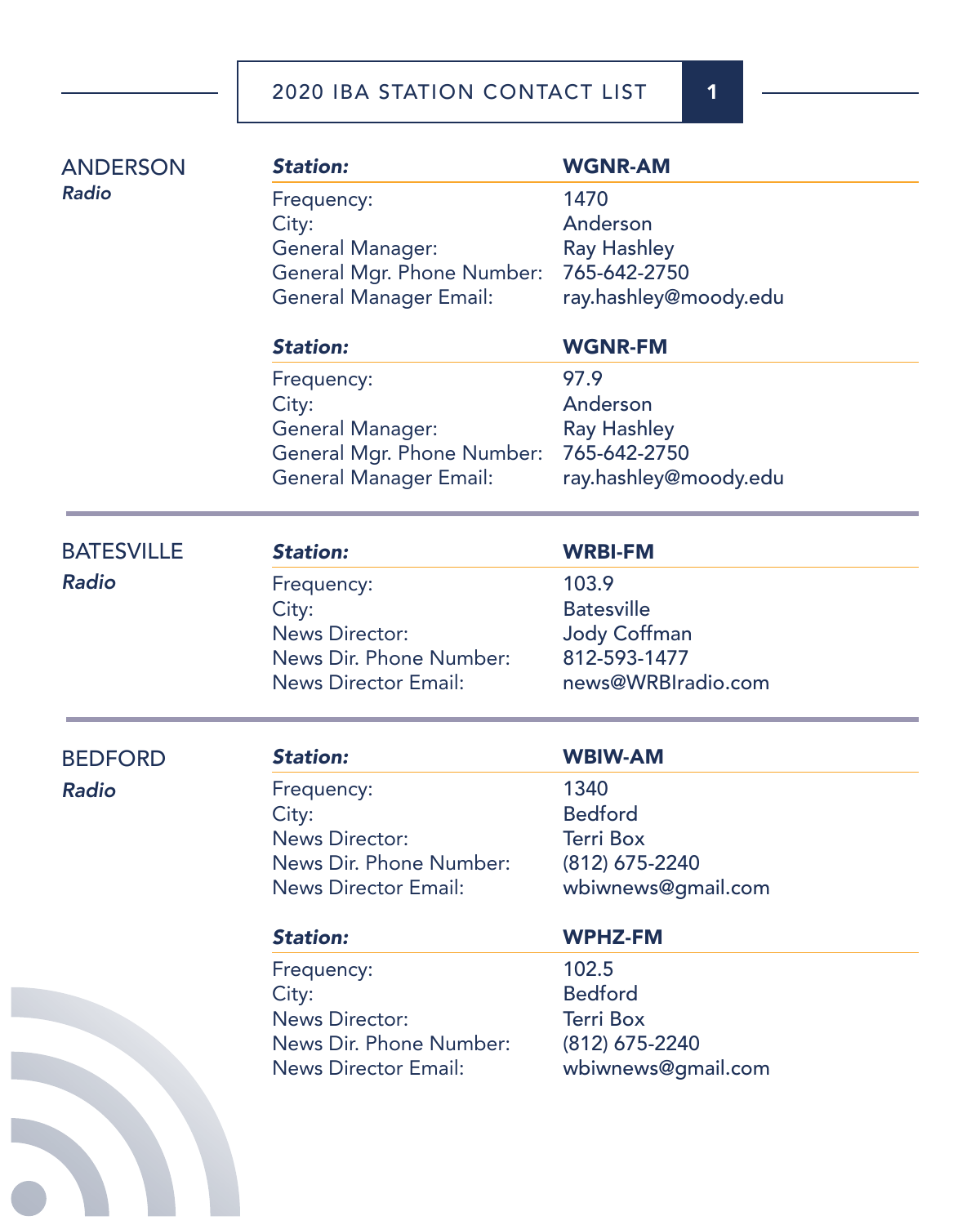# 2020 IBA STATION CONTACT LIST

## ANDERSON
*Radio*

| ***Station:*** | **WGNR-AM** |
|---|---|
| Frequency: | 1470 |
| City: | Anderson |
| General Manager: | Ray Hashley |
| General Mgr. Phone Number: | 765-642-2750 |
| General Manager Email: | ray.hashley@moody.edu |

| ***Station:*** | **WGNR-FM** |
|---|---|
| Frequency: | 97.9 |
| City: | Anderson |
| General Manager: | Ray Hashley |
| General Mgr. Phone Number: | 765-642-2750 |
| General Manager Email: | ray.hashley@moody.edu |

## BATESVILLE
*Radio*

| ***Station:*** | **WRBI-FM** |
|---|---|
| Frequency: | 103.9 |
| City: | Batesville |
| News Director: | Jody Coffman |
| News Dir. Phone Number: | 812-593-1477 |
| News Director Email: | news@WRBIradio.com |

## BEDFORD
*Radio*

| ***Station:*** | **WBIW-AM** |
|---|---|
| Frequency: | 1340 |
| City: | Bedford |
| News Director: | Terri Box |
| News Dir. Phone Number: | (812) 675-2240 |
| News Director Email: | wbiwnews@gmail.com |

| ***Station:*** | **WPHZ-FM** |
|---|---|
| Frequency: | 102.5 |
| City: | Bedford |
| News Director: | Terri Box |
| News Dir. Phone Number: | (812) 675-2240 |
| News Director Email: | wbiwnews@gmail.com |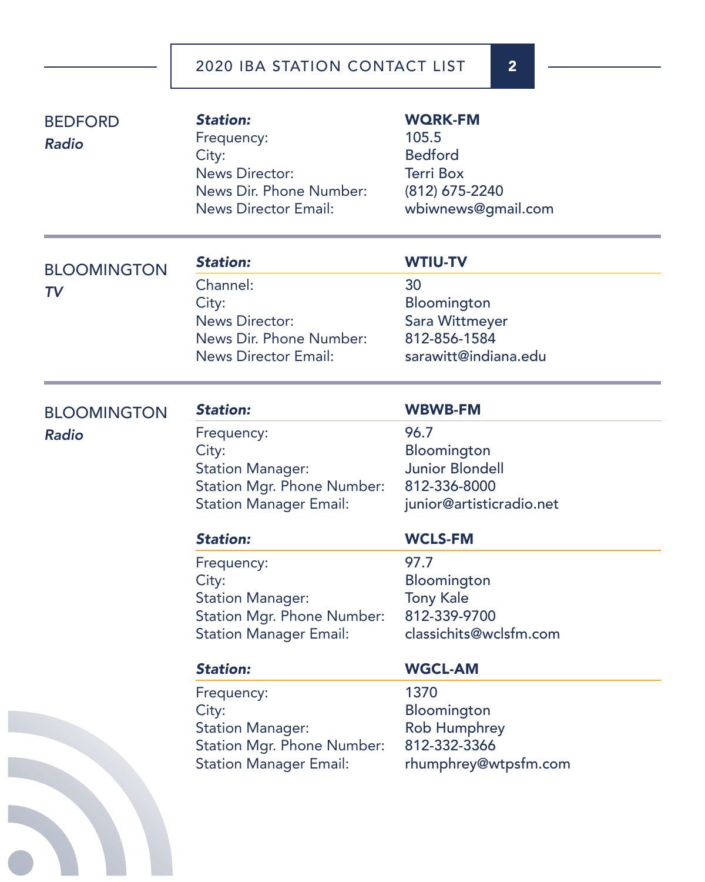## BEDFORD
*Radio*

| ***Station:*** | **WQRK-FM** |
|---|---|
| Frequency: | 105.5 |
| City: | Bedford |
| News Director: | Terri Box |
| News Dir. Phone Number: | (812) 675-2240 |
| News Director Email: | wbiwnews@gmail.com |

## BLOOMINGTON
*TV*

| ***Station:*** | **WTIU-TV** |
|---|---|
| Channel: | 30 |
| City: | Bloomington |
| News Director: | Sara Wittmeyer |
| News Dir. Phone Number: | 812-856-1584 |
| News Director Email: | sarawitt@indiana.edu |

## BLOOMINGTON
*Radio*

| ***Station:*** | **WBWB-FM** |
|---|---|
| Frequency: | 96.7 |
| City: | Bloomington |
| Station Manager: | Junior Blondell |
| Station Mgr. Phone Number: | 812-336-8000 |
| Station Manager Email: | junior@artisticradio.net |

| ***Station:*** | **WCLS-FM** |
|---|---|
| Frequency: | 97.7 |
| City: | Bloomington |
| Station Manager: | Tony Kale |
| Station Mgr. Phone Number: | 812-339-9700 |
| Station Manager Email: | classichits@wclsfm.com |

| ***Station:*** | **WGCL-AM** |
|---|---|
| Frequency: | 1370 |
| City: | Bloomington |
| Station Manager: | Rob Humphrey |
| Station Mgr. Phone Number: | 812-332-3366 |
| Station Manager Email: | rhumphrey@wtpsfm.com |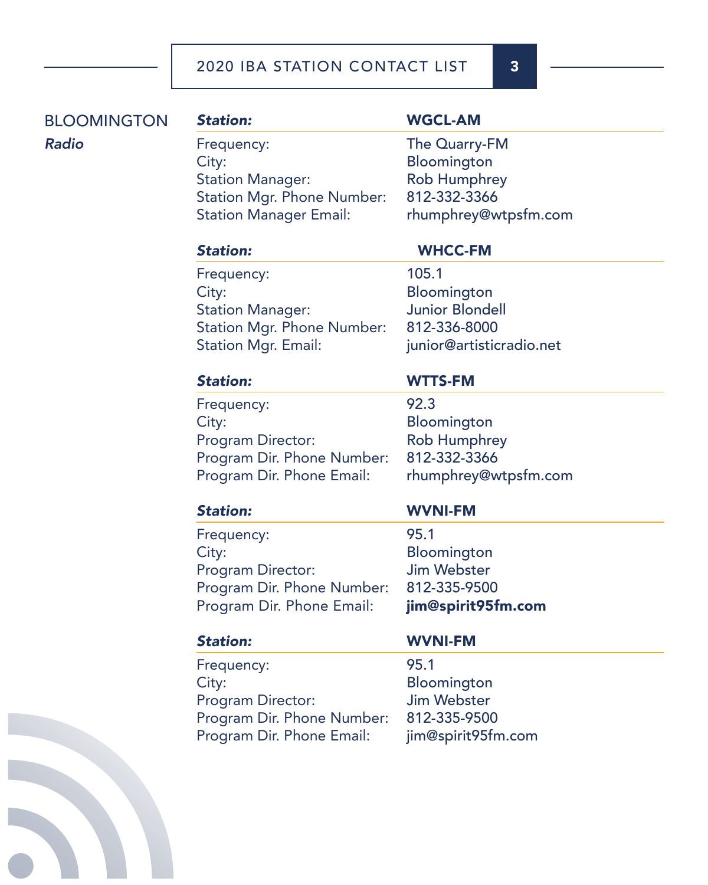## BLOOMINGTON

***Radio***

| ***Station:*** | **WGCL-AM** |
|---|---|
| Frequency: | The Quarry-FM |
| City: | Bloomington |
| Station Manager: | Rob Humphrey |
| Station Mgr. Phone Number: | 812-332-3366 |
| Station Manager Email: | rhumphrey@wtpsfm.com |

| ***Station:*** | **WHCC-FM** |
|---|---|
| Frequency: | 105.1 |
| City: | Bloomington |
| Station Manager: | Junior Blondell |
| Station Mgr. Phone Number: | 812-336-8000 |
| Station Mgr. Email: | junior@artisticradio.net |

| ***Station:*** | **WTTS-FM** |
|---|---|
| Frequency: | 92.3 |
| City: | Bloomington |
| Program Director: | Rob Humphrey |
| Program Dir. Phone Number: | 812-332-3366 |
| Program Dir. Phone Email: | rhumphrey@wtpsfm.com |

| ***Station:*** | **WVNI-FM** |
|---|---|
| Frequency: | 95.1 |
| City: | Bloomington |
| Program Director: | Jim Webster |
| Program Dir. Phone Number: | 812-335-9500 |
| Program Dir. Phone Email: | **jim@spirit95fm.com** |

| ***Station:*** | **WVNI-FM** |
|---|---|
| Frequency: | 95.1 |
| City: | Bloomington |
| Program Director: | Jim Webster |
| Program Dir. Phone Number: | 812-335-9500 |
| Program Dir. Phone Email: | jim@spirit95fm.com |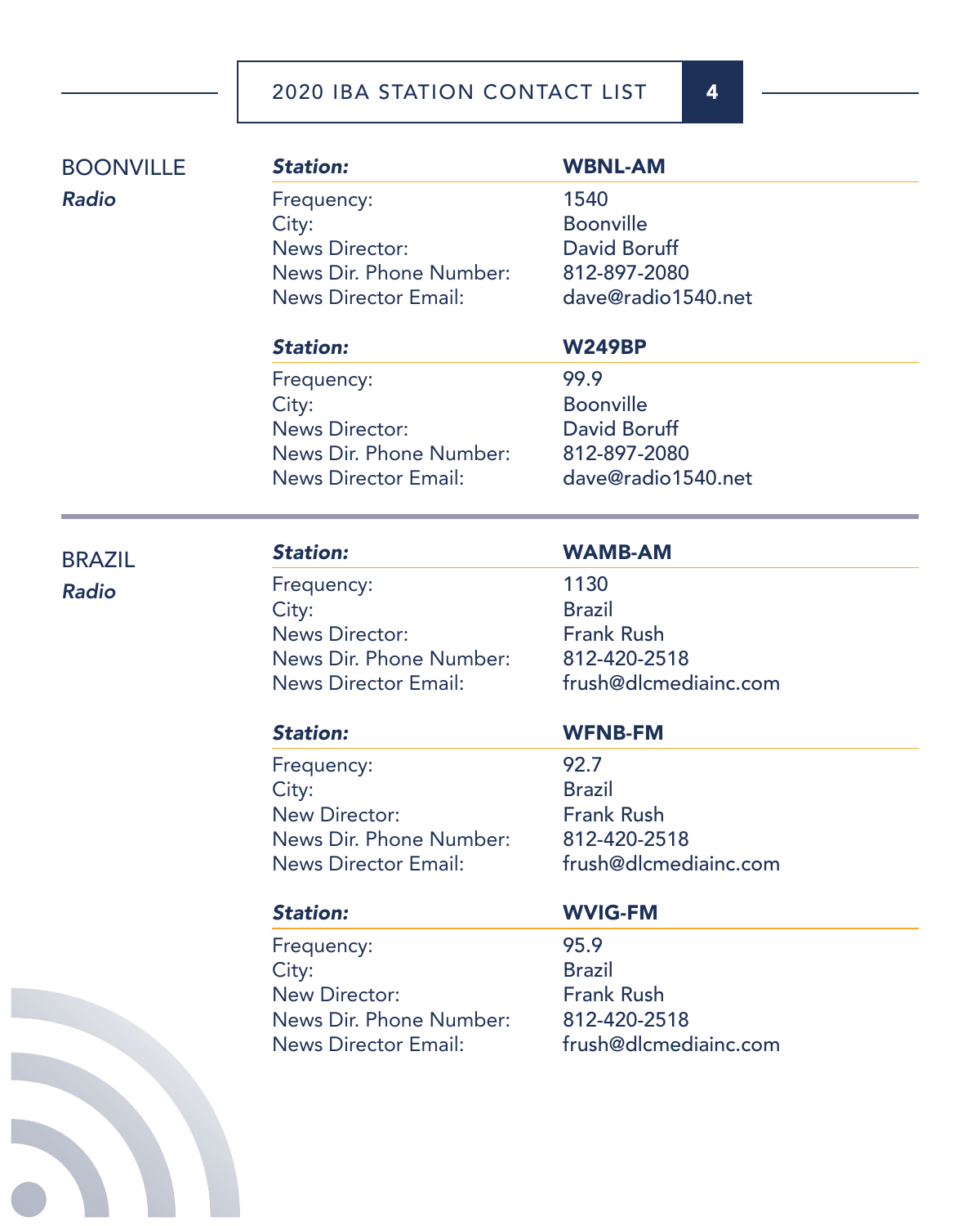## BOONVILLE

*Radio*

| ***Station:*** | **WBNL-AM** |
|---|---|
| Frequency: | 1540 |
| City: | Boonville |
| News Director: | David Boruff |
| News Dir. Phone Number: | 812-897-2080 |
| News Director Email: | dave@radio1540.net |

| ***Station:*** | **W249BP** |
|---|---|
| Frequency: | 99.9 |
| City: | Boonville |
| News Director: | David Boruff |
| News Dir. Phone Number: | 812-897-2080 |
| News Director Email: | dave@radio1540.net |

## BRAZIL

*Radio*

| ***Station:*** | **WAMB-AM** |
|---|---|
| Frequency: | 1130 |
| City: | Brazil |
| News Director: | Frank Rush |
| News Dir. Phone Number: | 812-420-2518 |
| News Director Email: | frush@dlcmediainc.com |

| ***Station:*** | **WFNB-FM** |
|---|---|
| Frequency: | 92.7 |
| City: | Brazil |
| New Director: | Frank Rush |
| News Dir. Phone Number: | 812-420-2518 |
| News Director Email: | frush@dlcmediainc.com |

| ***Station:*** | **WVIG-FM** |
|---|---|
| Frequency: | 95.9 |
| City: | Brazil |
| New Director: | Frank Rush |
| News Dir. Phone Number: | 812-420-2518 |
| News Director Email: | frush@dlcmediainc.com |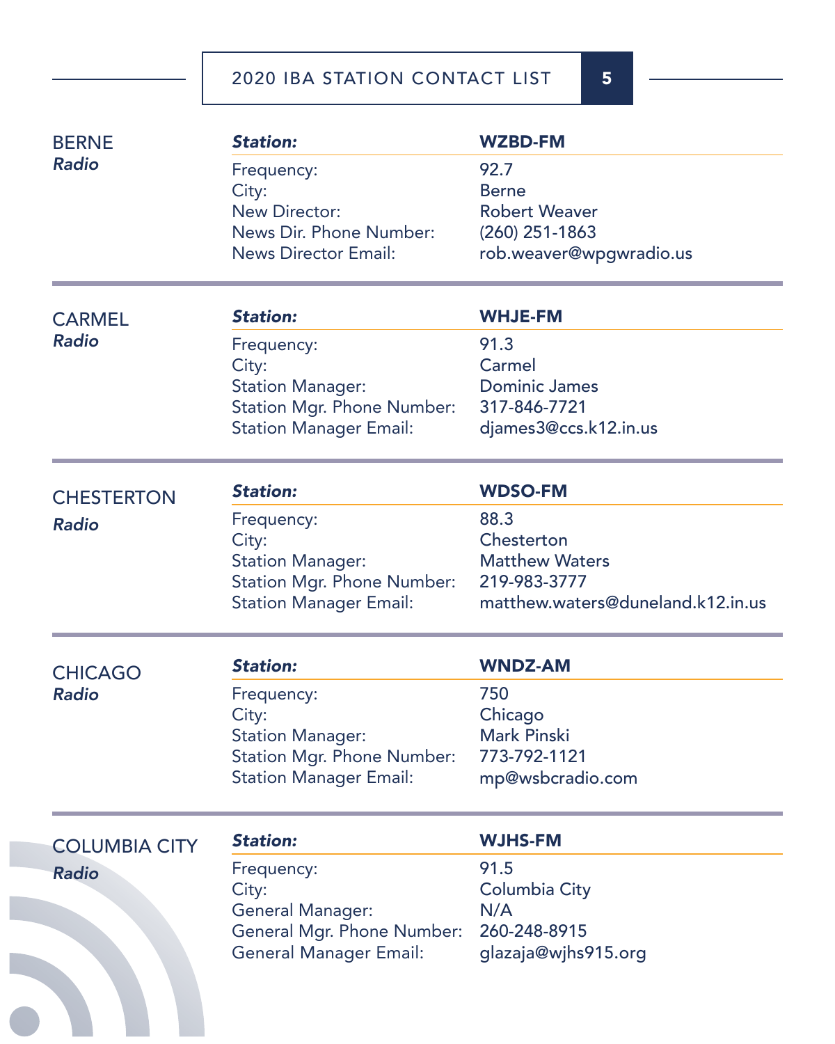## BERNE
*Radio*

| ***Station:*** | **WZBD-FM** |
|---|---|
| Frequency: | 92.7 |
| City: | Berne |
| New Director: | Robert Weaver |
| News Dir. Phone Number: | (260) 251-1863 |
| News Director Email: | rob.weaver@wpgwradio.us |

## CARMEL
*Radio*

| ***Station:*** | **WHJE-FM** |
|---|---|
| Frequency: | 91.3 |
| City: | Carmel |
| Station Manager: | Dominic James |
| Station Mgr. Phone Number: | 317-846-7721 |
| Station Manager Email: | djames3@ccs.k12.in.us |

## CHESTERTON
*Radio*

| ***Station:*** | **WDSO-FM** |
|---|---|
| Frequency: | 88.3 |
| City: | Chesterton |
| Station Manager: | Matthew Waters |
| Station Mgr. Phone Number: | 219-983-3777 |
| Station Manager Email: | matthew.waters@duneland.k12.in.us |

## CHICAGO
*Radio*

| ***Station:*** | **WNDZ-AM** |
|---|---|
| Frequency: | 750 |
| City: | Chicago |
| Station Manager: | Mark Pinski |
| Station Mgr. Phone Number: | 773-792-1121 |
| Station Manager Email: | mp@wsbcradio.com |

## COLUMBIA CITY
*Radio*

| ***Station:*** | **WJHS-FM** |
|---|---|
| Frequency: | 91.5 |
| City: | Columbia City |
| General Manager: | N/A |
| General Mgr. Phone Number: | 260-248-8915 |
| General Manager Email: | glazaja@wjhs915.org |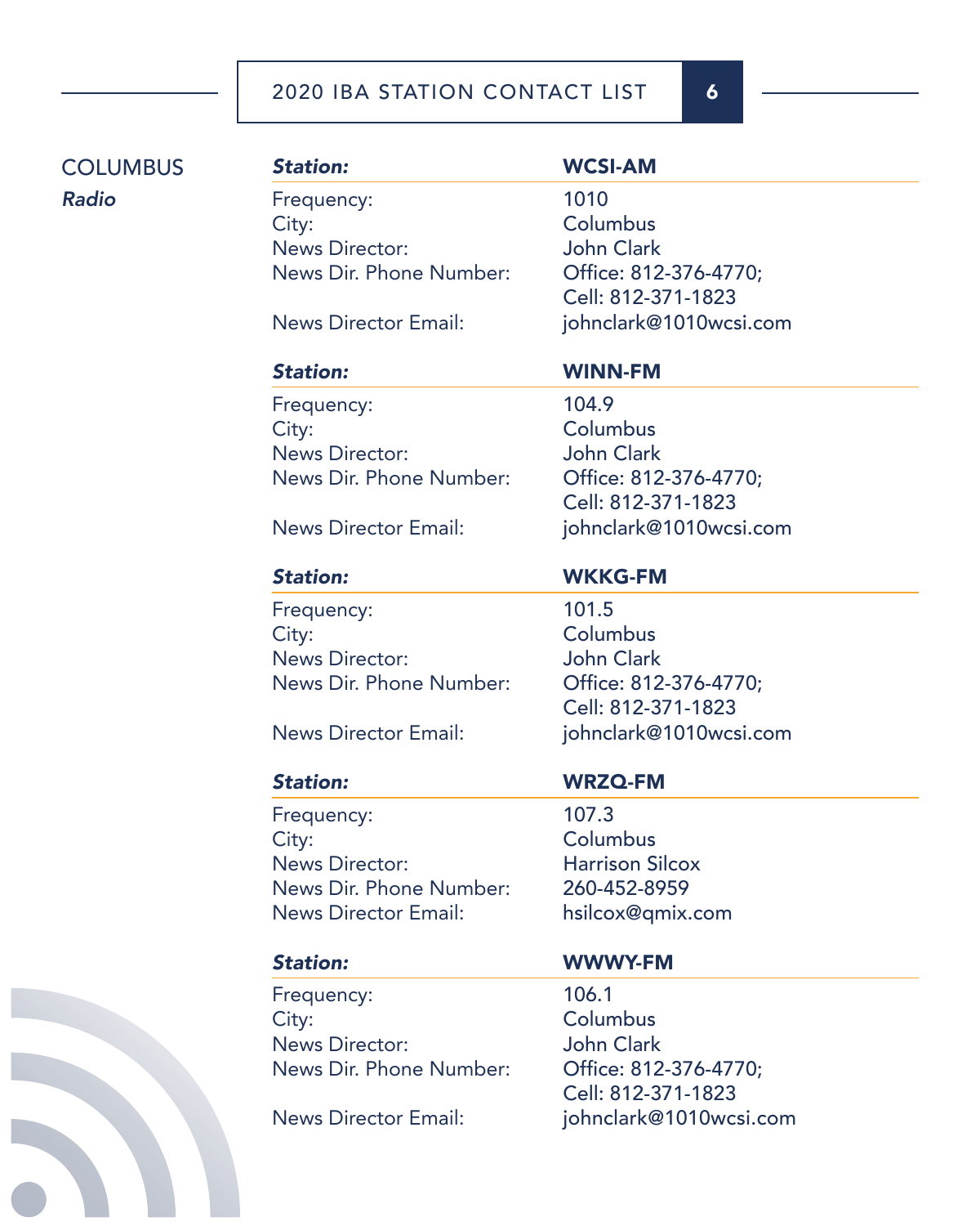## COLUMBUS

*Radio*

| ***Station:*** | **WCSI-AM** |
|---|---|
| Frequency: | 1010 |
| City: | Columbus |
| News Director: | John Clark |
| News Dir. Phone Number: | Office: 812-376-4770; Cell: 812-371-1823 |
| News Director Email: | johnclark@1010wcsi.com |

| ***Station:*** | **WINN-FM** |
|---|---|
| Frequency: | 104.9 |
| City: | Columbus |
| News Director: | John Clark |
| News Dir. Phone Number: | Office: 812-376-4770; Cell: 812-371-1823 |
| News Director Email: | johnclark@1010wcsi.com |

| ***Station:*** | **WKKG-FM** |
|---|---|
| Frequency: | 101.5 |
| City: | Columbus |
| News Director: | John Clark |
| News Dir. Phone Number: | Office: 812-376-4770; Cell: 812-371-1823 |
| News Director Email: | johnclark@1010wcsi.com |

| ***Station:*** | **WRZQ-FM** |
|---|---|
| Frequency: | 107.3 |
| City: | Columbus |
| News Director: | Harrison Silcox |
| News Dir. Phone Number: | 260-452-8959 |
| News Director Email: | hsilcox@qmix.com |

| ***Station:*** | **WWWY-FM** |
|---|---|
| Frequency: | 106.1 |
| City: | Columbus |
| News Director: | John Clark |
| News Dir. Phone Number: | Office: 812-376-4770; Cell: 812-371-1823 |
| News Director Email: | johnclark@1010wcsi.com |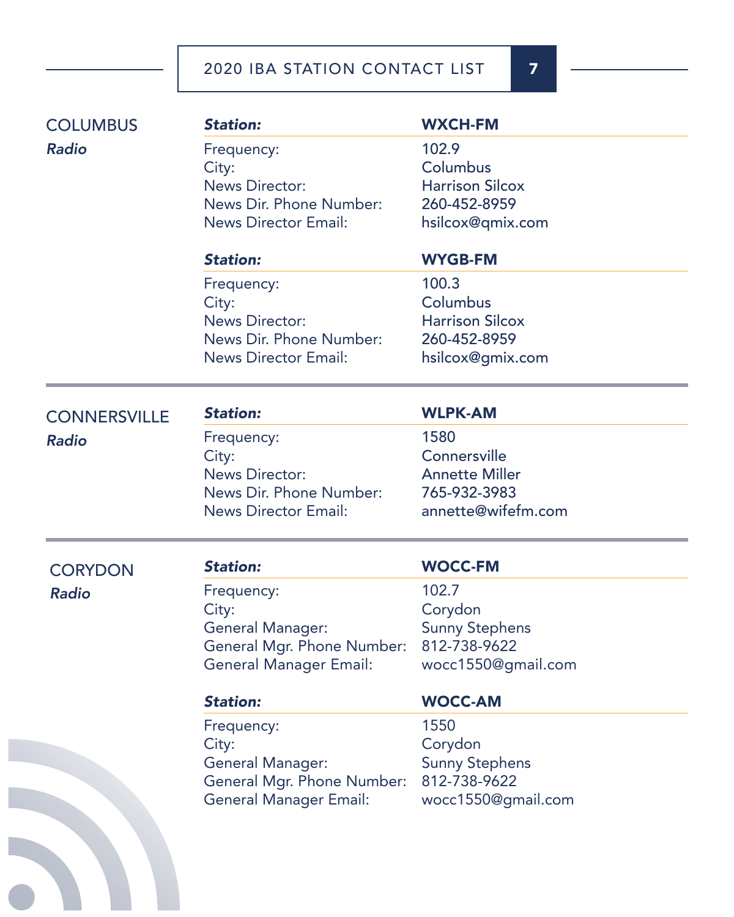## COLUMBUS
*Radio*

| ***Station:*** | **WXCH-FM** |
|---|---|
| Frequency: | 102.9 |
| City: | Columbus |
| News Director: | Harrison Silcox |
| News Dir. Phone Number: | 260-452-8959 |
| News Director Email: | hsilcox@qmix.com |

| ***Station:*** | **WYGB-FM** |
|---|---|
| Frequency: | 100.3 |
| City: | Columbus |
| News Director: | Harrison Silcox |
| News Dir. Phone Number: | 260-452-8959 |
| News Director Email: | hsilcox@gmix.com |

## CONNERSVILLE
*Radio*

| ***Station:*** | **WLPK-AM** |
|---|---|
| Frequency: | 1580 |
| City: | Connersville |
| News Director: | Annette Miller |
| News Dir. Phone Number: | 765-932-3983 |
| News Director Email: | annette@wifefm.com |

## CORYDON
*Radio*

| ***Station:*** | **WOCC-FM** |
|---|---|
| Frequency: | 102.7 |
| City: | Corydon |
| General Manager: | Sunny Stephens |
| General Mgr. Phone Number: | 812-738-9622 |
| General Manager Email: | wocc1550@gmail.com |

| ***Station:*** | **WOCC-AM** |
|---|---|
| Frequency: | 1550 |
| City: | Corydon |
| General Manager: | Sunny Stephens |
| General Mgr. Phone Number: | 812-738-9622 |
| General Manager Email: | wocc1550@gmail.com |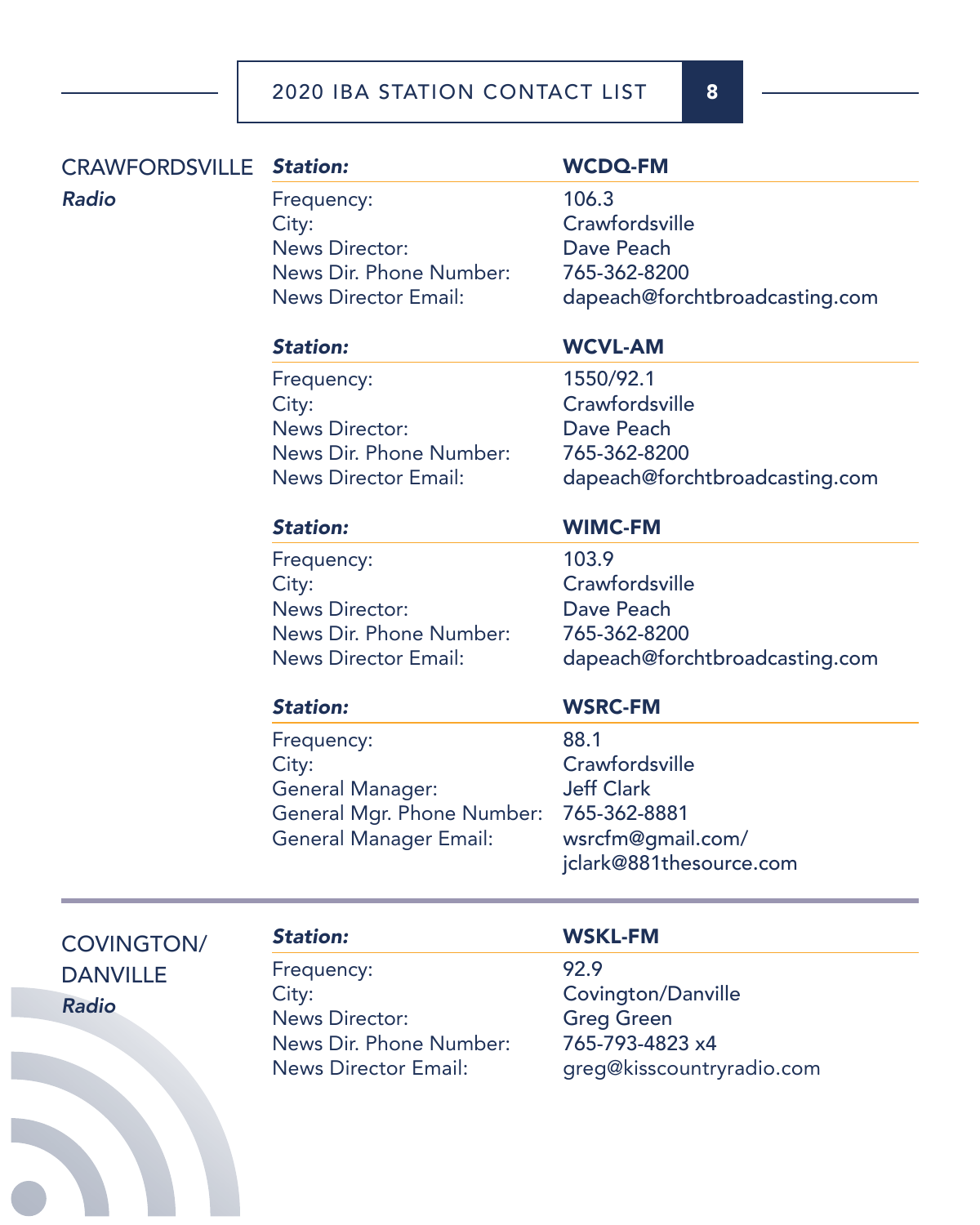## CRAWFORDSVILLE
*Radio*

| ***Station:*** | **WCDQ-FM** |
|---|---|
| Frequency: | 106.3 |
| City: | Crawfordsville |
| News Director: | Dave Peach |
| News Dir. Phone Number: | 765-362-8200 |
| News Director Email: | dapeach@forchtbroadcasting.com |

| ***Station:*** | **WCVL-AM** |
|---|---|
| Frequency: | 1550/92.1 |
| City: | Crawfordsville |
| News Director: | Dave Peach |
| News Dir. Phone Number: | 765-362-8200 |
| News Director Email: | dapeach@forchtbroadcasting.com |

| ***Station:*** | **WIMC-FM** |
|---|---|
| Frequency: | 103.9 |
| City: | Crawfordsville |
| News Director: | Dave Peach |
| News Dir. Phone Number: | 765-362-8200 |
| News Director Email: | dapeach@forchtbroadcasting.com |

| ***Station:*** | **WSRC-FM** |
|---|---|
| Frequency: | 88.1 |
| City: | Crawfordsville |
| General Manager: | Jeff Clark |
| General Mgr. Phone Number: | 765-362-8881 |
| General Manager Email: | wsrcfm@gmail.com/ jclark@881thesource.com |

## COVINGTON/ DANVILLE
*Radio*

| ***Station:*** | **WSKL-FM** |
|---|---|
| Frequency: | 92.9 |
| City: | Covington/Danville |
| News Director: | Greg Green |
| News Dir. Phone Number: | 765-793-4823 x4 |
| News Director Email: | greg@kisscountryradio.com |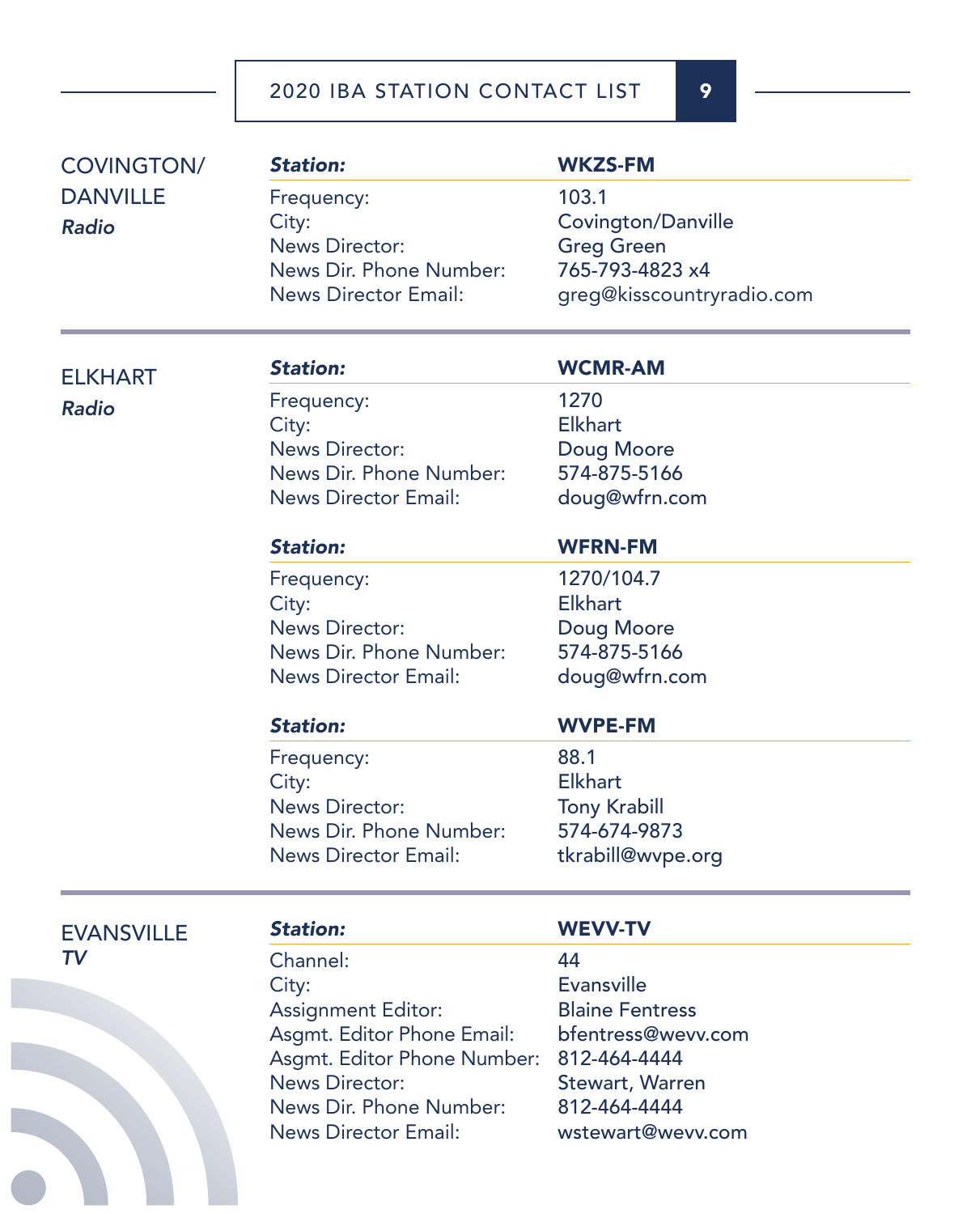## COVINGTON/ DANVILLE
*Radio*

| **Station:** | **WKZS-FM** |
|---|---|
| Frequency: | 103.1 |
| City: | Covington/Danville |
| News Director: | Greg Green |
| News Dir. Phone Number: | 765-793-4823 x4 |
| News Director Email: | greg@kisscountryradio.com |

## ELKHART
*Radio*

| **Station:** | **WCMR-AM** |
|---|---|
| Frequency: | 1270 |
| City: | Elkhart |
| News Director: | Doug Moore |
| News Dir. Phone Number: | 574-875-5166 |
| News Director Email: | doug@wfrn.com |

| **Station:** | **WFRN-FM** |
|---|---|
| Frequency: | 1270/104.7 |
| City: | Elkhart |
| News Director: | Doug Moore |
| News Dir. Phone Number: | 574-875-5166 |
| News Director Email: | doug@wfrn.com |

| **Station:** | **WVPE-FM** |
|---|---|
| Frequency: | 88.1 |
| City: | Elkhart |
| News Director: | Tony Krabill |
| News Dir. Phone Number: | 574-674-9873 |
| News Director Email: | tkrabill@wvpe.org |

## EVANSVILLE
*TV*

| **Station:** | **WEVV-TV** |
|---|---|
| Channel: | 44 |
| City: | Evansville |
| Assignment Editor: | Blaine Fentress |
| Asgmt. Editor Phone Email: | bfentress@wevv.com |
| Asgmt. Editor Phone Number: | 812-464-4444 |
| News Director: | Stewart, Warren |
| News Dir. Phone Number: | 812-464-4444 |
| News Director Email: | wstewart@wevv.com |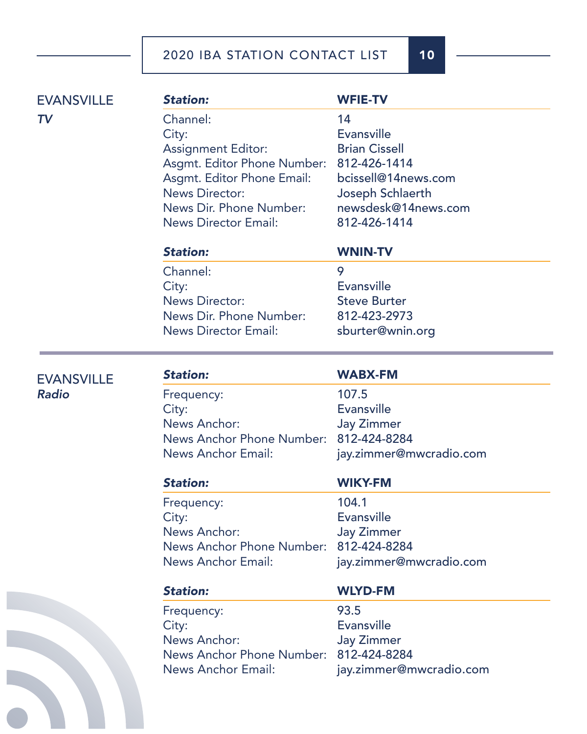## EVANSVILLE
### *TV*

| ***Station:*** | **WFIE-TV** |
|---|---|
| Channel: | 14 |
| City: | Evansville |
| Assignment Editor: | Brian Cissell |
| Asgmt. Editor Phone Number: | 812-426-1414 |
| Asgmt. Editor Phone Email: | bcissell@14news.com |
| News Director: | Joseph Schlaerth |
| News Dir. Phone Number: | newsdesk@14news.com |
| News Director Email: | 812-426-1414 |

| ***Station:*** | **WNIN-TV** |
|---|---|
| Channel: | 9 |
| City: | Evansville |
| News Director: | Steve Burter |
| News Dir. Phone Number: | 812-423-2973 |
| News Director Email: | sburter@wnin.org |

## EVANSVILLE
### *Radio*

| ***Station:*** | **WABX-FM** |
|---|---|
| Frequency: | 107.5 |
| City: | Evansville |
| News Anchor: | Jay Zimmer |
| News Anchor Phone Number: | 812-424-8284 |
| News Anchor Email: | jay.zimmer@mwcradio.com |

| ***Station:*** | **WIKY-FM** |
|---|---|
| Frequency: | 104.1 |
| City: | Evansville |
| News Anchor: | Jay Zimmer |
| News Anchor Phone Number: | 812-424-8284 |
| News Anchor Email: | jay.zimmer@mwcradio.com |

| ***Station:*** | **WLYD-FM** |
|---|---|
| Frequency: | 93.5 |
| City: | Evansville |
| News Anchor: | Jay Zimmer |
| News Anchor Phone Number: | 812-424-8284 |
| News Anchor Email: | jay.zimmer@mwcradio.com |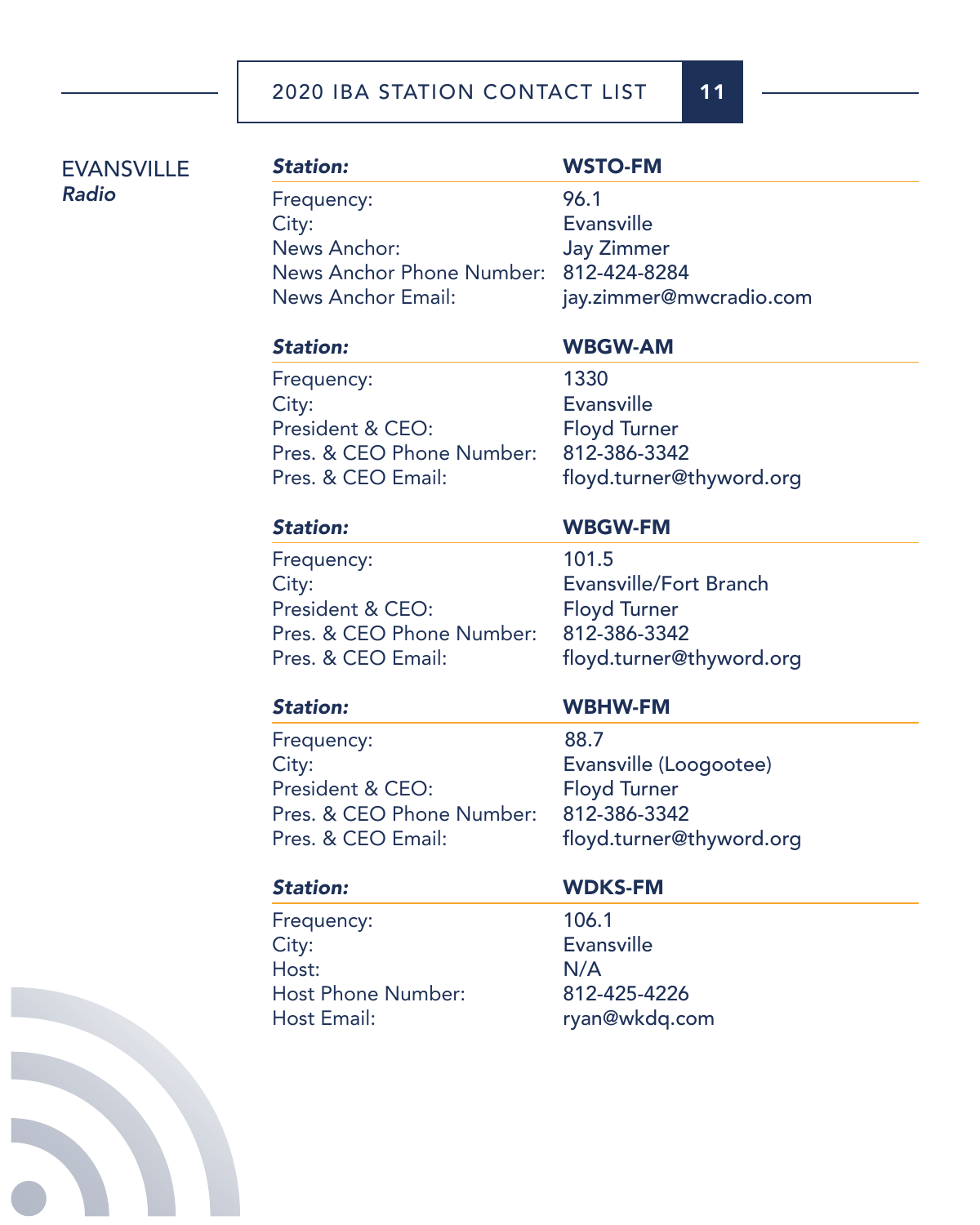## EVANSVILLE
### *Radio*

| ***Station:*** | **WSTO-FM** |
|---|---|
| Frequency: | 96.1 |
| City: | Evansville |
| News Anchor: | Jay Zimmer |
| News Anchor Phone Number: | 812-424-8284 |
| News Anchor Email: | jay.zimmer@mwcradio.com |

| ***Station:*** | **WBGW-AM** |
|---|---|
| Frequency: | 1330 |
| City: | Evansville |
| President & CEO: | Floyd Turner |
| Pres. & CEO Phone Number: | 812-386-3342 |
| Pres. & CEO Email: | floyd.turner@thyword.org |

| ***Station:*** | **WBGW-FM** |
|---|---|
| Frequency: | 101.5 |
| City: | Evansville/Fort Branch |
| President & CEO: | Floyd Turner |
| Pres. & CEO Phone Number: | 812-386-3342 |
| Pres. & CEO Email: | floyd.turner@thyword.org |

| ***Station:*** | **WBHW-FM** |
|---|---|
| Frequency: | 88.7 |
| City: | Evansville (Loogootee) |
| President & CEO: | Floyd Turner |
| Pres. & CEO Phone Number: | 812-386-3342 |
| Pres. & CEO Email: | floyd.turner@thyword.org |

| ***Station:*** | **WDKS-FM** |
|---|---|
| Frequency: | 106.1 |
| City: | Evansville |
| Host: | N/A |
| Host Phone Number: | 812-425-4226 |
| Host Email: | ryan@wkdq.com |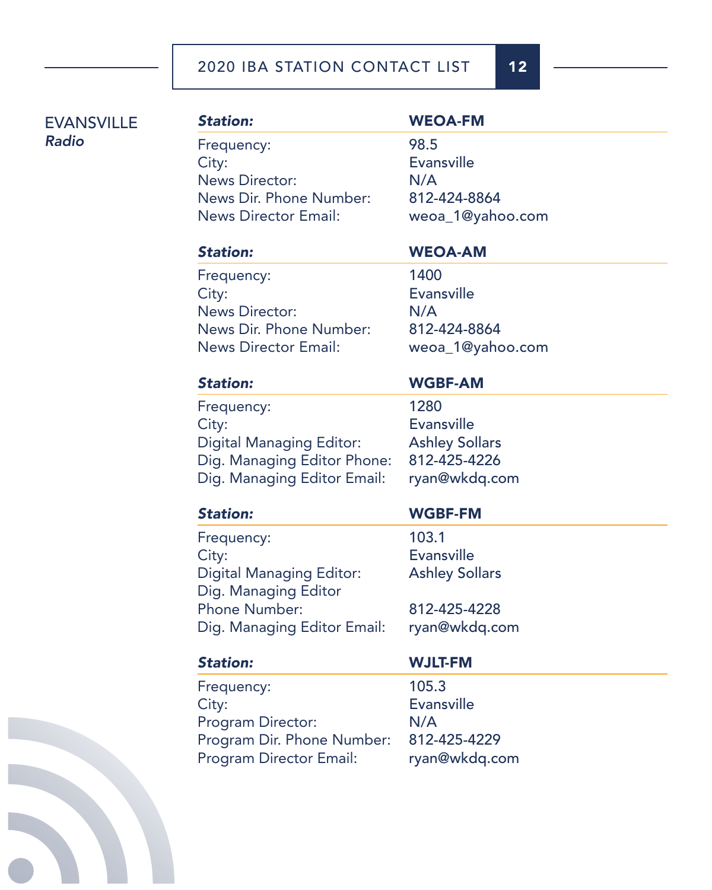## EVANSVILLE
*Radio*

| ***Station:*** | **WEOA-FM** |
|---|---|
| Frequency: | 98.5 |
| City: | Evansville |
| News Director: | N/A |
| News Dir. Phone Number: | 812-424-8864 |
| News Director Email: | weoa_1@yahoo.com |

| ***Station:*** | **WEOA-AM** |
|---|---|
| Frequency: | 1400 |
| City: | Evansville |
| News Director: | N/A |
| News Dir. Phone Number: | 812-424-8864 |
| News Director Email: | weoa_1@yahoo.com |

| ***Station:*** | **WGBF-AM** |
|---|---|
| Frequency: | 1280 |
| City: | Evansville |
| Digital Managing Editor: | Ashley Sollars |
| Dig. Managing Editor Phone: | 812-425-4226 |
| Dig. Managing Editor Email: | ryan@wkdq.com |

| ***Station:*** | **WGBF-FM** |
|---|---|
| Frequency: | 103.1 |
| City: | Evansville |
| Digital Managing Editor: | Ashley Sollars |
| Dig. Managing Editor Phone Number: | 812-425-4228 |
| Dig. Managing Editor Email: | ryan@wkdq.com |

| ***Station:*** | **WJLT-FM** |
|---|---|
| Frequency: | 105.3 |
| City: | Evansville |
| Program Director: | N/A |
| Program Dir. Phone Number: | 812-425-4229 |
| Program Director Email: | ryan@wkdq.com |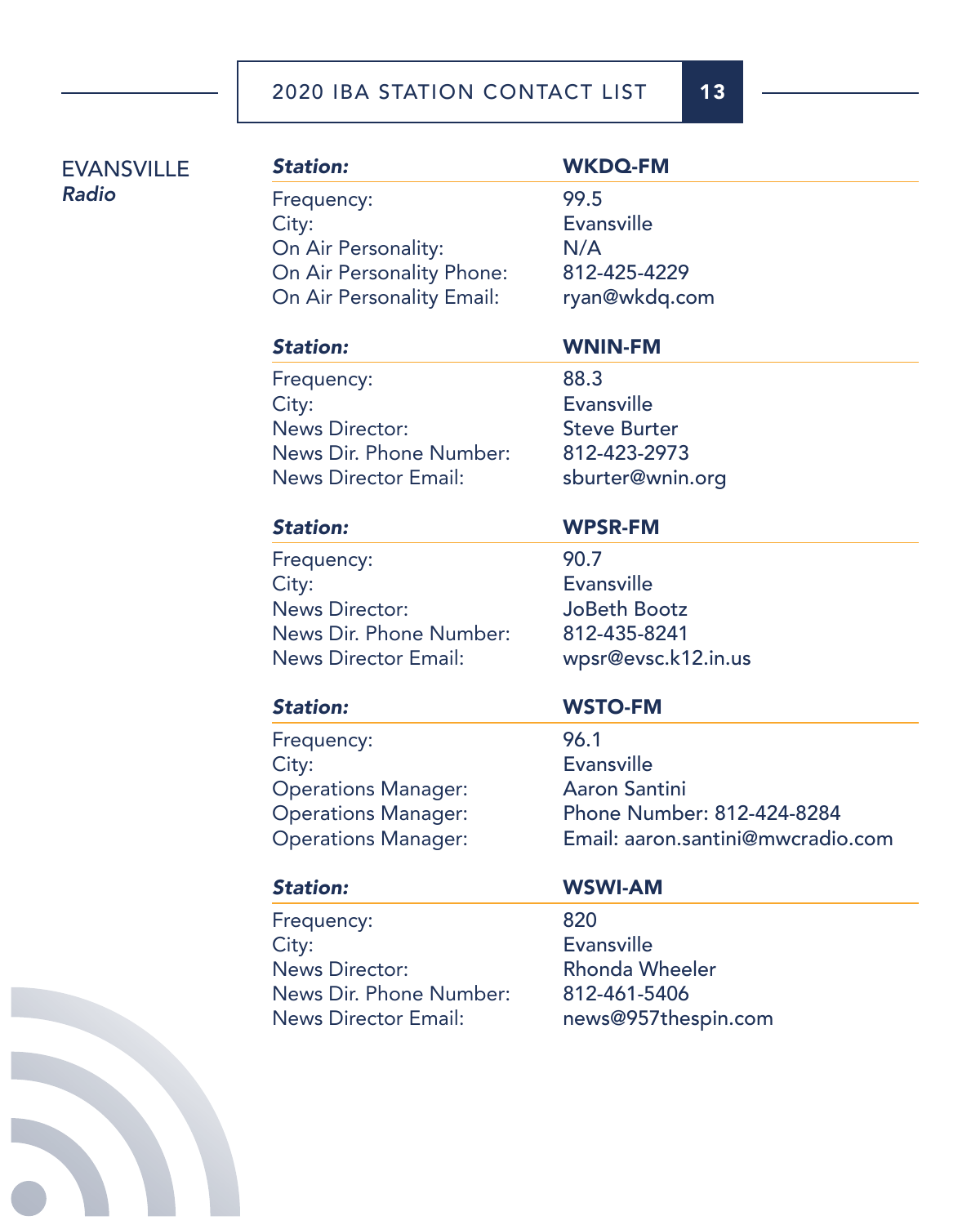## EVANSVILLE

*Radio*

| ***Station:*** | **WKDQ-FM** |
|---|---|
| Frequency: | 99.5 |
| City: | Evansville |
| On Air Personality: | N/A |
| On Air Personality Phone: | 812-425-4229 |
| On Air Personality Email: | ryan@wkdq.com |

| ***Station:*** | **WNIN-FM** |
|---|---|
| Frequency: | 88.3 |
| City: | Evansville |
| News Director: | Steve Burter |
| News Dir. Phone Number: | 812-423-2973 |
| News Director Email: | sburter@wnin.org |

| ***Station:*** | **WPSR-FM** |
|---|---|
| Frequency: | 90.7 |
| City: | Evansville |
| News Director: | JoBeth Bootz |
| News Dir. Phone Number: | 812-435-8241 |
| News Director Email: | wpsr@evsc.k12.in.us |

| ***Station:*** | **WSTO-FM** |
|---|---|
| Frequency: | 96.1 |
| City: | Evansville |
| Operations Manager: | Aaron Santini |
| Operations Manager: | Phone Number: 812-424-8284 |
| Operations Manager: | Email: aaron.santini@mwcradio.com |

| ***Station:*** | **WSWI-AM** |
|---|---|
| Frequency: | 820 |
| City: | Evansville |
| News Director: | Rhonda Wheeler |
| News Dir. Phone Number: | 812-461-5406 |
| News Director Email: | news@957thespin.com |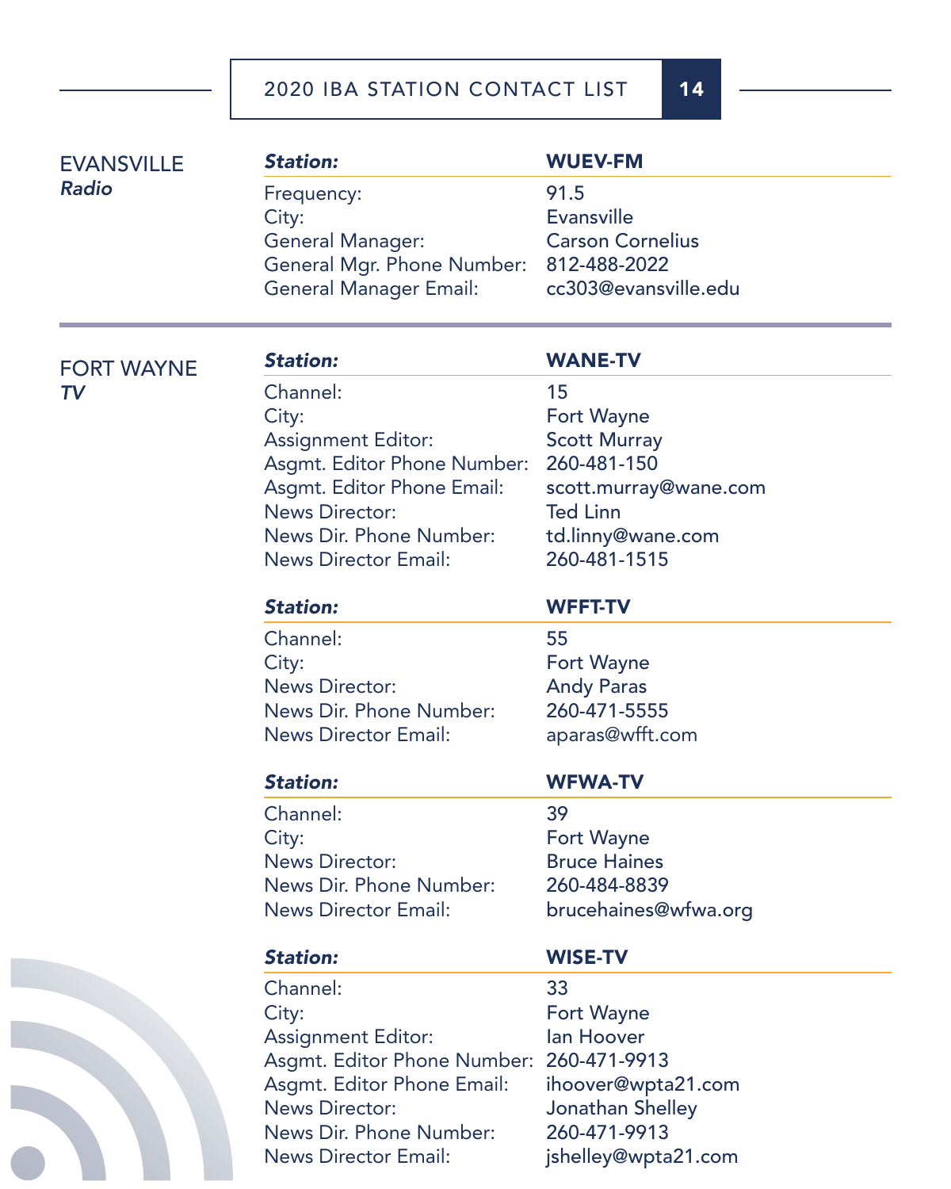## EVANSVILLE
*Radio*

| **Station:** | **WUEV-FM** |
|---|---|
| Frequency: | 91.5 |
| City: | Evansville |
| General Manager: | Carson Cornelius |
| General Mgr. Phone Number: | 812-488-2022 |
| General Manager Email: | cc303@evansville.edu |

## FORT WAYNE
*TV*

| **Station:** | **WANE-TV** |
|---|---|
| Channel: | 15 |
| City: | Fort Wayne |
| Assignment Editor: | Scott Murray |
| Asgmt. Editor Phone Number: | 260-481-150 |
| Asgmt. Editor Phone Email: | scott.murray@wane.com |
| News Director: | Ted Linn |
| News Dir. Phone Number: | td.linny@wane.com |
| News Director Email: | 260-481-1515 |

| **Station:** | **WFFT-TV** |
|---|---|
| Channel: | 55 |
| City: | Fort Wayne |
| News Director: | Andy Paras |
| News Dir. Phone Number: | 260-471-5555 |
| News Director Email: | aparas@wfft.com |

| **Station:** | **WFWA-TV** |
|---|---|
| Channel: | 39 |
| City: | Fort Wayne |
| News Director: | Bruce Haines |
| News Dir. Phone Number: | 260-484-8839 |
| News Director Email: | brucehaines@wfwa.org |

| **Station:** | **WISE-TV** |
|---|---|
| Channel: | 33 |
| City: | Fort Wayne |
| Assignment Editor: | Ian Hoover |
| Asgmt. Editor Phone Number: | 260-471-9913 |
| Asgmt. Editor Phone Email: | ihoover@wpta21.com |
| News Director: | Jonathan Shelley |
| News Dir. Phone Number: | 260-471-9913 |
| News Director Email: | jshelley@wpta21.com |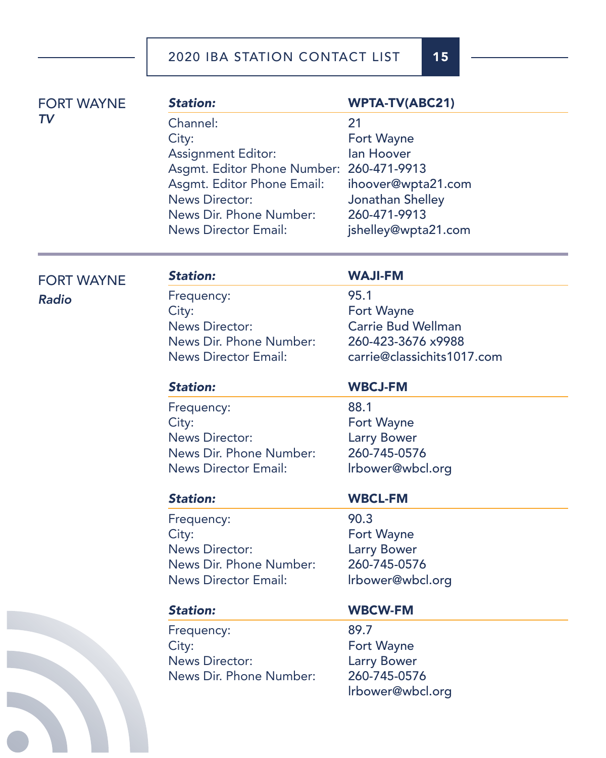## FORT WAYNE
### *TV*

| ***Station:*** | **WPTA-TV(ABC21)** |
|---|---|
| Channel: | 21 |
| City: | Fort Wayne |
| Assignment Editor: | Ian Hoover |
| Asgmt. Editor Phone Number: | 260-471-9913 |
| Asgmt. Editor Phone Email: | ihoover@wpta21.com |
| News Director: | Jonathan Shelley |
| News Dir. Phone Number: | 260-471-9913 |
| News Director Email: | jshelley@wpta21.com |

## FORT WAYNE
### *Radio*

| ***Station:*** | **WAJI-FM** |
|---|---|
| Frequency: | 95.1 |
| City: | Fort Wayne |
| News Director: | Carrie Bud Wellman |
| News Dir. Phone Number: | 260-423-3676 x9988 |
| News Director Email: | carrie@classichits1017.com |

| ***Station:*** | **WBCJ-FM** |
|---|---|
| Frequency: | 88.1 |
| City: | Fort Wayne |
| News Director: | Larry Bower |
| News Dir. Phone Number: | 260-745-0576 |
| News Director Email: | lrbower@wbcl.org |

| ***Station:*** | **WBCL-FM** |
|---|---|
| Frequency: | 90.3 |
| City: | Fort Wayne |
| News Director: | Larry Bower |
| News Dir. Phone Number: | 260-745-0576 |
| News Director Email: | lrbower@wbcl.org |

| ***Station:*** | **WBCW-FM** |
|---|---|
| Frequency: | 89.7 |
| City: | Fort Wayne |
| News Director: | Larry Bower |
| News Dir. Phone Number: | 260-745-0576 |
| | lrbower@wbcl.org |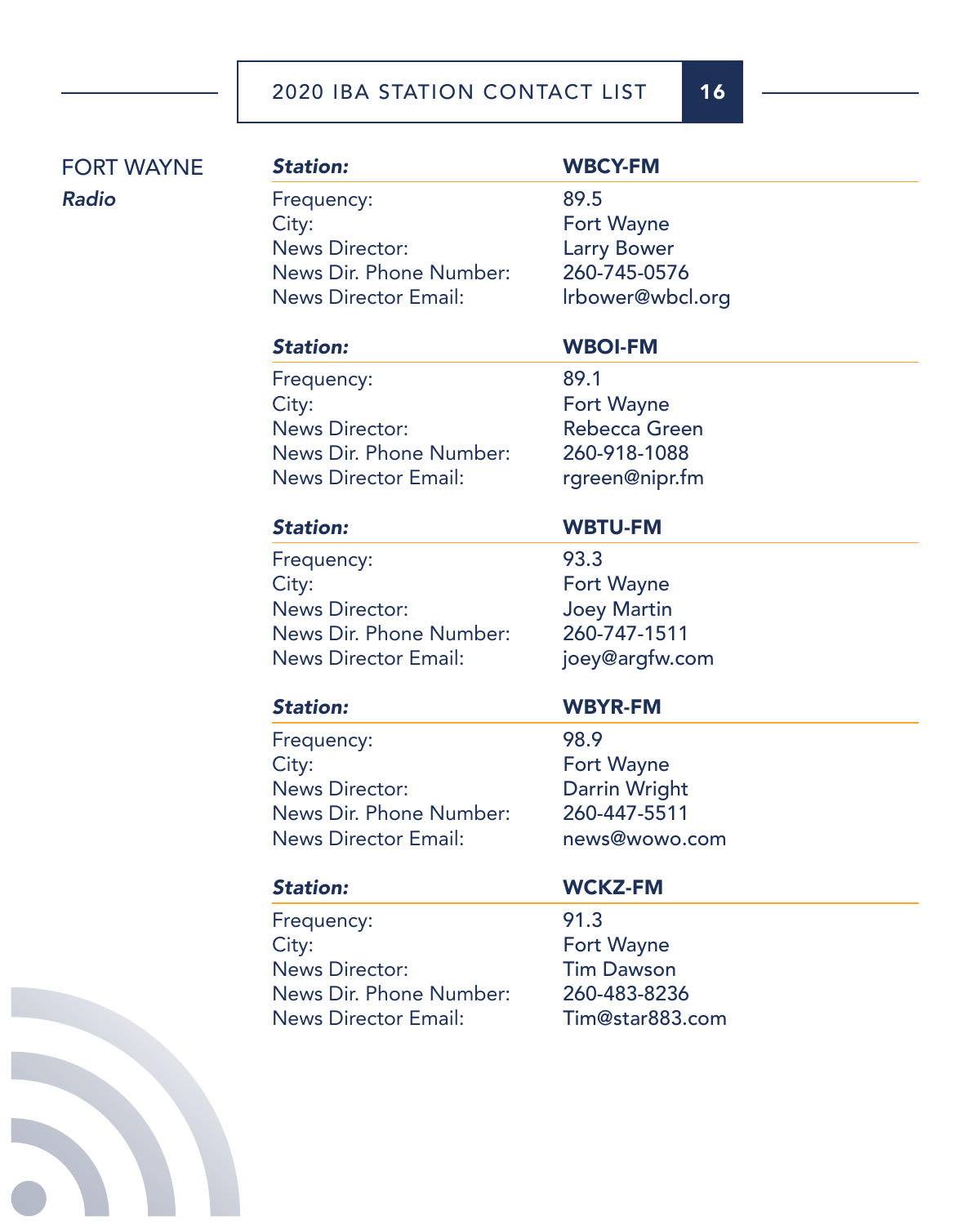## FORT WAYNE

### *Radio*

| ***Station:*** | **WBCY-FM** |
|---|---|
| Frequency: | 89.5 |
| City: | Fort Wayne |
| News Director: | Larry Bower |
| News Dir. Phone Number: | 260-745-0576 |
| News Director Email: | lrbower@wbcl.org |

| ***Station:*** | **WBOI-FM** |
|---|---|
| Frequency: | 89.1 |
| City: | Fort Wayne |
| News Director: | Rebecca Green |
| News Dir. Phone Number: | 260-918-1088 |
| News Director Email: | rgreen@nipr.fm |

| ***Station:*** | **WBTU-FM** |
|---|---|
| Frequency: | 93.3 |
| City: | Fort Wayne |
| News Director: | Joey Martin |
| News Dir. Phone Number: | 260-747-1511 |
| News Director Email: | joey@argfw.com |

| ***Station:*** | **WBYR-FM** |
|---|---|
| Frequency: | 98.9 |
| City: | Fort Wayne |
| News Director: | Darrin Wright |
| News Dir. Phone Number: | 260-447-5511 |
| News Director Email: | news@wowo.com |

| ***Station:*** | **WCKZ-FM** |
|---|---|
| Frequency: | 91.3 |
| City: | Fort Wayne |
| News Director: | Tim Dawson |
| News Dir. Phone Number: | 260-483-8236 |
| News Director Email: | Tim@star883.com |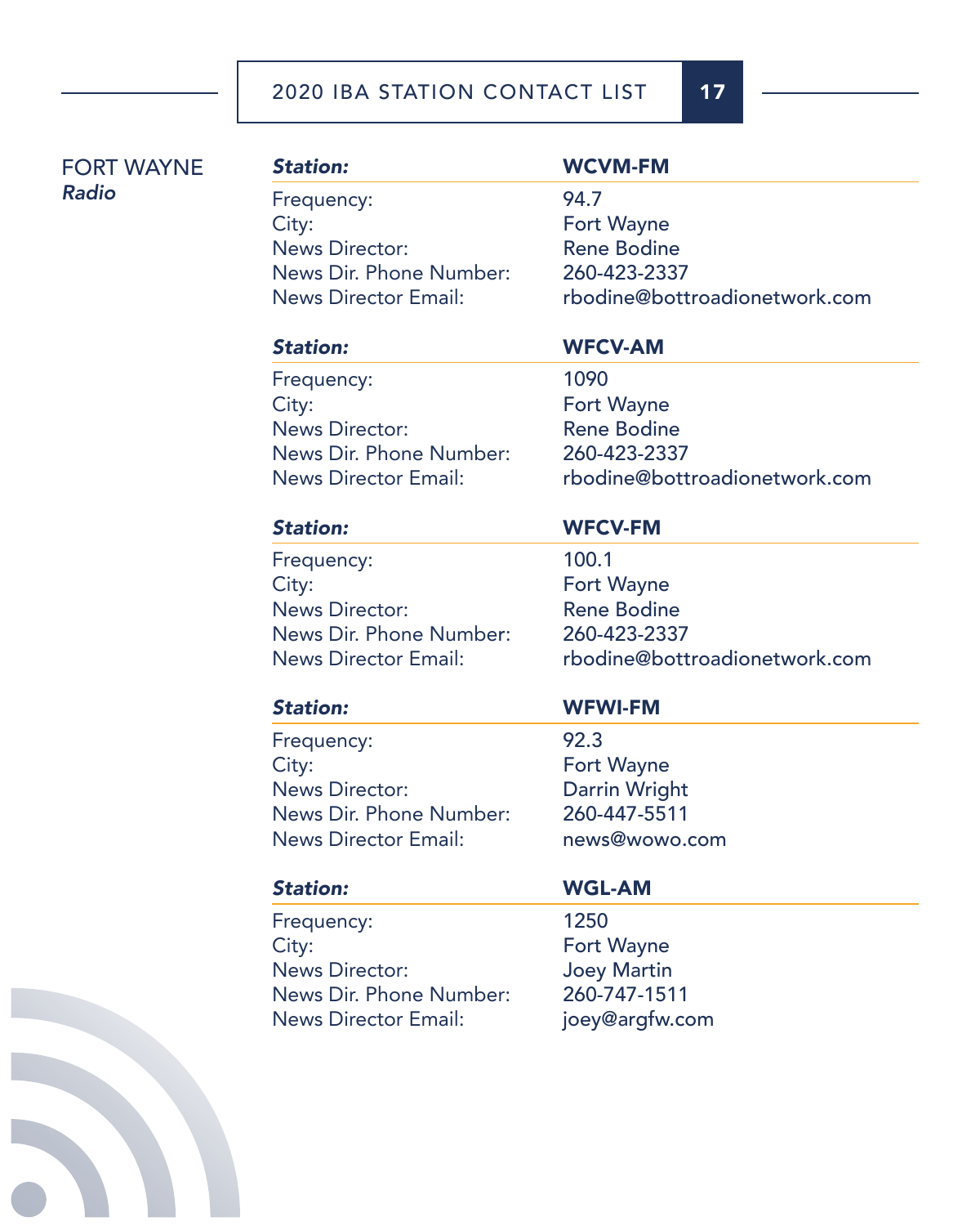FORT WAYNE
*Radio*

| ***Station:*** | **WCVM-FM** |
|---|---|
| Frequency: | 94.7 |
| City: | Fort Wayne |
| News Director: | Rene Bodine |
| News Dir. Phone Number: | 260-423-2337 |
| News Director Email: | rbodine@bottroadionetwork.com |

| ***Station:*** | **WFCV-AM** |
|---|---|
| Frequency: | 1090 |
| City: | Fort Wayne |
| News Director: | Rene Bodine |
| News Dir. Phone Number: | 260-423-2337 |
| News Director Email: | rbodine@bottroadionetwork.com |

| ***Station:*** | **WFCV-FM** |
|---|---|
| Frequency: | 100.1 |
| City: | Fort Wayne |
| News Director: | Rene Bodine |
| News Dir. Phone Number: | 260-423-2337 |
| News Director Email: | rbodine@bottroadionetwork.com |

| ***Station:*** | **WFWI-FM** |
|---|---|
| Frequency: | 92.3 |
| City: | Fort Wayne |
| News Director: | Darrin Wright |
| News Dir. Phone Number: | 260-447-5511 |
| News Director Email: | news@wowo.com |

| ***Station:*** | **WGL-AM** |
|---|---|
| Frequency: | 1250 |
| City: | Fort Wayne |
| News Director: | Joey Martin |
| News Dir. Phone Number: | 260-747-1511 |
| News Director Email: | joey@argfw.com |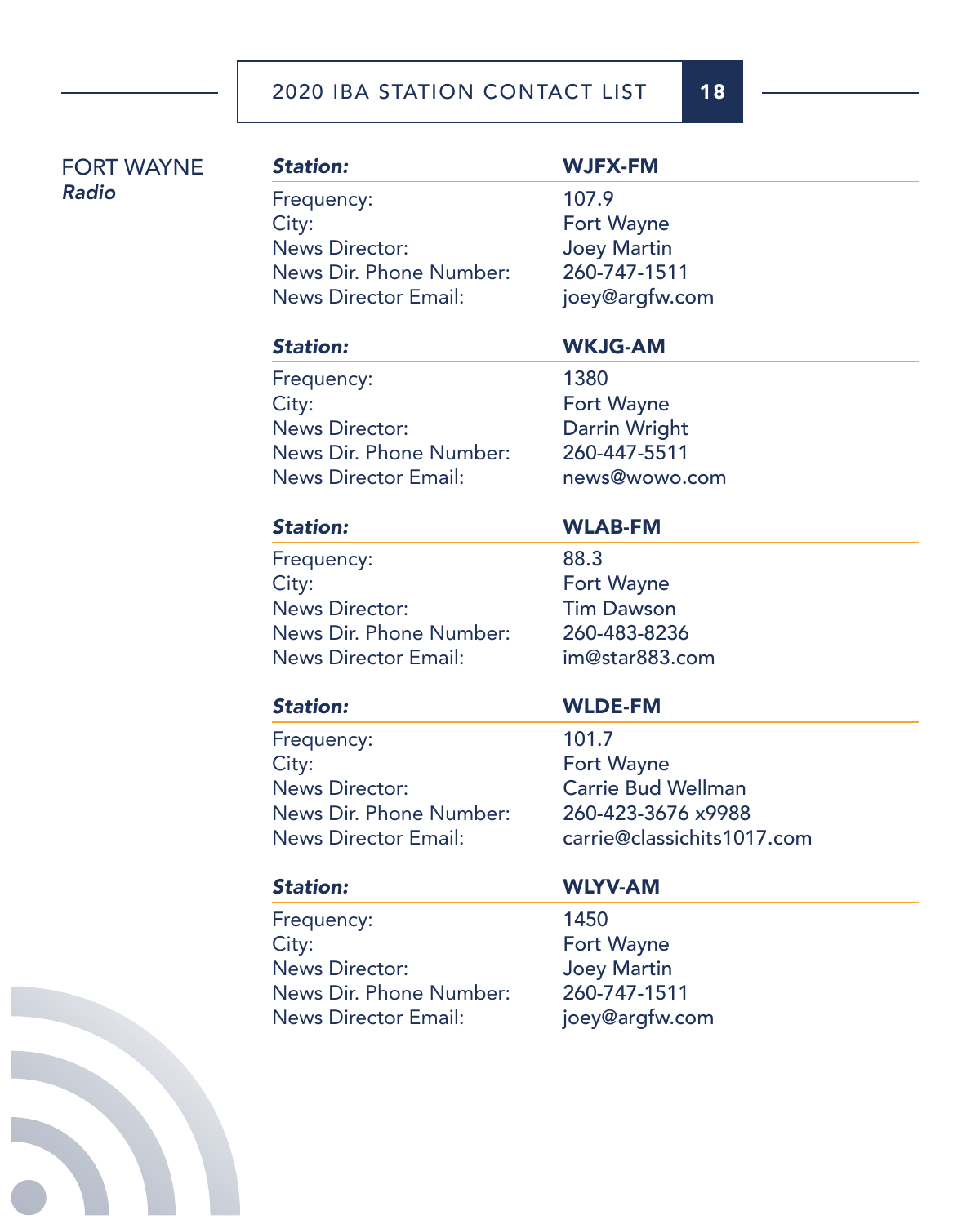## FORT WAYNE
### *Radio*

| ***Station:*** | **WJFX-FM** |
|---|---|
| Frequency: | 107.9 |
| City: | Fort Wayne |
| News Director: | Joey Martin |
| News Dir. Phone Number: | 260-747-1511 |
| News Director Email: | joey@argfw.com |

| ***Station:*** | **WKJG-AM** |
|---|---|
| Frequency: | 1380 |
| City: | Fort Wayne |
| News Director: | Darrin Wright |
| News Dir. Phone Number: | 260-447-5511 |
| News Director Email: | news@wowo.com |

| ***Station:*** | **WLAB-FM** |
|---|---|
| Frequency: | 88.3 |
| City: | Fort Wayne |
| News Director: | Tim Dawson |
| News Dir. Phone Number: | 260-483-8236 |
| News Director Email: | im@star883.com |

| ***Station:*** | **WLDE-FM** |
|---|---|
| Frequency: | 101.7 |
| City: | Fort Wayne |
| News Director: | Carrie Bud Wellman |
| News Dir. Phone Number: | 260-423-3676 x9988 |
| News Director Email: | carrie@classichits1017.com |

| ***Station:*** | **WLYV-AM** |
|---|---|
| Frequency: | 1450 |
| City: | Fort Wayne |
| News Director: | Joey Martin |
| News Dir. Phone Number: | 260-747-1511 |
| News Director Email: | joey@argfw.com |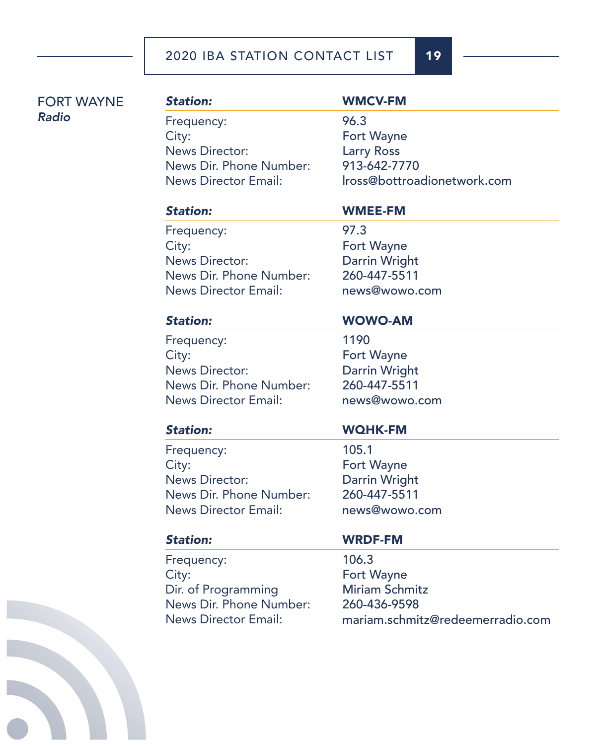## FORT WAYNE
### *Radio*

| ***Station:*** | **WMCV-FM** |
|---|---|
| Frequency: | 96.3 |
| City: | Fort Wayne |
| News Director: | Larry Ross |
| News Dir. Phone Number: | 913-642-7770 |
| News Director Email: | lross@bottroadionetwork.com |

| ***Station:*** | **WMEE-FM** |
|---|---|
| Frequency: | 97.3 |
| City: | Fort Wayne |
| News Director: | Darrin Wright |
| News Dir. Phone Number: | 260-447-5511 |
| News Director Email: | news@wowo.com |

| ***Station:*** | **WOWO-AM** |
|---|---|
| Frequency: | 1190 |
| City: | Fort Wayne |
| News Director: | Darrin Wright |
| News Dir. Phone Number: | 260-447-5511 |
| News Director Email: | news@wowo.com |

| ***Station:*** | **WQHK-FM** |
|---|---|
| Frequency: | 105.1 |
| City: | Fort Wayne |
| News Director: | Darrin Wright |
| News Dir. Phone Number: | 260-447-5511 |
| News Director Email: | news@wowo.com |

| ***Station:*** | **WRDF-FM** |
|---|---|
| Frequency: | 106.3 |
| City: | Fort Wayne |
| Dir. of Programming | Miriam Schmitz |
| News Dir. Phone Number: | 260-436-9598 |
| News Director Email: | mariam.schmitz@redeemerradio.com |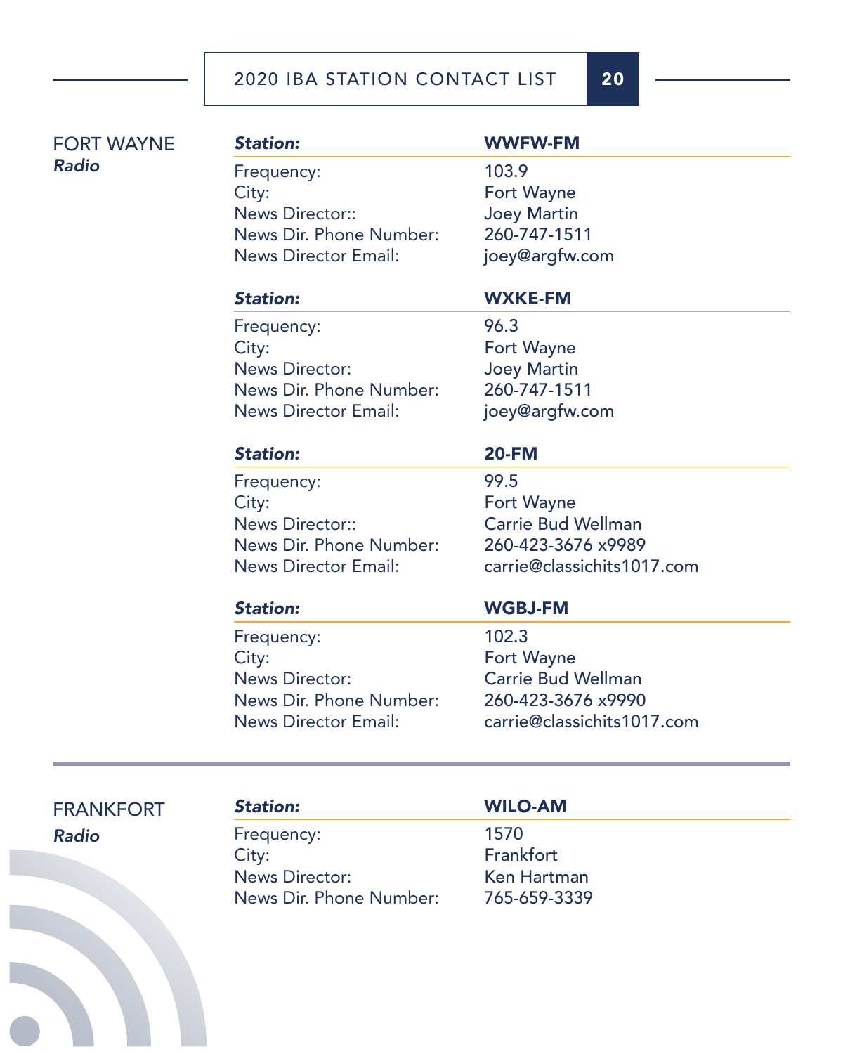## FORT WAYNE
***Radio***

| ***Station:*** | **WWFW-FM** |
|---|---|
| Frequency: | 103.9 |
| City: | Fort Wayne |
| News Director:: | Joey Martin |
| News Dir. Phone Number: | 260-747-1511 |
| News Director Email: | joey@argfw.com |

| ***Station:*** | **WXKE-FM** |
|---|---|
| Frequency: | 96.3 |
| City: | Fort Wayne |
| News Director: | Joey Martin |
| News Dir. Phone Number: | 260-747-1511 |
| News Director Email: | joey@argfw.com |

| ***Station:*** | **20-FM** |
|---|---|
| Frequency: | 99.5 |
| City: | Fort Wayne |
| News Director:: | Carrie Bud Wellman |
| News Dir. Phone Number: | 260-423-3676 x9989 |
| News Director Email: | carrie@classichits1017.com |

| ***Station:*** | **WGBJ-FM** |
|---|---|
| Frequency: | 102.3 |
| City: | Fort Wayne |
| News Director: | Carrie Bud Wellman |
| News Dir. Phone Number: | 260-423-3676 x9990 |
| News Director Email: | carrie@classichits1017.com |

## FRANKFORT
***Radio***

| ***Station:*** | **WILO-AM** |
|---|---|
| Frequency: | 1570 |
| City: | Frankfort |
| News Director: | Ken Hartman |
| News Dir. Phone Number: | 765-659-3339 |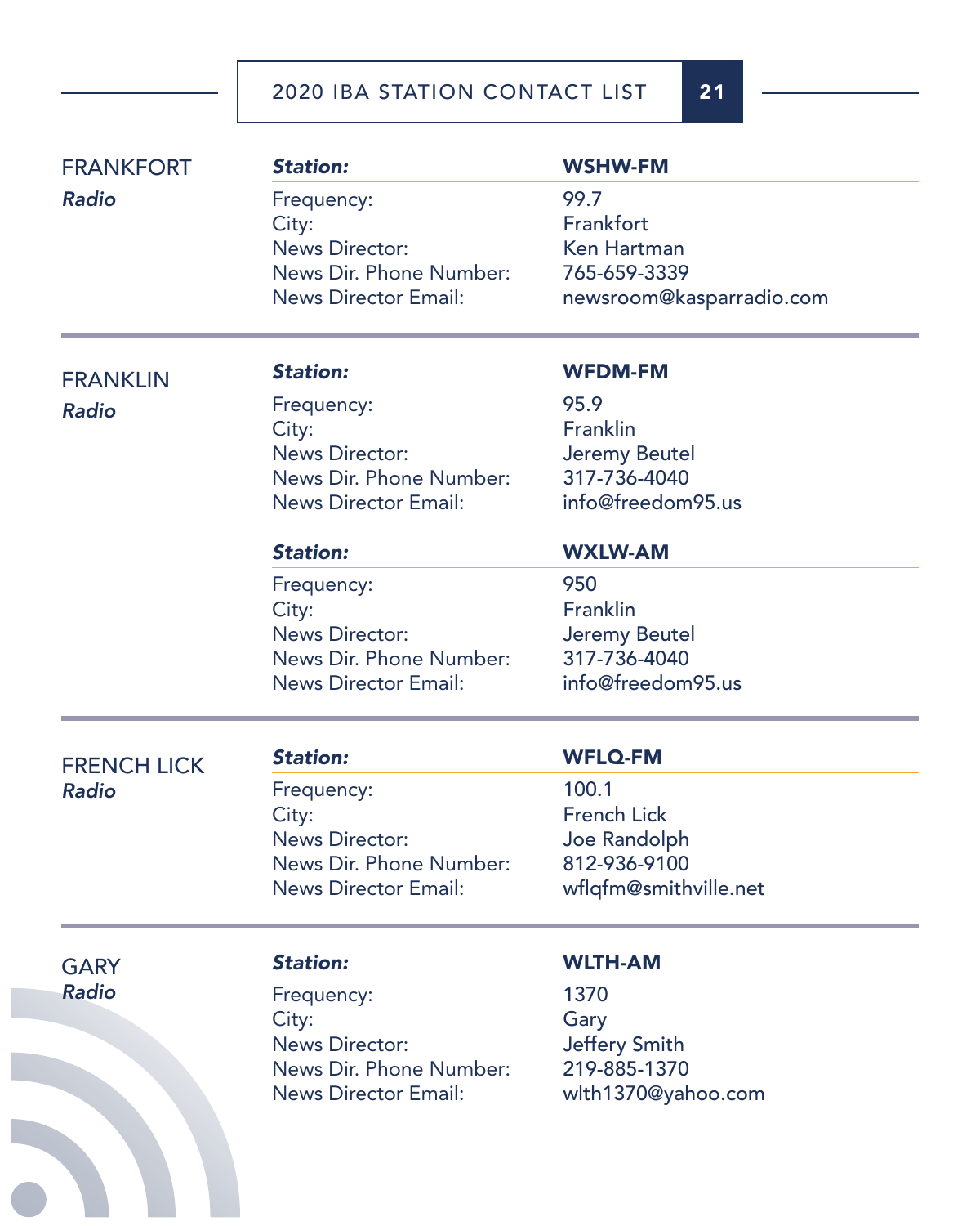## FRANKFORT
*Radio*

| **Station:** | **WSHW-FM** |
|---|---|
| Frequency: | 99.7 |
| City: | Frankfort |
| News Director: | Ken Hartman |
| News Dir. Phone Number: | 765-659-3339 |
| News Director Email: | newsroom@kasparradio.com |

## FRANKLIN
*Radio*

| **Station:** | **WFDM-FM** |
|---|---|
| Frequency: | 95.9 |
| City: | Franklin |
| News Director: | Jeremy Beutel |
| News Dir. Phone Number: | 317-736-4040 |
| News Director Email: | info@freedom95.us |

| **Station:** | **WXLW-AM** |
|---|---|
| Frequency: | 950 |
| City: | Franklin |
| News Director: | Jeremy Beutel |
| News Dir. Phone Number: | 317-736-4040 |
| News Director Email: | info@freedom95.us |

## FRENCH LICK
*Radio*

| **Station:** | **WFLQ-FM** |
|---|---|
| Frequency: | 100.1 |
| City: | French Lick |
| News Director: | Joe Randolph |
| News Dir. Phone Number: | 812-936-9100 |
| News Director Email: | wflqfm@smithville.net |

## GARY
*Radio*

| **Station:** | **WLTH-AM** |
|---|---|
| Frequency: | 1370 |
| City: | Gary |
| News Director: | Jeffery Smith |
| News Dir. Phone Number: | 219-885-1370 |
| News Director Email: | wlth1370@yahoo.com |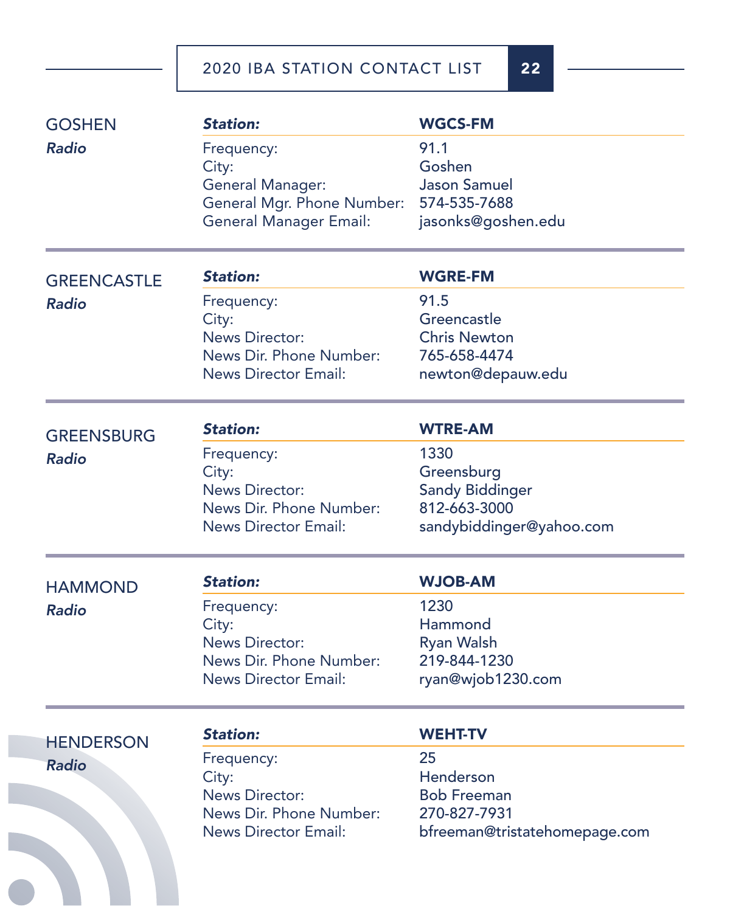## GOSHEN

*Radio*

| ***Station:*** | **WGCS-FM** |
|---|---|
| Frequency: | 91.1 |
| City: | Goshen |
| General Manager: | Jason Samuel |
| General Mgr. Phone Number: | 574-535-7688 |
| General Manager Email: | jasonks@goshen.edu |

## GREENCASTLE

*Radio*

| ***Station:*** | **WGRE-FM** |
|---|---|
| Frequency: | 91.5 |
| City: | Greencastle |
| News Director: | Chris Newton |
| News Dir. Phone Number: | 765-658-4474 |
| News Director Email: | newton@depauw.edu |

## GREENSBURG

*Radio*

| ***Station:*** | **WTRE-AM** |
|---|---|
| Frequency: | 1330 |
| City: | Greensburg |
| News Director: | Sandy Biddinger |
| News Dir. Phone Number: | 812-663-3000 |
| News Director Email: | sandybiddinger@yahoo.com |

## HAMMOND

*Radio*

| ***Station:*** | **WJOB-AM** |
|---|---|
| Frequency: | 1230 |
| City: | Hammond |
| News Director: | Ryan Walsh |
| News Dir. Phone Number: | 219-844-1230 |
| News Director Email: | ryan@wjob1230.com |

## HENDERSON

*Radio*

| ***Station:*** | **WEHT-TV** |
|---|---|
| Frequency: | 25 |
| City: | Henderson |
| News Director: | Bob Freeman |
| News Dir. Phone Number: | 270-827-7931 |
| News Director Email: | bfreeman@tristatehomepage.com |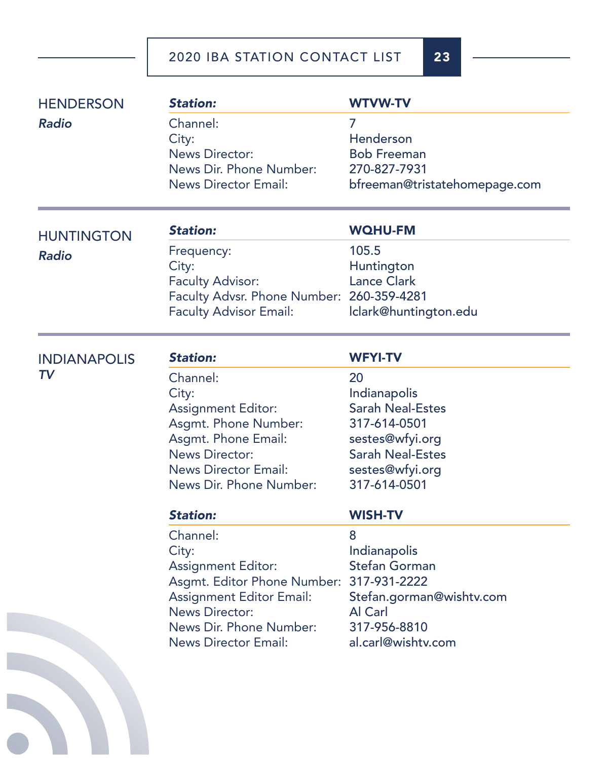## HENDERSON
*Radio*

| ***Station:*** | **WTVW-TV** |
|---|---|
| Channel: | 7 |
| City: | Henderson |
| News Director: | Bob Freeman |
| News Dir. Phone Number: | 270-827-7931 |
| News Director Email: | bfreeman@tristatehomepage.com |

## HUNTINGTON
*Radio*

| ***Station:*** | **WQHU-FM** |
|---|---|
| Frequency: | 105.5 |
| City: | Huntington |
| Faculty Advisor: | Lance Clark |
| Faculty Advsr. Phone Number: | 260-359-4281 |
| Faculty Advisor Email: | lclark@huntington.edu |

## INDIANAPOLIS
*TV*

| ***Station:*** | **WFYI-TV** |
|---|---|
| Channel: | 20 |
| City: | Indianapolis |
| Assignment Editor: | Sarah Neal-Estes |
| Asgmt. Phone Number: | 317-614-0501 |
| Asgmt. Phone Email: | sestes@wfyi.org |
| News Director: | Sarah Neal-Estes |
| News Director Email: | sestes@wfyi.org |
| News Dir. Phone Number: | 317-614-0501 |

| ***Station:*** | **WISH-TV** |
|---|---|
| Channel: | 8 |
| City: | Indianapolis |
| Assignment Editor: | Stefan Gorman |
| Asgmt. Editor Phone Number: | 317-931-2222 |
| Assignment Editor Email: | Stefan.gorman@wishtv.com |
| News Director: | Al Carl |
| News Dir. Phone Number: | 317-956-8810 |
| News Director Email: | al.carl@wishtv.com |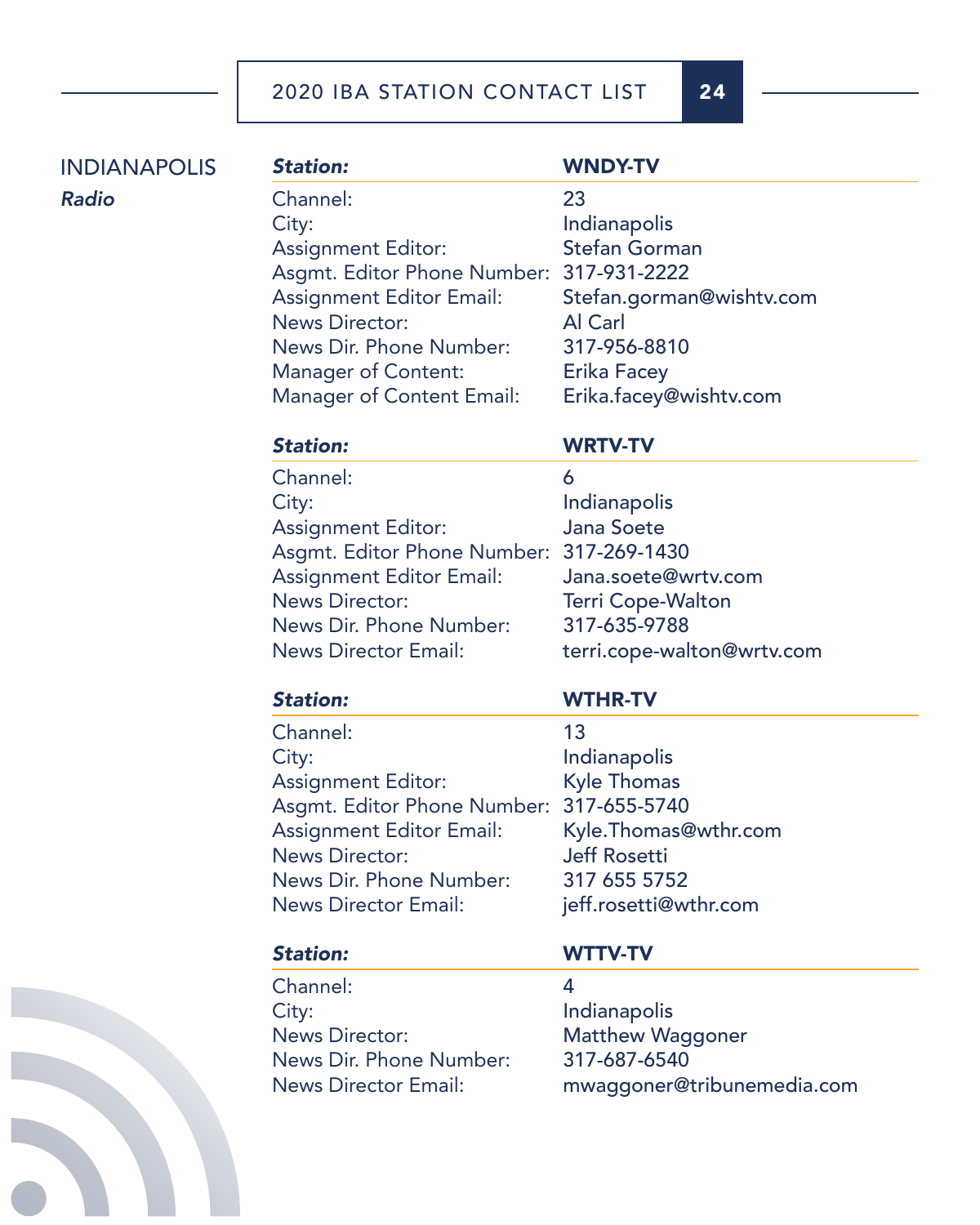## INDIANAPOLIS

*Radio*

| ***Station:*** | **WNDY-TV** |
|---|---|
| Channel: | 23 |
| City: | Indianapolis |
| Assignment Editor: | Stefan Gorman |
| Asgmt. Editor Phone Number: | 317-931-2222 |
| Assignment Editor Email: | Stefan.gorman@wishtv.com |
| News Director: | Al Carl |
| News Dir. Phone Number: | 317-956-8810 |
| Manager of Content: | Erika Facey |
| Manager of Content Email: | Erika.facey@wishtv.com |

| ***Station:*** | **WRTV-TV** |
|---|---|
| Channel: | 6 |
| City: | Indianapolis |
| Assignment Editor: | Jana Soete |
| Asgmt. Editor Phone Number: | 317-269-1430 |
| Assignment Editor Email: | Jana.soete@wrtv.com |
| News Director: | Terri Cope-Walton |
| News Dir. Phone Number: | 317-635-9788 |
| News Director Email: | terri.cope-walton@wrtv.com |

| ***Station:*** | **WTHR-TV** |
|---|---|
| Channel: | 13 |
| City: | Indianapolis |
| Assignment Editor: | Kyle Thomas |
| Asgmt. Editor Phone Number: | 317-655-5740 |
| Assignment Editor Email: | Kyle.Thomas@wthr.com |
| News Director: | Jeff Rosetti |
| News Dir. Phone Number: | 317 655 5752 |
| News Director Email: | jeff.rosetti@wthr.com |

| ***Station:*** | **WTTV-TV** |
|---|---|
| Channel: | 4 |
| City: | Indianapolis |
| News Director: | Matthew Waggoner |
| News Dir. Phone Number: | 317-687-6540 |
| News Director Email: | mwaggoner@tribunemedia.com |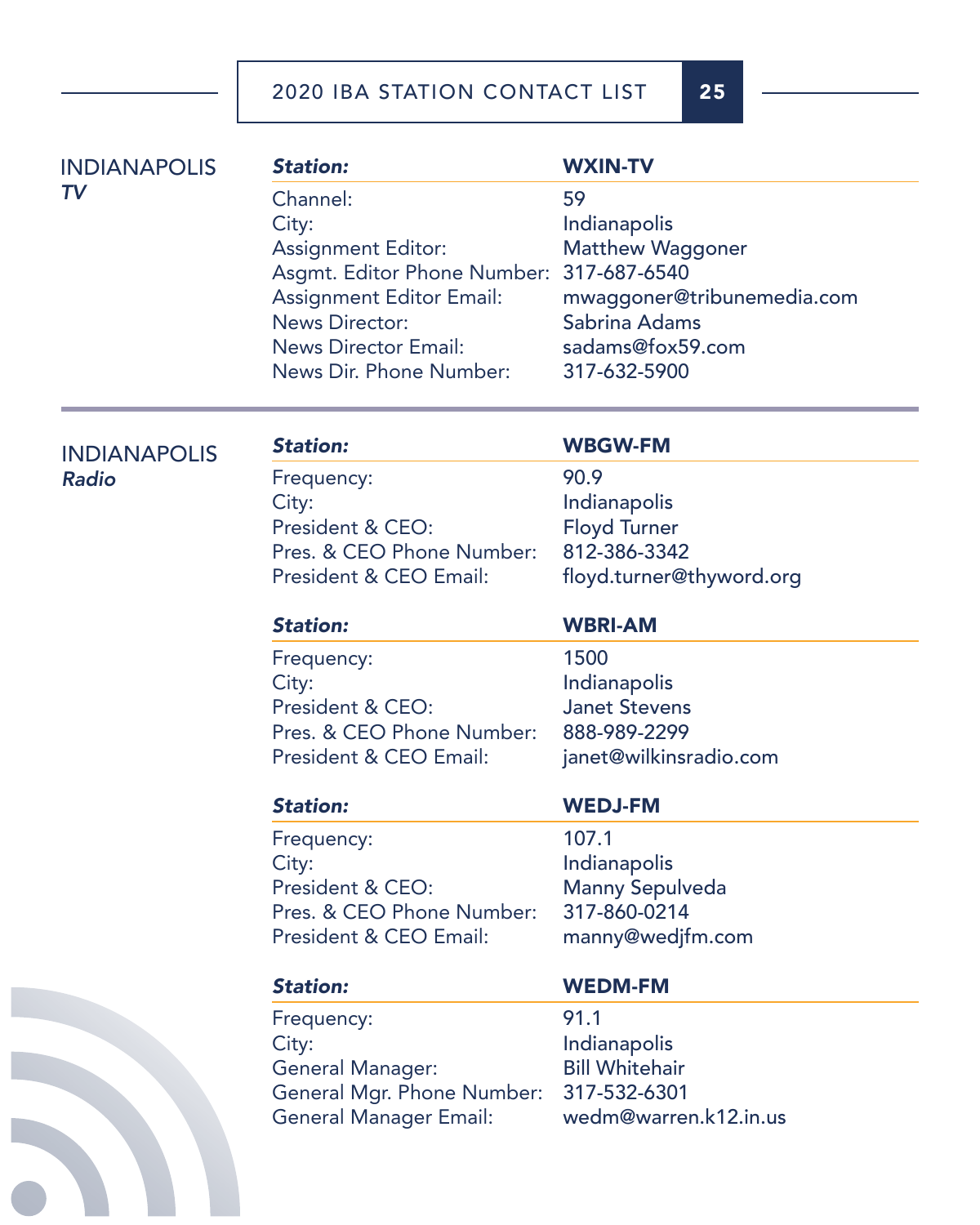## INDIANAPOLIS *TV*

| ***Station:*** | **WXIN-TV** |
|---|---|
| Channel: | 59 |
| City: | Indianapolis |
| Assignment Editor: | Matthew Waggoner |
| Asgmt. Editor Phone Number: | 317-687-6540 |
| Assignment Editor Email: | mwaggoner@tribunemedia.com |
| News Director: | Sabrina Adams |
| News Director Email: | sadams@fox59.com |
| News Dir. Phone Number: | 317-632-5900 |

## INDIANAPOLIS *Radio*

| ***Station:*** | **WBGW-FM** |
|---|---|
| Frequency: | 90.9 |
| City: | Indianapolis |
| President & CEO: | Floyd Turner |
| Pres. & CEO Phone Number: | 812-386-3342 |
| President & CEO Email: | floyd.turner@thyword.org |

| ***Station:*** | **WBRI-AM** |
|---|---|
| Frequency: | 1500 |
| City: | Indianapolis |
| President & CEO: | Janet Stevens |
| Pres. & CEO Phone Number: | 888-989-2299 |
| President & CEO Email: | janet@wilkinsradio.com |

| ***Station:*** | **WEDJ-FM** |
|---|---|
| Frequency: | 107.1 |
| City: | Indianapolis |
| President & CEO: | Manny Sepulveda |
| Pres. & CEO Phone Number: | 317-860-0214 |
| President & CEO Email: | manny@wedjfm.com |

| ***Station:*** | **WEDM-FM** |
|---|---|
| Frequency: | 91.1 |
| City: | Indianapolis |
| General Manager: | Bill Whitehair |
| General Mgr. Phone Number: | 317-532-6301 |
| General Manager Email: | wedm@warren.k12.in.us |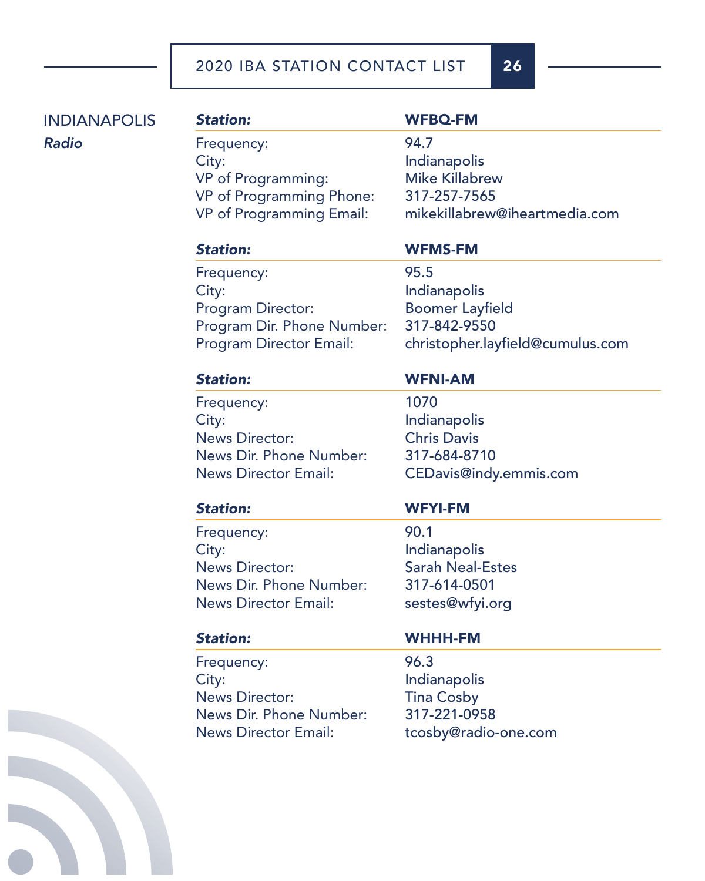## INDIANAPOLIS

*Radio*

| ***Station:*** | **WFBQ-FM** |
|---|---|
| Frequency: | 94.7 |
| City: | Indianapolis |
| VP of Programming: | Mike Killabrew |
| VP of Programming Phone: | 317-257-7565 |
| VP of Programming Email: | mikekillabrew@iheartmedia.com |

| ***Station:*** | **WFMS-FM** |
|---|---|
| Frequency: | 95.5 |
| City: | Indianapolis |
| Program Director: | Boomer Layfield |
| Program Dir. Phone Number: | 317-842-9550 |
| Program Director Email: | christopher.layfield@cumulus.com |

| ***Station:*** | **WFNI-AM** |
|---|---|
| Frequency: | 1070 |
| City: | Indianapolis |
| News Director: | Chris Davis |
| News Dir. Phone Number: | 317-684-8710 |
| News Director Email: | CEDavis@indy.emmis.com |

| ***Station:*** | **WFYI-FM** |
|---|---|
| Frequency: | 90.1 |
| City: | Indianapolis |
| News Director: | Sarah Neal-Estes |
| News Dir. Phone Number: | 317-614-0501 |
| News Director Email: | sestes@wfyi.org |

| ***Station:*** | **WHHH-FM** |
|---|---|
| Frequency: | 96.3 |
| City: | Indianapolis |
| News Director: | Tina Cosby |
| News Dir. Phone Number: | 317-221-0958 |
| News Director Email: | tcosby@radio-one.com |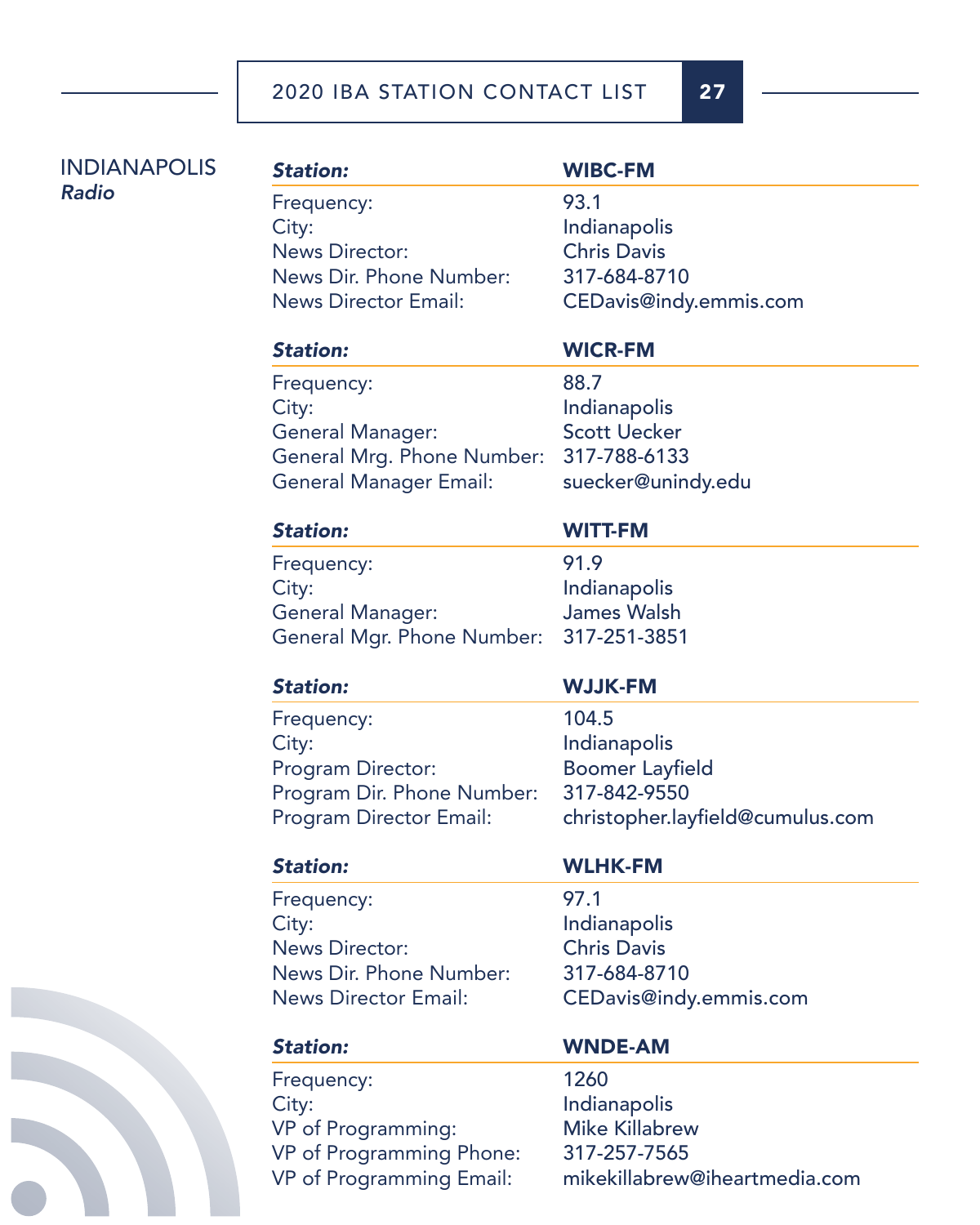## INDIANAPOLIS
### *Radio*

| ***Station:*** | **WIBC-FM** |
| --- | --- |
| Frequency: | 93.1 |
| City: | Indianapolis |
| News Director: | Chris Davis |
| News Dir. Phone Number: | 317-684-8710 |
| News Director Email: | CEDavis@indy.emmis.com |

| ***Station:*** | **WICR-FM** |
| --- | --- |
| Frequency: | 88.7 |
| City: | Indianapolis |
| General Manager: | Scott Uecker |
| General Mrg. Phone Number: | 317-788-6133 |
| General Manager Email: | suecker@unindy.edu |

| ***Station:*** | **WITT-FM** |
| --- | --- |
| Frequency: | 91.9 |
| City: | Indianapolis |
| General Manager: | James Walsh |
| General Mgr. Phone Number: | 317-251-3851 |

| ***Station:*** | **WJJK-FM** |
| --- | --- |
| Frequency: | 104.5 |
| City: | Indianapolis |
| Program Director: | Boomer Layfield |
| Program Dir. Phone Number: | 317-842-9550 |
| Program Director Email: | christopher.layfield@cumulus.com |

| ***Station:*** | **WLHK-FM** |
| --- | --- |
| Frequency: | 97.1 |
| City: | Indianapolis |
| News Director: | Chris Davis |
| News Dir. Phone Number: | 317-684-8710 |
| News Director Email: | CEDavis@indy.emmis.com |

| ***Station:*** | **WNDE-AM** |
| --- | --- |
| Frequency: | 1260 |
| City: | Indianapolis |
| VP of Programming: | Mike Killabrew |
| VP of Programming Phone: | 317-257-7565 |
| VP of Programming Email: | mikekillabrew@iheartmedia.com |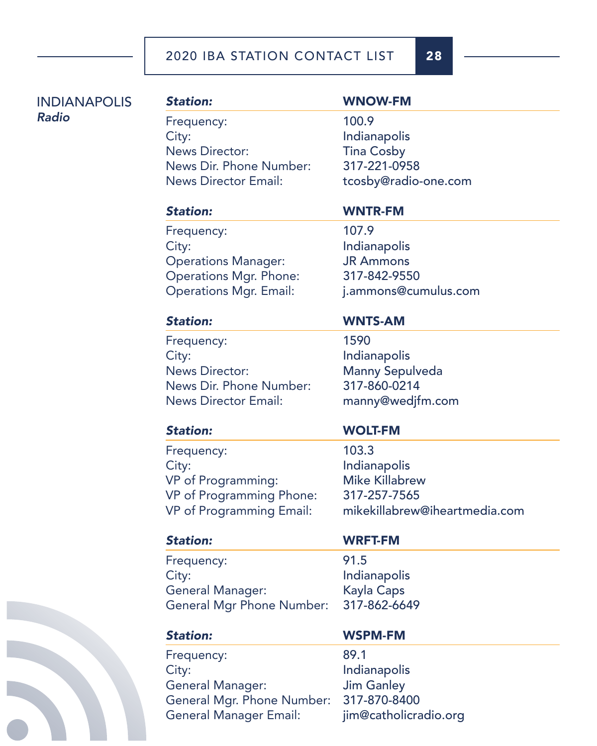## INDIANAPOLIS
*Radio*

| **Station:** | **WNOW-FM** |
|---|---|
| Frequency: | 100.9 |
| City: | Indianapolis |
| News Director: | Tina Cosby |
| News Dir. Phone Number: | 317-221-0958 |
| News Director Email: | tcosby@radio-one.com |

| **Station:** | **WNTR-FM** |
|---|---|
| Frequency: | 107.9 |
| City: | Indianapolis |
| Operations Manager: | JR Ammons |
| Operations Mgr. Phone: | 317-842-9550 |
| Operations Mgr. Email: | j.ammons@cumulus.com |

| **Station:** | **WNTS-AM** |
|---|---|
| Frequency: | 1590 |
| City: | Indianapolis |
| News Director: | Manny Sepulveda |
| News Dir. Phone Number: | 317-860-0214 |
| News Director Email: | manny@wedjfm.com |

| **Station:** | **WOLT-FM** |
|---|---|
| Frequency: | 103.3 |
| City: | Indianapolis |
| VP of Programming: | Mike Killabrew |
| VP of Programming Phone: | 317-257-7565 |
| VP of Programming Email: | mikekillabrew@iheartmedia.com |

| **Station:** | **WRFT-FM** |
|---|---|
| Frequency: | 91.5 |
| City: | Indianapolis |
| General Manager: | Kayla Caps |
| General Mgr Phone Number: | 317-862-6649 |

| **Station:** | **WSPM-FM** |
|---|---|
| Frequency: | 89.1 |
| City: | Indianapolis |
| General Manager: | Jim Ganley |
| General Mgr. Phone Number: | 317-870-8400 |
| General Manager Email: | jim@catholicradio.org |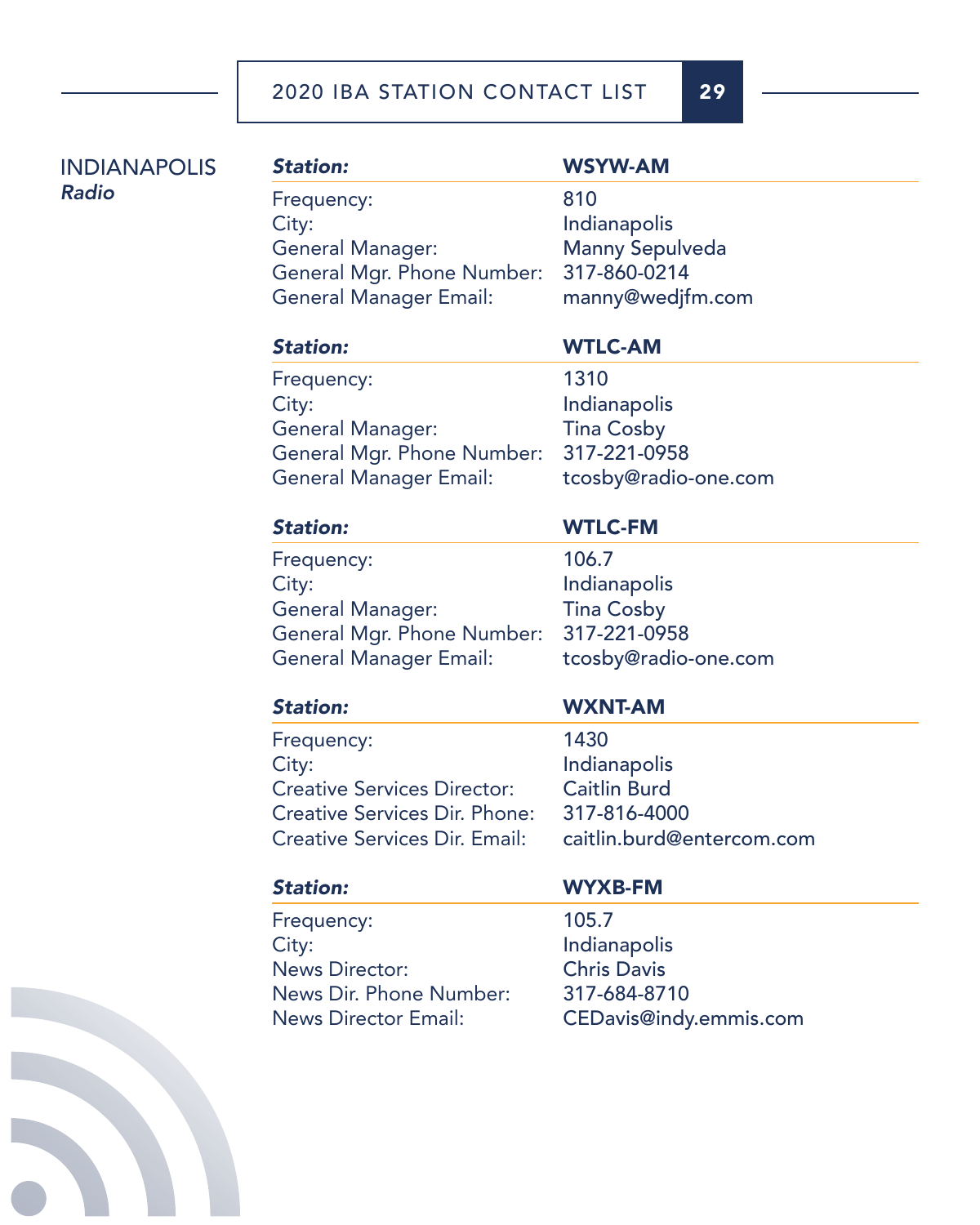## INDIANAPOLIS
*Radio*

| ***Station:*** | **WSYW-AM** |
|---|---|
| Frequency: | 810 |
| City: | Indianapolis |
| General Manager: | Manny Sepulveda |
| General Mgr. Phone Number: | 317-860-0214 |
| General Manager Email: | manny@wedjfm.com |

| ***Station:*** | **WTLC-AM** |
|---|---|
| Frequency: | 1310 |
| City: | Indianapolis |
| General Manager: | Tina Cosby |
| General Mgr. Phone Number: | 317-221-0958 |
| General Manager Email: | tcosby@radio-one.com |

| ***Station:*** | **WTLC-FM** |
|---|---|
| Frequency: | 106.7 |
| City: | Indianapolis |
| General Manager: | Tina Cosby |
| General Mgr. Phone Number: | 317-221-0958 |
| General Manager Email: | tcosby@radio-one.com |

| ***Station:*** | **WXNT-AM** |
|---|---|
| Frequency: | 1430 |
| City: | Indianapolis |
| Creative Services Director: | Caitlin Burd |
| Creative Services Dir. Phone: | 317-816-4000 |
| Creative Services Dir. Email: | caitlin.burd@entercom.com |

| ***Station:*** | **WYXB-FM** |
|---|---|
| Frequency: | 105.7 |
| City: | Indianapolis |
| News Director: | Chris Davis |
| News Dir. Phone Number: | 317-684-8710 |
| News Director Email: | CEDavis@indy.emmis.com |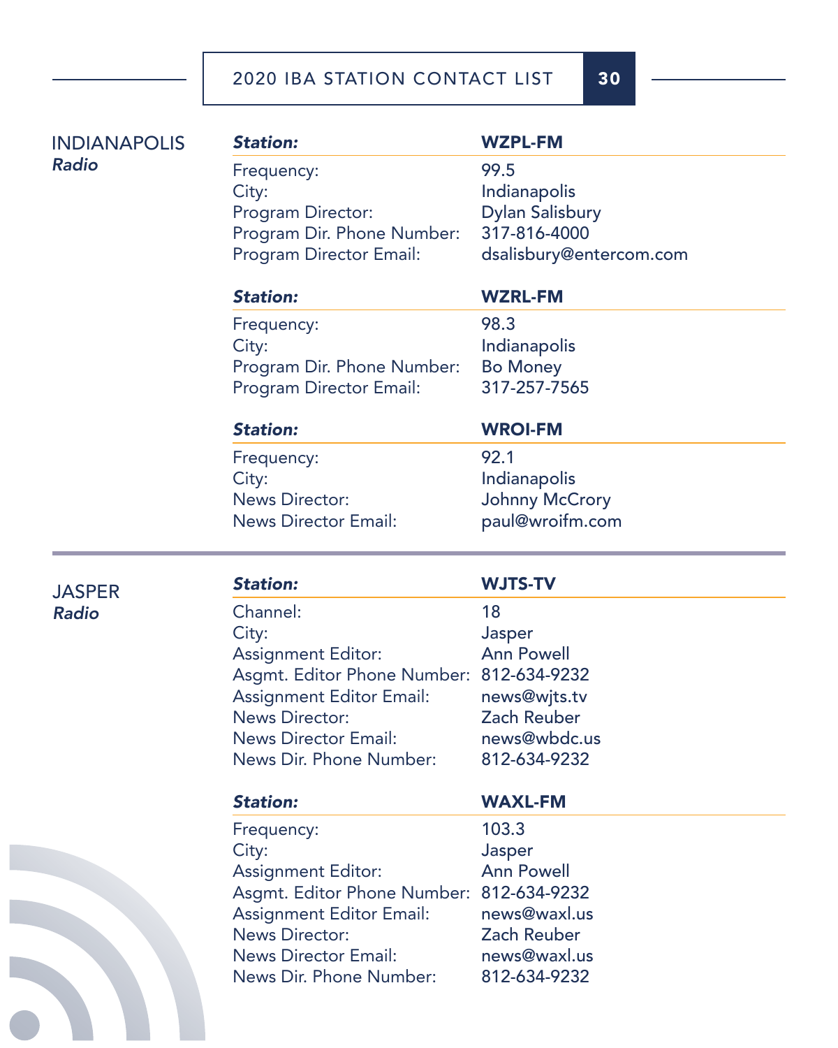## INDIANAPOLIS
*Radio*

| **Station:** | **WZPL-FM** |
| --- | --- |
| Frequency: | 99.5 |
| City: | Indianapolis |
| Program Director: | Dylan Salisbury |
| Program Dir. Phone Number: | 317-816-4000 |
| Program Director Email: | dsalisbury@entercom.com |

| **Station:** | **WZRL-FM** |
| --- | --- |
| Frequency: | 98.3 |
| City: | Indianapolis |
| Program Dir. Phone Number: | Bo Money |
| Program Director Email: | 317-257-7565 |

| **Station:** | **WROI-FM** |
| --- | --- |
| Frequency: | 92.1 |
| City: | Indianapolis |
| News Director: | Johnny McCrory |
| News Director Email: | paul@wroifm.com |

## JASPER
*Radio*

| **Station:** | **WJTS-TV** |
| --- | --- |
| Channel: | 18 |
| City: | Jasper |
| Assignment Editor: | Ann Powell |
| Asgmt. Editor Phone Number: | 812-634-9232 |
| Assignment Editor Email: | news@wjts.tv |
| News Director: | Zach Reuber |
| News Director Email: | news@wbdc.us |
| News Dir. Phone Number: | 812-634-9232 |

| **Station:** | **WAXL-FM** |
| --- | --- |
| Frequency: | 103.3 |
| City: | Jasper |
| Assignment Editor: | Ann Powell |
| Asgmt. Editor Phone Number: | 812-634-9232 |
| Assignment Editor Email: | news@waxl.us |
| News Director: | Zach Reuber |
| News Director Email: | news@waxl.us |
| News Dir. Phone Number: | 812-634-9232 |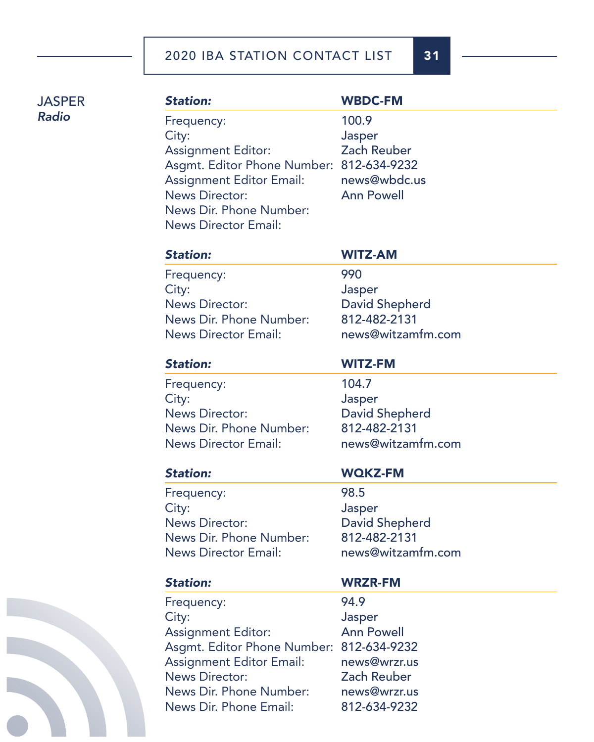## JASPER
***Radio***

| ***Station:*** | **WBDC-FM** |
|---|---|
| Frequency: | 100.9 |
| City: | Jasper |
| Assignment Editor: | Zach Reuber |
| Asgmt. Editor Phone Number: | 812-634-9232 |
| Assignment Editor Email: | news@wbdc.us |
| News Director: | Ann Powell |
| News Dir. Phone Number: | |
| News Director Email: | |

| ***Station:*** | **WITZ-AM** |
|---|---|
| Frequency: | 990 |
| City: | Jasper |
| News Director: | David Shepherd |
| News Dir. Phone Number: | 812-482-2131 |
| News Director Email: | news@witzamfm.com |

| ***Station:*** | **WITZ-FM** |
|---|---|
| Frequency: | 104.7 |
| City: | Jasper |
| News Director: | David Shepherd |
| News Dir. Phone Number: | 812-482-2131 |
| News Director Email: | news@witzamfm.com |

| ***Station:*** | **WQKZ-FM** |
|---|---|
| Frequency: | 98.5 |
| City: | Jasper |
| News Director: | David Shepherd |
| News Dir. Phone Number: | 812-482-2131 |
| News Director Email: | news@witzamfm.com |

| ***Station:*** | **WRZR-FM** |
|---|---|
| Frequency: | 94.9 |
| City: | Jasper |
| Assignment Editor: | Ann Powell |
| Asgmt. Editor Phone Number: | 812-634-9232 |
| Assignment Editor Email: | news@wrzr.us |
| News Director: | Zach Reuber |
| News Dir. Phone Number: | news@wrzr.us |
| News Dir. Phone Email: | 812-634-9232 |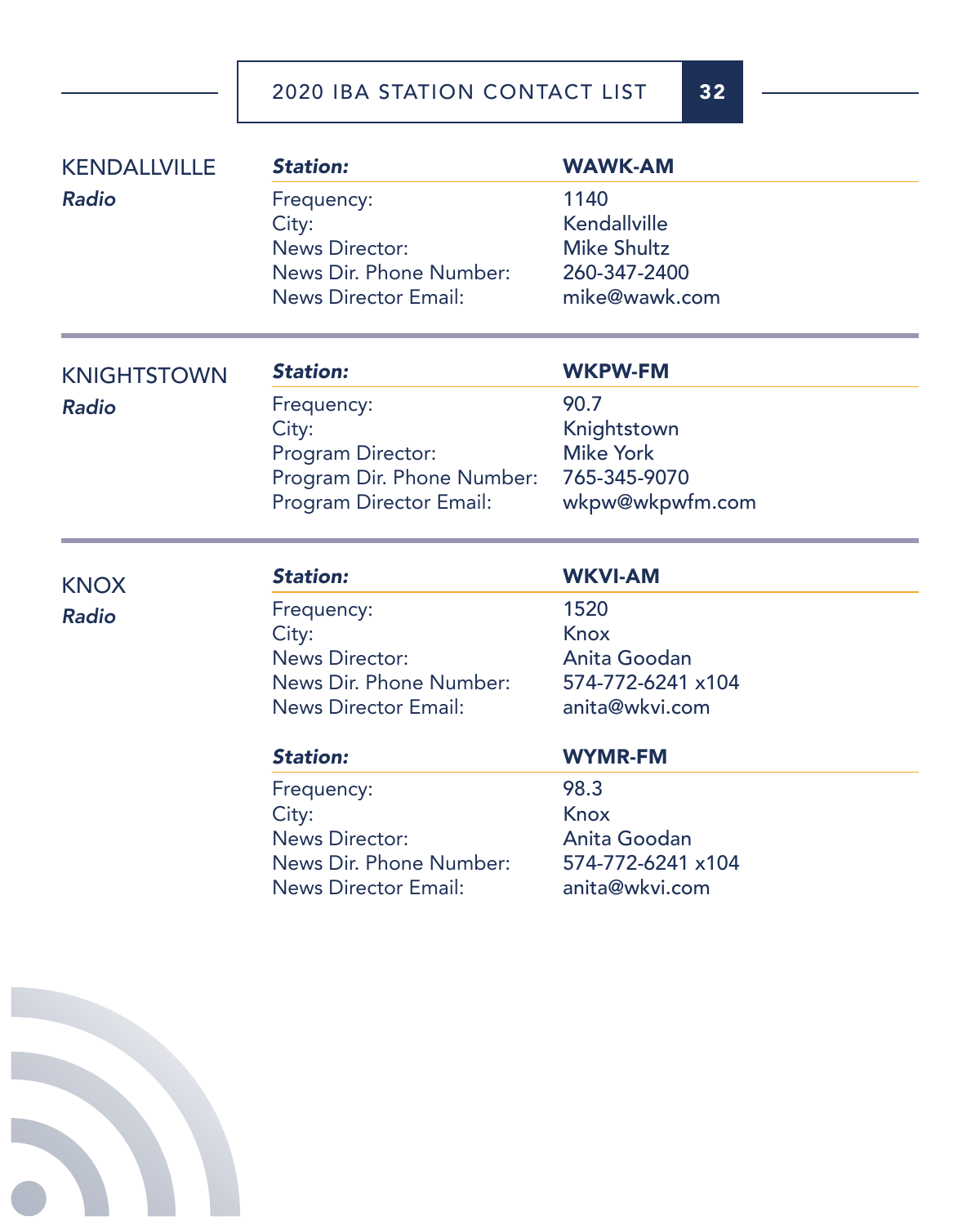## KENDALLVILLE

*Radio*

| **Station:** | **WAWK-AM** |
|---|---|
| Frequency: | 1140 |
| City: | Kendallville |
| News Director: | Mike Shultz |
| News Dir. Phone Number: | 260-347-2400 |
| News Director Email: | mike@wawk.com |

## KNIGHTSTOWN

*Radio*

| **Station:** | **WKPW-FM** |
|---|---|
| Frequency: | 90.7 |
| City: | Knightstown |
| Program Director: | Mike York |
| Program Dir. Phone Number: | 765-345-9070 |
| Program Director Email: | wkpw@wkpwfm.com |

## KNOX

*Radio*

| **Station:** | **WKVI-AM** |
|---|---|
| Frequency: | 1520 |
| City: | Knox |
| News Director: | Anita Goodan |
| News Dir. Phone Number: | 574-772-6241 x104 |
| News Director Email: | anita@wkvi.com |

| **Station:** | **WYMR-FM** |
|---|---|
| Frequency: | 98.3 |
| City: | Knox |
| News Director: | Anita Goodan |
| News Dir. Phone Number: | 574-772-6241 x104 |
| News Director Email: | anita@wkvi.com |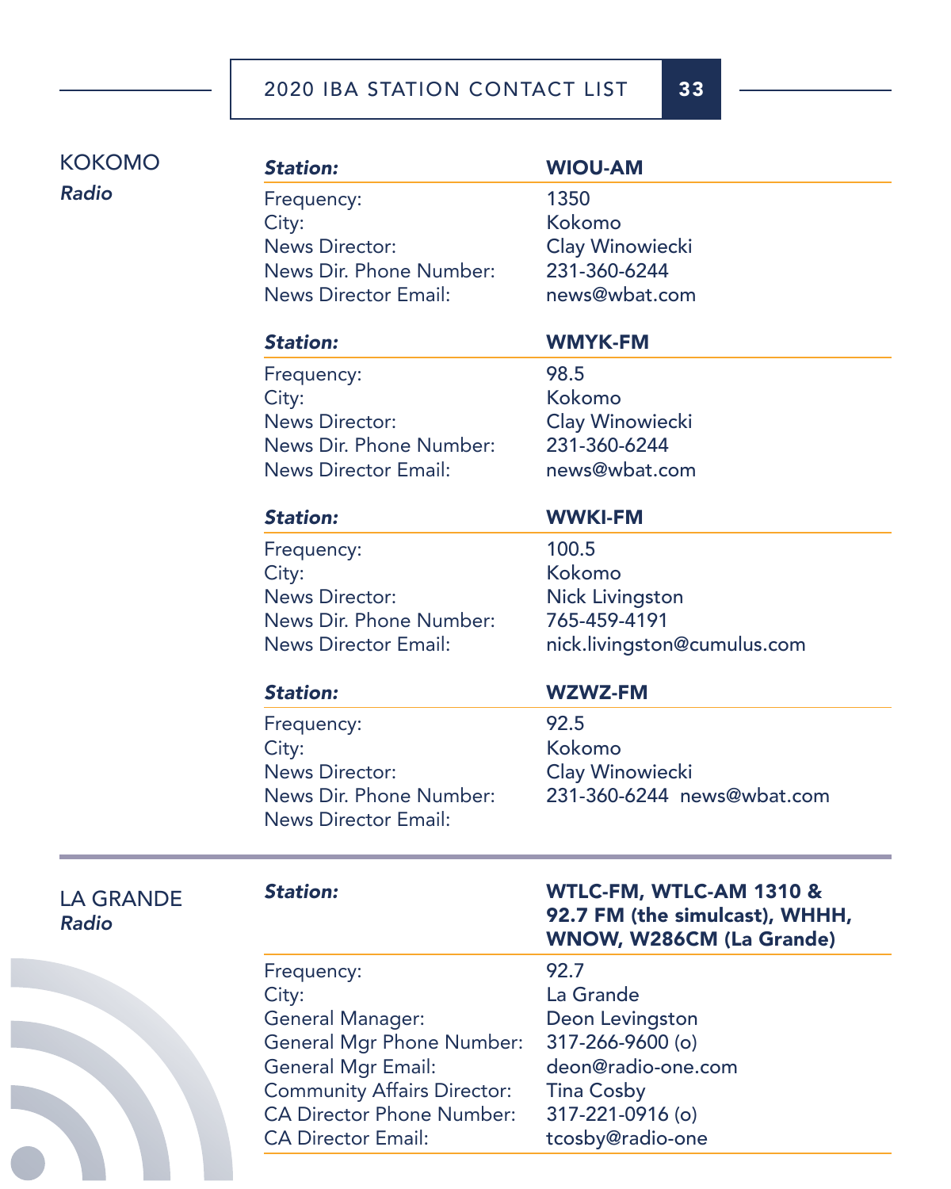## KOKOMO

*Radio*

| ***Station:*** | **WIOU-AM** |
|---|---|
| Frequency: | 1350 |
| City: | Kokomo |
| News Director: | Clay Winowiecki |
| News Dir. Phone Number: | 231-360-6244 |
| News Director Email: | news@wbat.com |

| ***Station:*** | **WMYK-FM** |
|---|---|
| Frequency: | 98.5 |
| City: | Kokomo |
| News Director: | Clay Winowiecki |
| News Dir. Phone Number: | 231-360-6244 |
| News Director Email: | news@wbat.com |

| ***Station:*** | **WWKI-FM** |
|---|---|
| Frequency: | 100.5 |
| City: | Kokomo |
| News Director: | Nick Livingston |
| News Dir. Phone Number: | 765-459-4191 |
| News Director Email: | nick.livingston@cumulus.com |

| ***Station:*** | **WZWZ-FM** |
|---|---|
| Frequency: | 92.5 |
| City: | Kokomo |
| News Director: | Clay Winowiecki |
| News Dir. Phone Number: | 231-360-6244 news@wbat.com |
| News Director Email: | |

## LA GRANDE

*Radio*

| ***Station:*** | **WTLC-FM, WTLC-AM 1310 & 92.7 FM (the simulcast), WHHH, WNOW, W286CM (La Grande)** |
|---|---|
| Frequency: | 92.7 |
| City: | La Grande |
| General Manager: | Deon Levingston |
| General Mgr Phone Number: | 317-266-9600 (o) |
| General Mgr Email: | deon@radio-one.com |
| Community Affairs Director: | Tina Cosby |
| CA Director Phone Number: | 317-221-0916 (o) |
| CA Director Email: | tcosby@radio-one |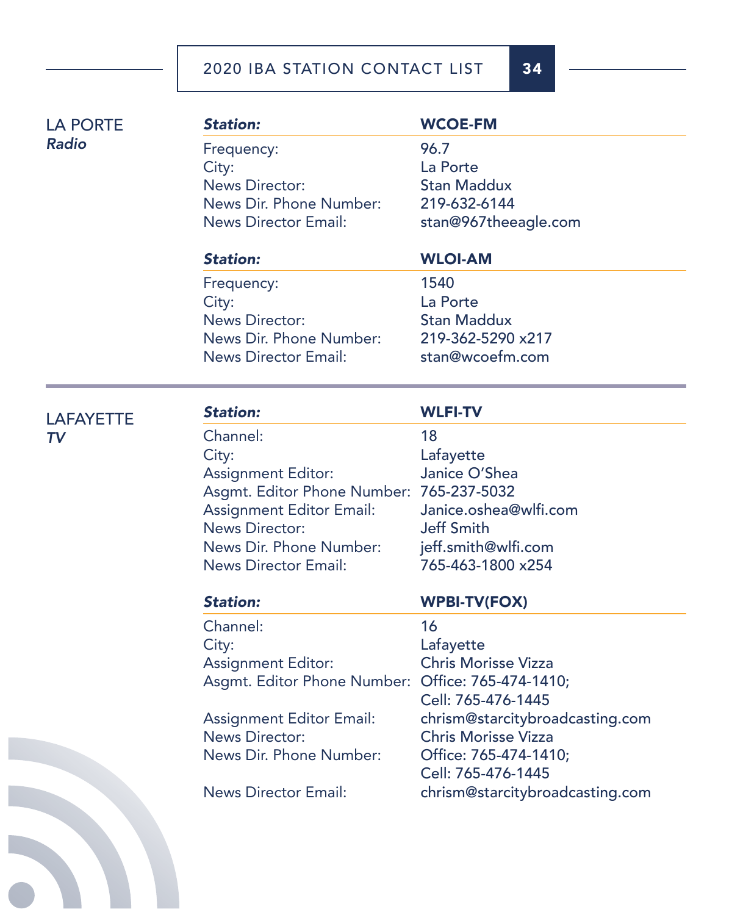## LA PORTE
***Radio***

| ***Station:*** | **WCOE-FM** |
|---|---|
| Frequency: | 96.7 |
| City: | La Porte |
| News Director: | Stan Maddux |
| News Dir. Phone Number: | 219-632-6144 |
| News Director Email: | stan@967theeagle.com |

| ***Station:*** | **WLOI-AM** |
|---|---|
| Frequency: | 1540 |
| City: | La Porte |
| News Director: | Stan Maddux |
| News Dir. Phone Number: | 219-362-5290 x217 |
| News Director Email: | stan@wcoefm.com |

## LAFAYETTE
***TV***

| ***Station:*** | **WLFI-TV** |
|---|---|
| Channel: | 18 |
| City: | Lafayette |
| Assignment Editor: | Janice O'Shea |
| Asgmt. Editor Phone Number: | 765-237-5032 |
| Assignment Editor Email: | Janice.oshea@wlfi.com |
| News Director: | Jeff Smith |
| News Dir. Phone Number: | jeff.smith@wlfi.com |
| News Director Email: | 765-463-1800 x254 |

| ***Station:*** | **WPBI-TV(FOX)** |
|---|---|
| Channel: | 16 |
| City: | Lafayette |
| Assignment Editor: | Chris Morisse Vizza |
| Asgmt. Editor Phone Number: | Office: 765-474-1410; Cell: 765-476-1445 |
| Assignment Editor Email: | chrism@starcitybroadcasting.com |
| News Director: | Chris Morisse Vizza |
| News Dir. Phone Number: | Office: 765-474-1410; Cell: 765-476-1445 |
| News Director Email: | chrism@starcitybroadcasting.com |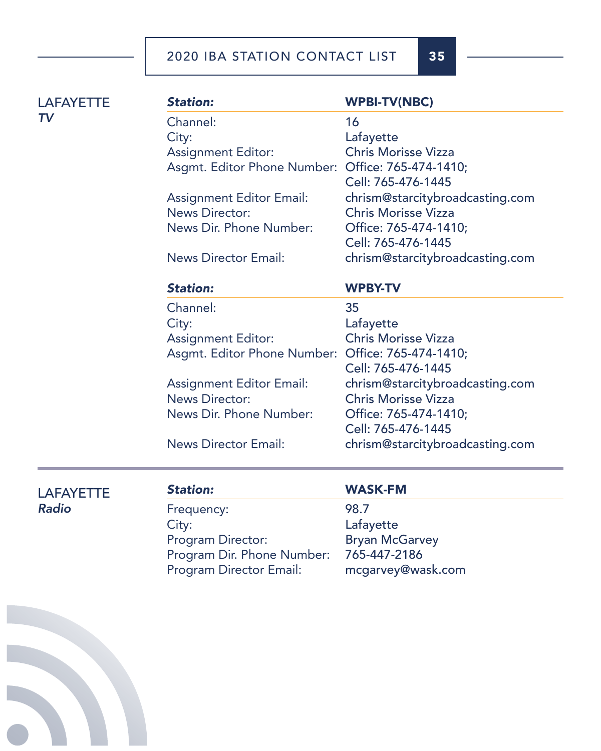## LAFAYETTE
### *TV*

| ***Station:*** | **WPBI-TV(NBC)** |
|---|---|
| Channel: | 16 |
| City: | Lafayette |
| Assignment Editor: | Chris Morisse Vizza |
| Asgmt. Editor Phone Number: | Office: 765-474-1410; Cell: 765-476-1445 |
| Assignment Editor Email: | chrism@starcitybroadcasting.com |
| News Director: | Chris Morisse Vizza |
| News Dir. Phone Number: | Office: 765-474-1410; Cell: 765-476-1445 |
| News Director Email: | chrism@starcitybroadcasting.com |

| ***Station:*** | **WPBY-TV** |
|---|---|
| Channel: | 35 |
| City: | Lafayette |
| Assignment Editor: | Chris Morisse Vizza |
| Asgmt. Editor Phone Number: | Office: 765-474-1410; Cell: 765-476-1445 |
| Assignment Editor Email: | chrism@starcitybroadcasting.com |
| News Director: | Chris Morisse Vizza |
| News Dir. Phone Number: | Office: 765-474-1410; Cell: 765-476-1445 |
| News Director Email: | chrism@starcitybroadcasting.com |

## LAFAYETTE
### *Radio*

| ***Station:*** | **WASK-FM** |
|---|---|
| Frequency: | 98.7 |
| City: | Lafayette |
| Program Director: | Bryan McGarvey |
| Program Dir. Phone Number: | 765-447-2186 |
| Program Director Email: | mcgarvey@wask.com |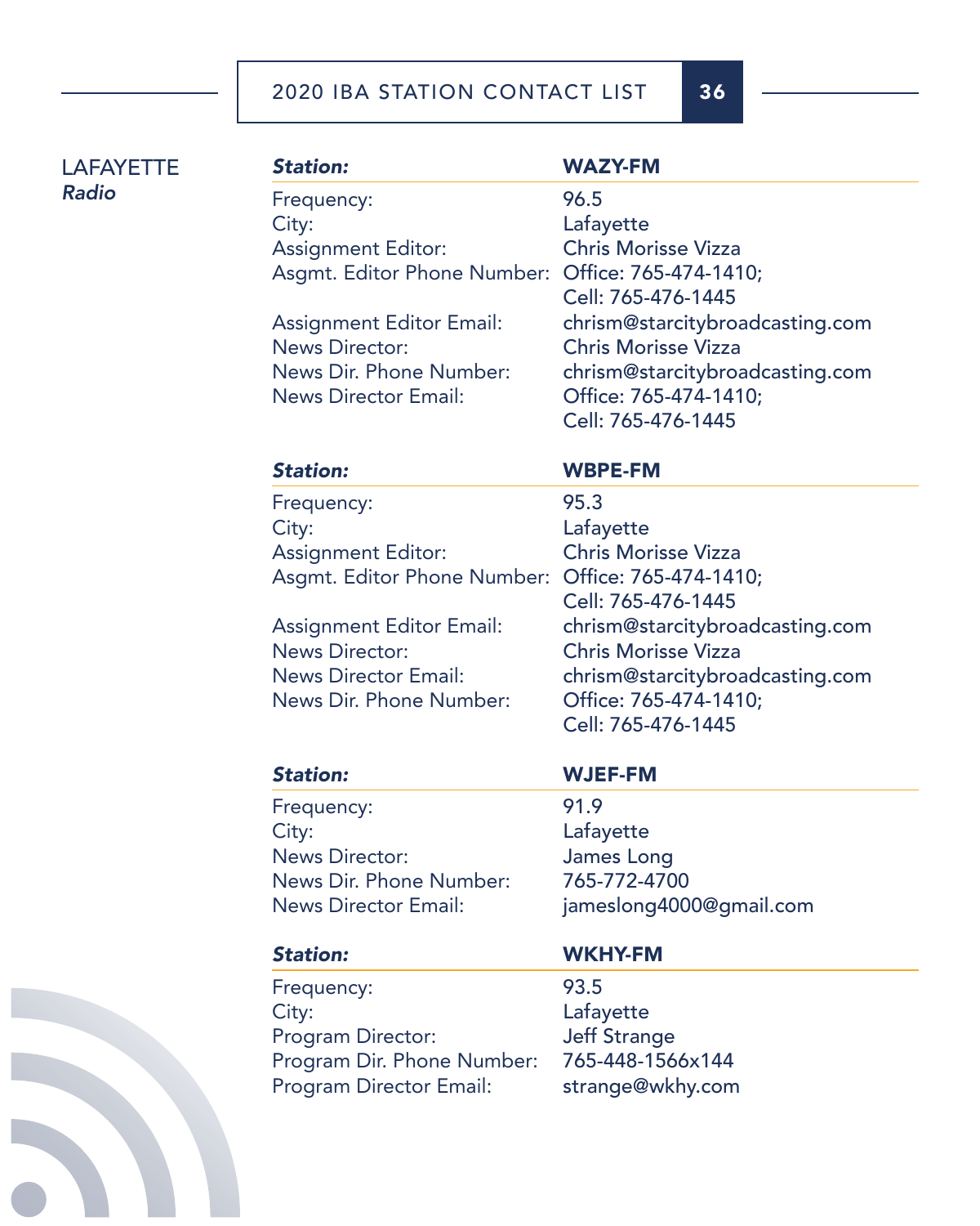LAFAYETTE
*Radio*

| ***Station:*** | **WAZY-FM** |
|---|---|
| Frequency: | 96.5 |
| City: | Lafayette |
| Assignment Editor: | Chris Morisse Vizza |
| Asgmt. Editor Phone Number: | Office: 765-474-1410; Cell: 765-476-1445 |
| Assignment Editor Email: | chrism@starcitybroadcasting.com |
| News Director: | Chris Morisse Vizza |
| News Dir. Phone Number: | chrism@starcitybroadcasting.com |
| News Director Email: | Office: 765-474-1410; Cell: 765-476-1445 |

| ***Station:*** | **WBPE-FM** |
|---|---|
| Frequency: | 95.3 |
| City: | Lafayette |
| Assignment Editor: | Chris Morisse Vizza |
| Asgmt. Editor Phone Number: | Office: 765-474-1410; Cell: 765-476-1445 |
| Assignment Editor Email: | chrism@starcitybroadcasting.com |
| News Director: | Chris Morisse Vizza |
| News Director Email: | chrism@starcitybroadcasting.com |
| News Dir. Phone Number: | Office: 765-474-1410; Cell: 765-476-1445 |

| ***Station:*** | **WJEF-FM** |
|---|---|
| Frequency: | 91.9 |
| City: | Lafayette |
| News Director: | James Long |
| News Dir. Phone Number: | 765-772-4700 |
| News Director Email: | jameslong4000@gmail.com |

| ***Station:*** | **WKHY-FM** |
|---|---|
| Frequency: | 93.5 |
| City: | Lafayette |
| Program Director: | Jeff Strange |
| Program Dir. Phone Number: | 765-448-1566x144 |
| Program Director Email: | strange@wkhy.com |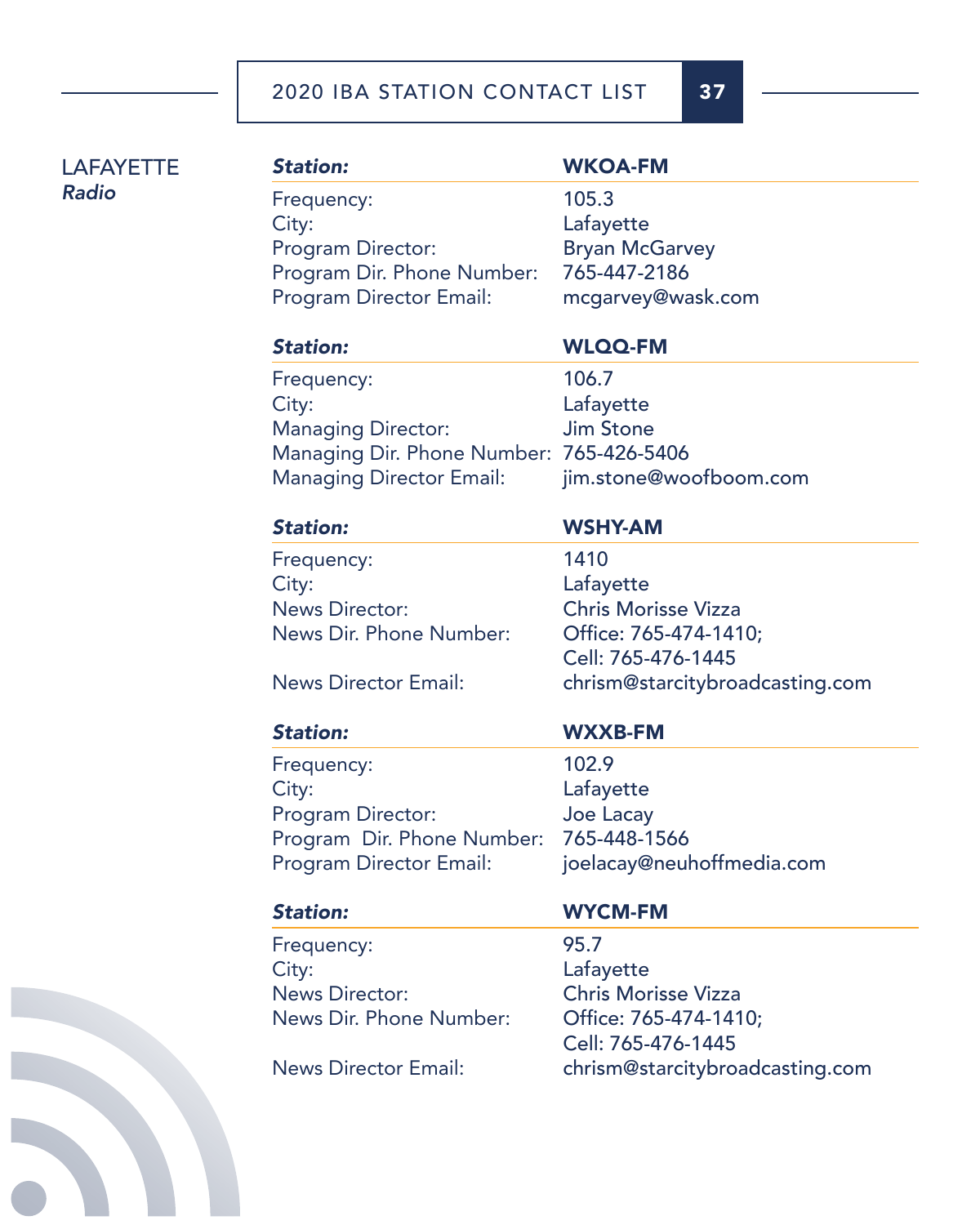## LAFAYETTE
### *Radio*

| ***Station:*** | **WKOA-FM** |
|---|---|
| Frequency: | 105.3 |
| City: | Lafayette |
| Program Director: | Bryan McGarvey |
| Program Dir. Phone Number: | 765-447-2186 |
| Program Director Email: | mcgarvey@wask.com |

| ***Station:*** | **WLQQ-FM** |
|---|---|
| Frequency: | 106.7 |
| City: | Lafayette |
| Managing Director: | Jim Stone |
| Managing Dir. Phone Number: | 765-426-5406 |
| Managing Director Email: | jim.stone@woofboom.com |

| ***Station:*** | **WSHY-AM** |
|---|---|
| Frequency: | 1410 |
| City: | Lafayette |
| News Director: | Chris Morisse Vizza |
| News Dir. Phone Number: | Office: 765-474-1410; Cell: 765-476-1445 |
| News Director Email: | chrism@starcitybroadcasting.com |

| ***Station:*** | **WXXB-FM** |
|---|---|
| Frequency: | 102.9 |
| City: | Lafayette |
| Program Director: | Joe Lacay |
| Program Dir. Phone Number: | 765-448-1566 |
| Program Director Email: | joelacay@neuhoffmedia.com |

| ***Station:*** | **WYCM-FM** |
|---|---|
| Frequency: | 95.7 |
| City: | Lafayette |
| News Director: | Chris Morisse Vizza |
| News Dir. Phone Number: | Office: 765-474-1410; Cell: 765-476-1445 |
| News Director Email: | chrism@starcitybroadcasting.com |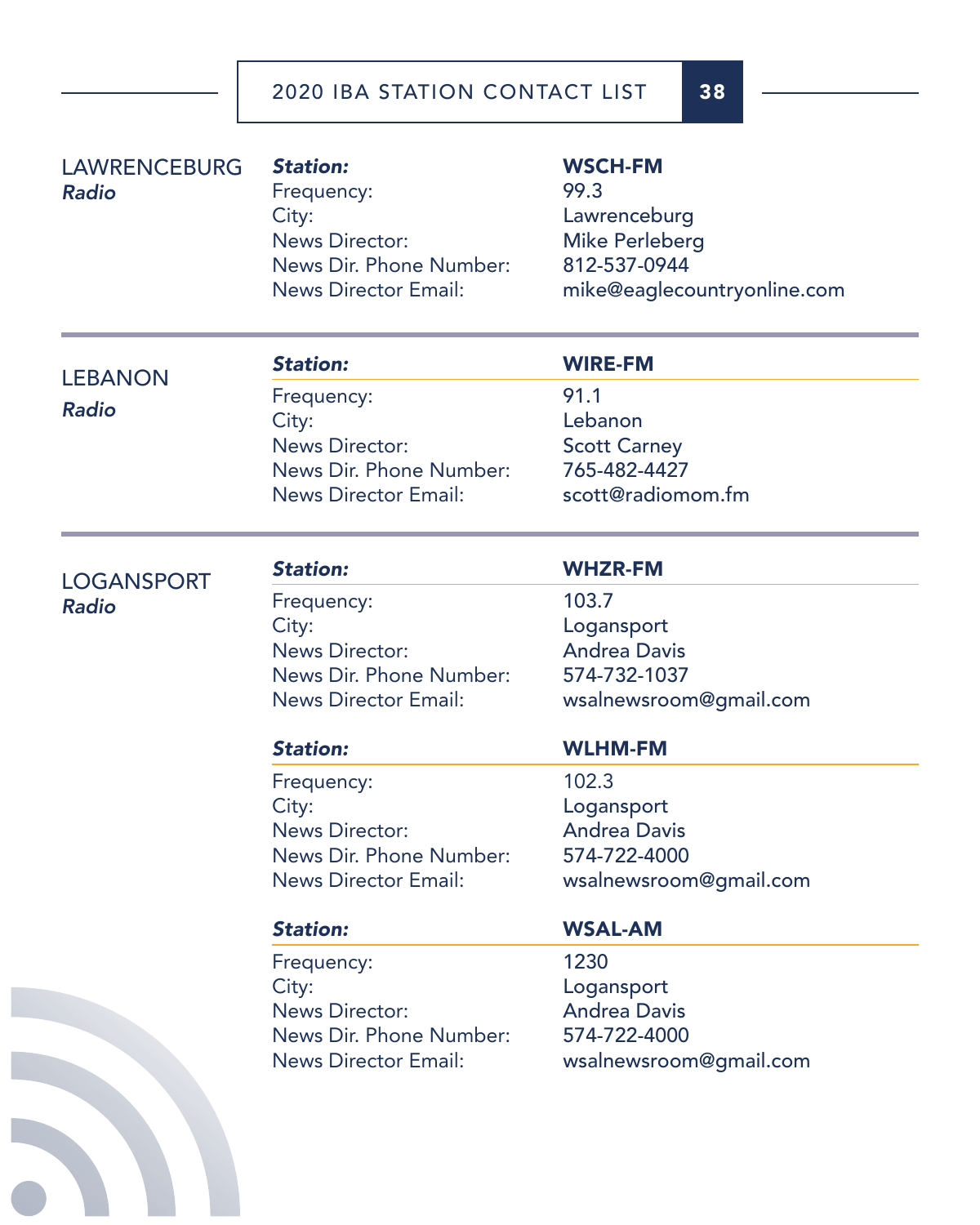## LAWRENCEBURG
*Radio*

| ***Station:*** | **WSCH-FM** |
| --- | --- |
| Frequency: | 99.3 |
| City: | Lawrenceburg |
| News Director: | Mike Perleberg |
| News Dir. Phone Number: | 812-537-0944 |
| News Director Email: | mike@eaglecountryonline.com |

## LEBANON
*Radio*

| ***Station:*** | **WIRE-FM** |
| --- | --- |
| Frequency: | 91.1 |
| City: | Lebanon |
| News Director: | Scott Carney |
| News Dir. Phone Number: | 765-482-4427 |
| News Director Email: | scott@radiomom.fm |

## LOGANSPORT
*Radio*

| ***Station:*** | **WHZR-FM** |
| --- | --- |
| Frequency: | 103.7 |
| City: | Logansport |
| News Director: | Andrea Davis |
| News Dir. Phone Number: | 574-732-1037 |
| News Director Email: | wsalnewsroom@gmail.com |

| ***Station:*** | **WLHM-FM** |
| --- | --- |
| Frequency: | 102.3 |
| City: | Logansport |
| News Director: | Andrea Davis |
| News Dir. Phone Number: | 574-722-4000 |
| News Director Email: | wsalnewsroom@gmail.com |

| ***Station:*** | **WSAL-AM** |
| --- | --- |
| Frequency: | 1230 |
| City: | Logansport |
| News Director: | Andrea Davis |
| News Dir. Phone Number: | 574-722-4000 |
| News Director Email: | wsalnewsroom@gmail.com |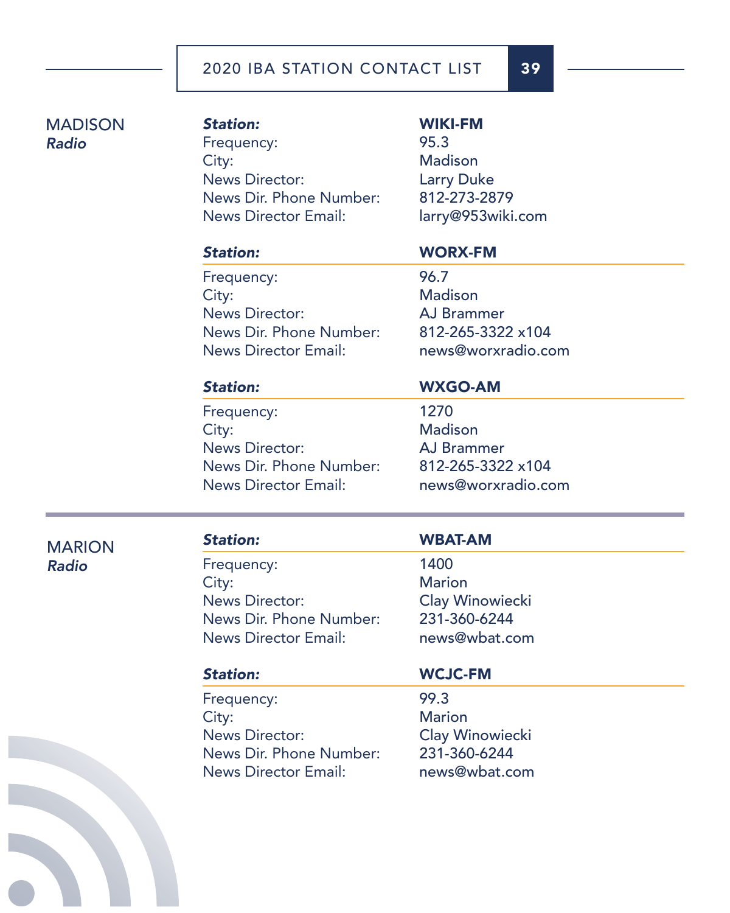## MADISON
*Radio*

| ***Station:*** | **WIKI-FM** |
|---|---|
| Frequency: | 95.3 |
| City: | Madison |
| News Director: | Larry Duke |
| News Dir. Phone Number: | 812-273-2879 |
| News Director Email: | larry@953wiki.com |

| ***Station:*** | **WORX-FM** |
|---|---|
| Frequency: | 96.7 |
| City: | Madison |
| News Director: | AJ Brammer |
| News Dir. Phone Number: | 812-265-3322 x104 |
| News Director Email: | news@worxradio.com |

| ***Station:*** | **WXGO-AM** |
|---|---|
| Frequency: | 1270 |
| City: | Madison |
| News Director: | AJ Brammer |
| News Dir. Phone Number: | 812-265-3322 x104 |
| News Director Email: | news@worxradio.com |

## MARION
*Radio*

| ***Station:*** | **WBAT-AM** |
|---|---|
| Frequency: | 1400 |
| City: | Marion |
| News Director: | Clay Winowiecki |
| News Dir. Phone Number: | 231-360-6244 |
| News Director Email: | news@wbat.com |

| ***Station:*** | **WCJC-FM** |
|---|---|
| Frequency: | 99.3 |
| City: | Marion |
| News Director: | Clay Winowiecki |
| News Dir. Phone Number: | 231-360-6244 |
| News Director Email: | news@wbat.com |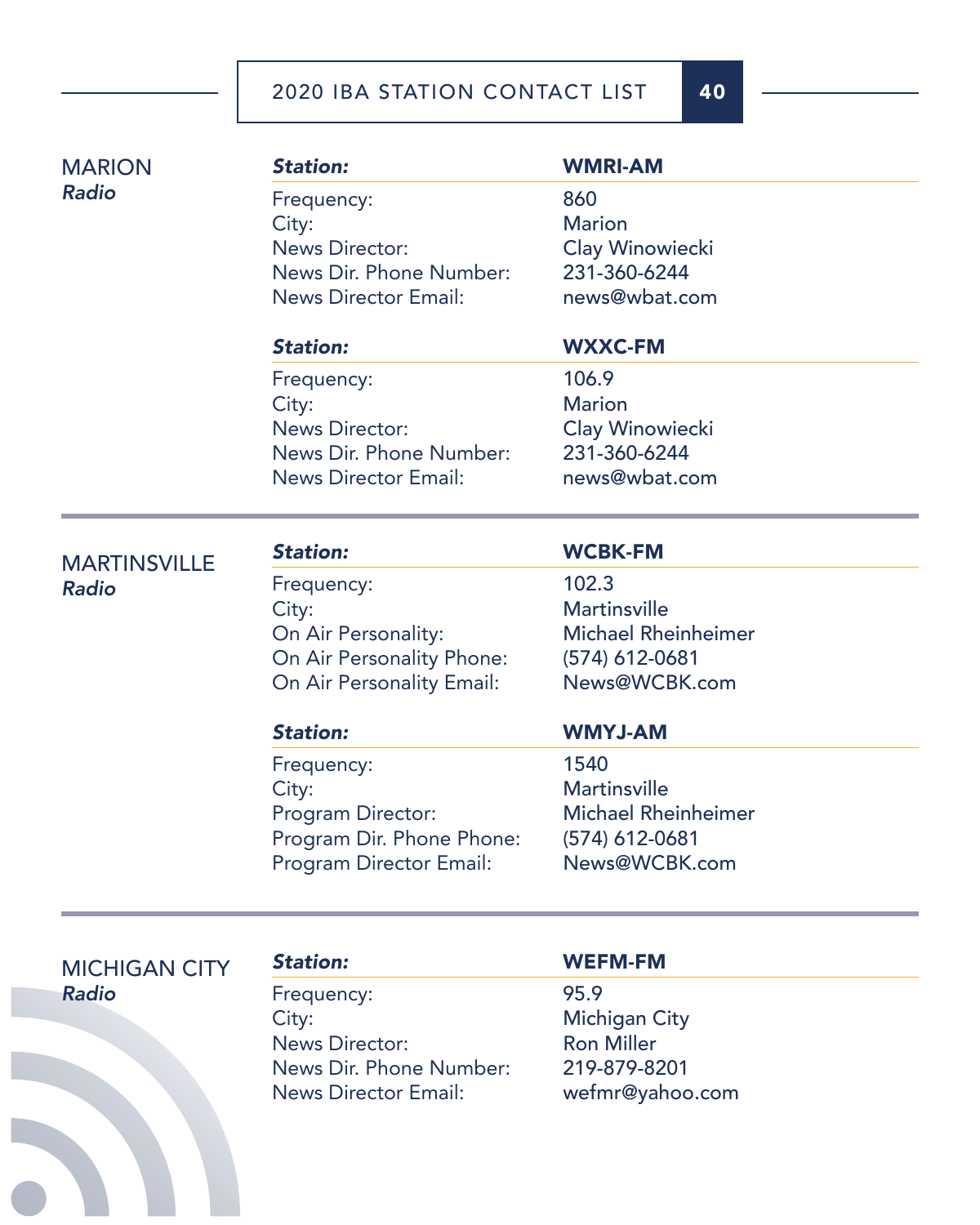## MARION
*Radio*

| ***Station:*** | **WMRI-AM** |
|---|---|
| Frequency: | 860 |
| City: | Marion |
| News Director: | Clay Winowiecki |
| News Dir. Phone Number: | 231-360-6244 |
| News Director Email: | news@wbat.com |

| ***Station:*** | **WXXC-FM** |
|---|---|
| Frequency: | 106.9 |
| City: | Marion |
| News Director: | Clay Winowiecki |
| News Dir. Phone Number: | 231-360-6244 |
| News Director Email: | news@wbat.com |

## MARTINSVILLE
*Radio*

| ***Station:*** | **WCBK-FM** |
|---|---|
| Frequency: | 102.3 |
| City: | Martinsville |
| On Air Personality: | Michael Rheinheimer |
| On Air Personality Phone: | (574) 612-0681 |
| On Air Personality Email: | News@WCBK.com |

| ***Station:*** | **WMYJ-AM** |
|---|---|
| Frequency: | 1540 |
| City: | Martinsville |
| Program Director: | Michael Rheinheimer |
| Program Dir. Phone Phone: | (574) 612-0681 |
| Program Director Email: | News@WCBK.com |

## MICHIGAN CITY
*Radio*

| ***Station:*** | **WEFM-FM** |
|---|---|
| Frequency: | 95.9 |
| City: | Michigan City |
| News Director: | Ron Miller |
| News Dir. Phone Number: | 219-879-8201 |
| News Director Email: | wefmr@yahoo.com |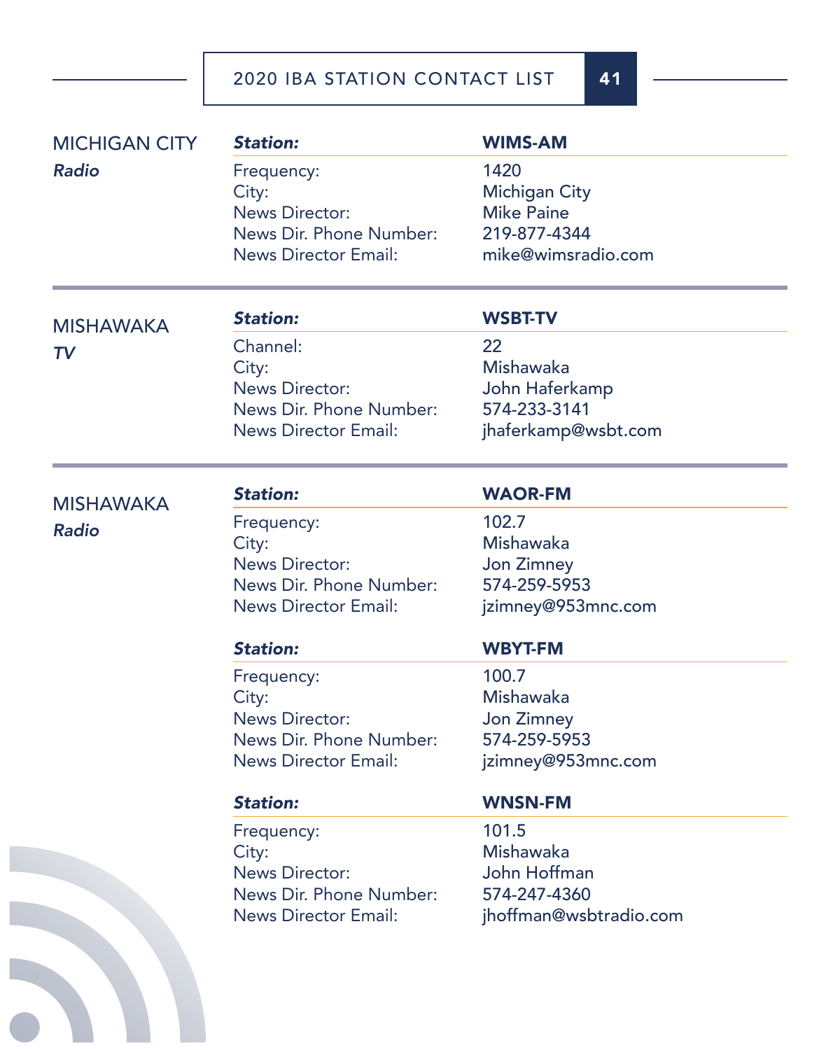## MICHIGAN CITY
***Radio***

| ***Station:*** | **WIMS-AM** |
|---|---|
| Frequency: | 1420 |
| City: | Michigan City |
| News Director: | Mike Paine |
| News Dir. Phone Number: | 219-877-4344 |
| News Director Email: | mike@wimsradio.com |

## MISHAWAKA
***TV***

| ***Station:*** | **WSBT-TV** |
|---|---|
| Channel: | 22 |
| City: | Mishawaka |
| News Director: | John Haferkamp |
| News Dir. Phone Number: | 574-233-3141 |
| News Director Email: | jhaferkamp@wsbt.com |

## MISHAWAKA
***Radio***

| ***Station:*** | **WAOR-FM** |
|---|---|
| Frequency: | 102.7 |
| City: | Mishawaka |
| News Director: | Jon Zimney |
| News Dir. Phone Number: | 574-259-5953 |
| News Director Email: | jzimney@953mnc.com |

| ***Station:*** | **WBYT-FM** |
|---|---|
| Frequency: | 100.7 |
| City: | Mishawaka |
| News Director: | Jon Zimney |
| News Dir. Phone Number: | 574-259-5953 |
| News Director Email: | jzimney@953mnc.com |

| ***Station:*** | **WNSN-FM** |
|---|---|
| Frequency: | 101.5 |
| City: | Mishawaka |
| News Director: | John Hoffman |
| News Dir. Phone Number: | 574-247-4360 |
| News Director Email: | jhoffman@wsbtradio.com |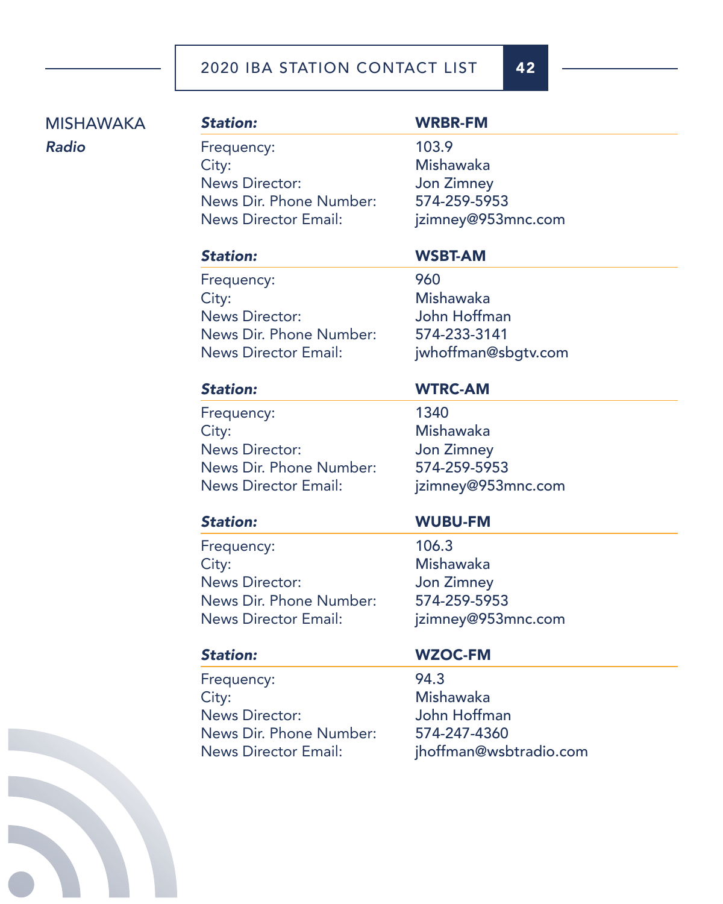## MISHAWAKA

***Radio***

| ***Station:*** | **WRBR-FM** |
|---|---|
| Frequency: | 103.9 |
| City: | Mishawaka |
| News Director: | Jon Zimney |
| News Dir. Phone Number: | 574-259-5953 |
| News Director Email: | jzimney@953mnc.com |

| ***Station:*** | **WSBT-AM** |
|---|---|
| Frequency: | 960 |
| City: | Mishawaka |
| News Director: | John Hoffman |
| News Dir. Phone Number: | 574-233-3141 |
| News Director Email: | jwhoffman@sbgtv.com |

| ***Station:*** | **WTRC-AM** |
|---|---|
| Frequency: | 1340 |
| City: | Mishawaka |
| News Director: | Jon Zimney |
| News Dir. Phone Number: | 574-259-5953 |
| News Director Email: | jzimney@953mnc.com |

| ***Station:*** | **WUBU-FM** |
|---|---|
| Frequency: | 106.3 |
| City: | Mishawaka |
| News Director: | Jon Zimney |
| News Dir. Phone Number: | 574-259-5953 |
| News Director Email: | jzimney@953mnc.com |

| ***Station:*** | **WZOC-FM** |
|---|---|
| Frequency: | 94.3 |
| City: | Mishawaka |
| News Director: | John Hoffman |
| News Dir. Phone Number: | 574-247-4360 |
| News Director Email: | jhoffman@wsbtradio.com |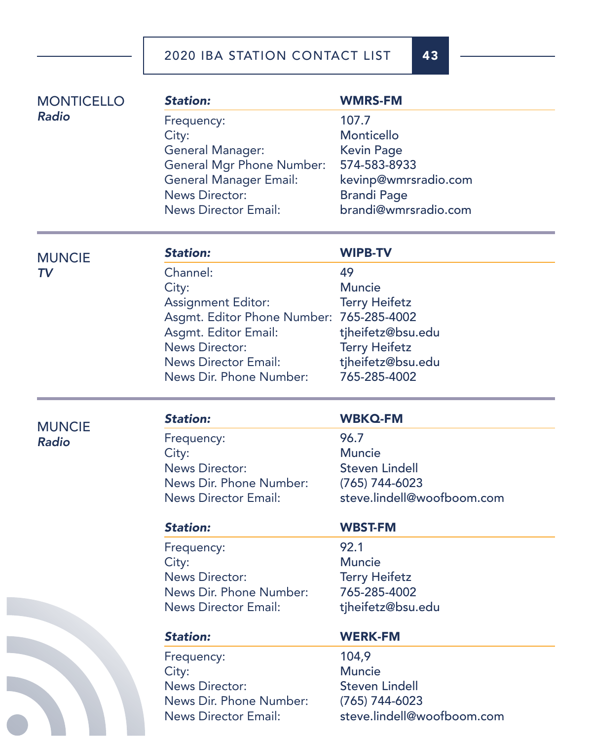## MONTICELLO
*Radio*

| **Station:** | **WMRS-FM** |
|---|---|
| Frequency: | 107.7 |
| City: | Monticello |
| General Manager: | Kevin Page |
| General Mgr Phone Number: | 574-583-8933 |
| General Manager Email: | kevinp@wmrsradio.com |
| News Director: | Brandi Page |
| News Director Email: | brandi@wmrsradio.com |

## MUNCIE
*TV*

| **Station:** | **WIPB-TV** |
|---|---|
| Channel: | 49 |
| City: | Muncie |
| Assignment Editor: | Terry Heifetz |
| Asgmt. Editor Phone Number: | 765-285-4002 |
| Asgmt. Editor Email: | tjheifetz@bsu.edu |
| News Director: | Terry Heifetz |
| News Director Email: | tjheifetz@bsu.edu |
| News Dir. Phone Number: | 765-285-4002 |

## MUNCIE
*Radio*

| **Station:** | **WBKQ-FM** |
|---|---|
| Frequency: | 96.7 |
| City: | Muncie |
| News Director: | Steven Lindell |
| News Dir. Phone Number: | (765) 744-6023 |
| News Director Email: | steve.lindell@woofboom.com |

| **Station:** | **WBST-FM** |
|---|---|
| Frequency: | 92.1 |
| City: | Muncie |
| News Director: | Terry Heifetz |
| News Dir. Phone Number: | 765-285-4002 |
| News Director Email: | tjheifetz@bsu.edu |

| **Station:** | **WERK-FM** |
|---|---|
| Frequency: | 104,9 |
| City: | Muncie |
| News Director: | Steven Lindell |
| News Dir. Phone Number: | (765) 744-6023 |
| News Director Email: | steve.lindell@woofboom.com |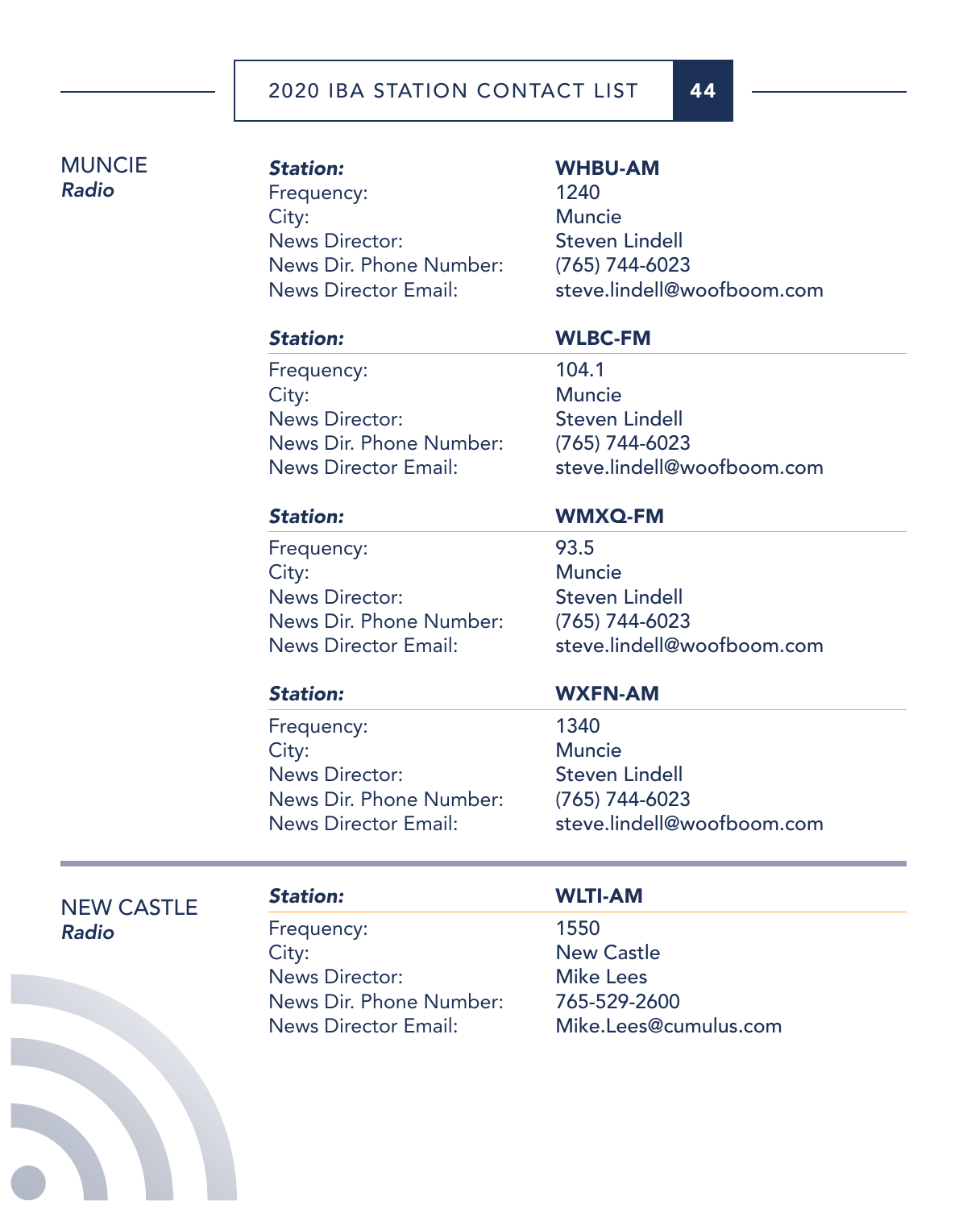## MUNCIE
*Radio*

| ***Station:*** | **WHBU-AM** |
|---|---|
| Frequency: | 1240 |
| City: | Muncie |
| News Director: | Steven Lindell |
| News Dir. Phone Number: | (765) 744-6023 |
| News Director Email: | steve.lindell@woofboom.com |

| ***Station:*** | **WLBC-FM** |
|---|---|
| Frequency: | 104.1 |
| City: | Muncie |
| News Director: | Steven Lindell |
| News Dir. Phone Number: | (765) 744-6023 |
| News Director Email: | steve.lindell@woofboom.com |

| ***Station:*** | **WMXQ-FM** |
|---|---|
| Frequency: | 93.5 |
| City: | Muncie |
| News Director: | Steven Lindell |
| News Dir. Phone Number: | (765) 744-6023 |
| News Director Email: | steve.lindell@woofboom.com |

| ***Station:*** | **WXFN-AM** |
|---|---|
| Frequency: | 1340 |
| City: | Muncie |
| News Director: | Steven Lindell |
| News Dir. Phone Number: | (765) 744-6023 |
| News Director Email: | steve.lindell@woofboom.com |

## NEW CASTLE
*Radio*

| ***Station:*** | **WLTI-AM** |
|---|---|
| Frequency: | 1550 |
| City: | New Castle |
| News Director: | Mike Lees |
| News Dir. Phone Number: | 765-529-2600 |
| News Director Email: | Mike.Lees@cumulus.com |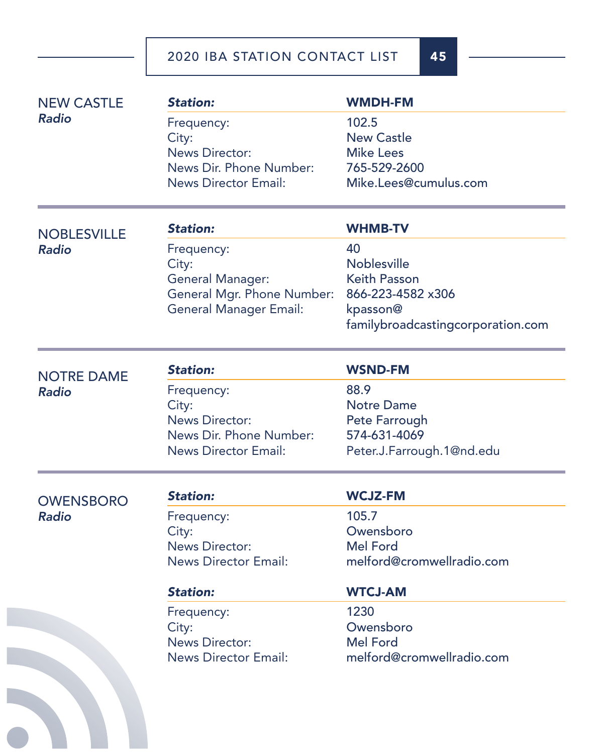## NEW CASTLE
*Radio*

| **Station:** | **WMDH-FM** |
|---|---|
| Frequency: | 102.5 |
| City: | New Castle |
| News Director: | Mike Lees |
| News Dir. Phone Number: | 765-529-2600 |
| News Director Email: | Mike.Lees@cumulus.com |

## NOBLESVILLE
*Radio*

| **Station:** | **WHMB-TV** |
|---|---|
| Frequency: | 40 |
| City: | Noblesville |
| General Manager: | Keith Passon |
| General Mgr. Phone Number: | 866-223-4582 x306 |
| General Manager Email: | kpasson@familybroadcastingcorporation.com |

## NOTRE DAME
*Radio*

| **Station:** | **WSND-FM** |
|---|---|
| Frequency: | 88.9 |
| City: | Notre Dame |
| News Director: | Pete Farrough |
| News Dir. Phone Number: | 574-631-4069 |
| News Director Email: | Peter.J.Farrough.1@nd.edu |

## OWENSBORO
*Radio*

| **Station:** | **WCJZ-FM** |
|---|---|
| Frequency: | 105.7 |
| City: | Owensboro |
| News Director: | Mel Ford |
| News Director Email: | melford@cromwellradio.com |

| **Station:** | **WTCJ-AM** |
|---|---|
| Frequency: | 1230 |
| City: | Owensboro |
| News Director: | Mel Ford |
| News Director Email: | melford@cromwellradio.com |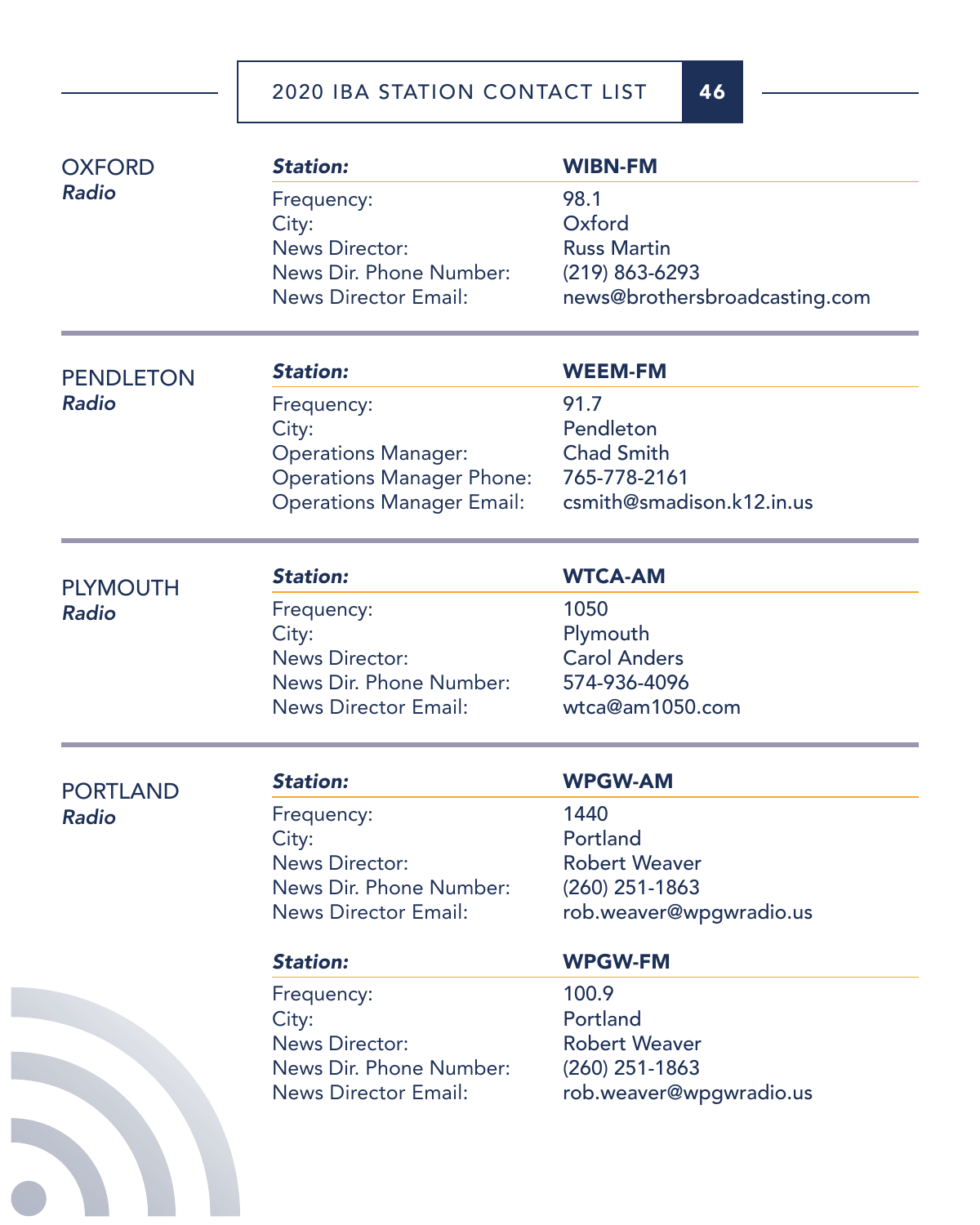## OXFORD
*Radio*

| **Station:** | **WIBN-FM** |
| --- | --- |
| Frequency: | 98.1 |
| City: | Oxford |
| News Director: | Russ Martin |
| News Dir. Phone Number: | (219) 863-6293 |
| News Director Email: | news@brothersbroadcasting.com |

## PENDLETON
*Radio*

| **Station:** | **WEEM-FM** |
| --- | --- |
| Frequency: | 91.7 |
| City: | Pendleton |
| Operations Manager: | Chad Smith |
| Operations Manager Phone: | 765-778-2161 |
| Operations Manager Email: | csmith@smadison.k12.in.us |

## PLYMOUTH
*Radio*

| **Station:** | **WTCA-AM** |
| --- | --- |
| Frequency: | 1050 |
| City: | Plymouth |
| News Director: | Carol Anders |
| News Dir. Phone Number: | 574-936-4096 |
| News Director Email: | wtca@am1050.com |

## PORTLAND
*Radio*

| **Station:** | **WPGW-AM** |
| --- | --- |
| Frequency: | 1440 |
| City: | Portland |
| News Director: | Robert Weaver |
| News Dir. Phone Number: | (260) 251-1863 |
| News Director Email: | rob.weaver@wpgwradio.us |

| **Station:** | **WPGW-FM** |
| --- | --- |
| Frequency: | 100.9 |
| City: | Portland |
| News Director: | Robert Weaver |
| News Dir. Phone Number: | (260) 251-1863 |
| News Director Email: | rob.weaver@wpgwradio.us |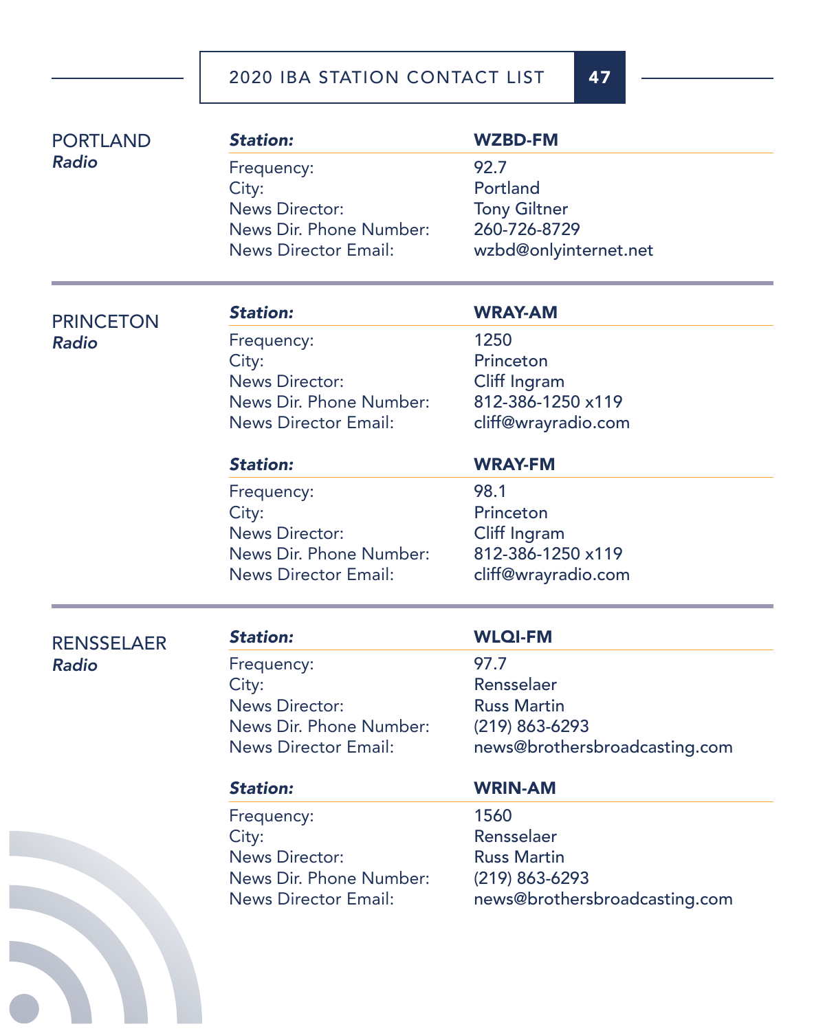## PORTLAND
*Radio*

| **Station:** | **WZBD-FM** |
|---|---|
| Frequency: | 92.7 |
| City: | Portland |
| News Director: | Tony Giltner |
| News Dir. Phone Number: | 260-726-8729 |
| News Director Email: | wzbd@onlyinternet.net |

## PRINCETON
*Radio*

| **Station:** | **WRAY-AM** |
|---|---|
| Frequency: | 1250 |
| City: | Princeton |
| News Director: | Cliff Ingram |
| News Dir. Phone Number: | 812-386-1250 x119 |
| News Director Email: | cliff@wrayradio.com |

| **Station:** | **WRAY-FM** |
|---|---|
| Frequency: | 98.1 |
| City: | Princeton |
| News Director: | Cliff Ingram |
| News Dir. Phone Number: | 812-386-1250 x119 |
| News Director Email: | cliff@wrayradio.com |

## RENSSELAER
*Radio*

| **Station:** | **WLQI-FM** |
|---|---|
| Frequency: | 97.7 |
| City: | Rensselaer |
| News Director: | Russ Martin |
| News Dir. Phone Number: | (219) 863-6293 |
| News Director Email: | news@brothersbroadcasting.com |

| **Station:** | **WRIN-AM** |
|---|---|
| Frequency: | 1560 |
| City: | Rensselaer |
| News Director: | Russ Martin |
| News Dir. Phone Number: | (219) 863-6293 |
| News Director Email: | news@brothersbroadcasting.com |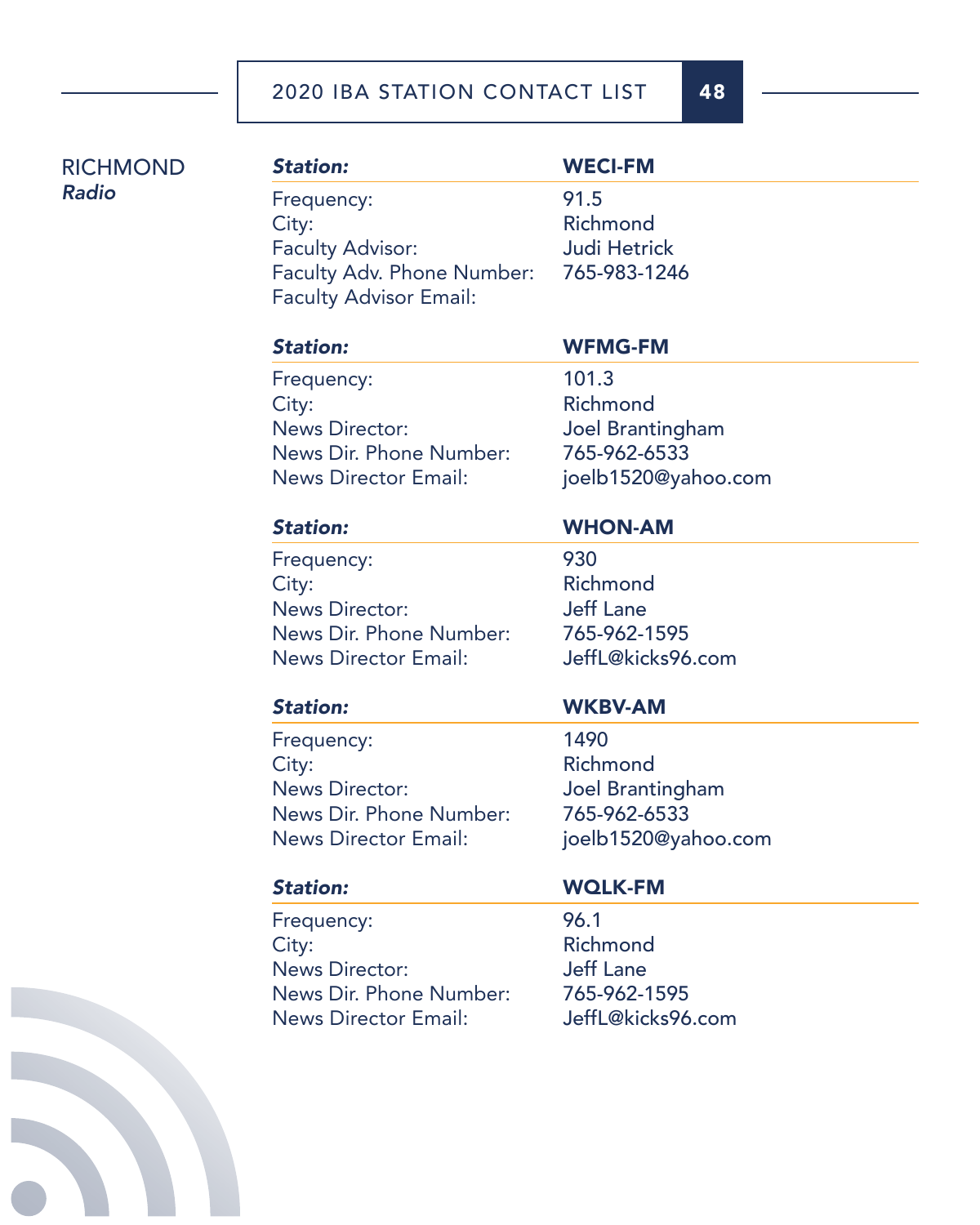## RICHMOND
*Radio*

| ***Station:*** | **WECI-FM** |
|---|---|
| Frequency: | 91.5 |
| City: | Richmond |
| Faculty Advisor: | Judi Hetrick |
| Faculty Adv. Phone Number: | 765-983-1246 |
| Faculty Advisor Email: | |

| ***Station:*** | **WFMG-FM** |
|---|---|
| Frequency: | 101.3 |
| City: | Richmond |
| News Director: | Joel Brantingham |
| News Dir. Phone Number: | 765-962-6533 |
| News Director Email: | joelb1520@yahoo.com |

| ***Station:*** | **WHON-AM** |
|---|---|
| Frequency: | 930 |
| City: | Richmond |
| News Director: | Jeff Lane |
| News Dir. Phone Number: | 765-962-1595 |
| News Director Email: | JeffL@kicks96.com |

| ***Station:*** | **WKBV-AM** |
|---|---|
| Frequency: | 1490 |
| City: | Richmond |
| News Director: | Joel Brantingham |
| News Dir. Phone Number: | 765-962-6533 |
| News Director Email: | joelb1520@yahoo.com |

| ***Station:*** | **WQLK-FM** |
|---|---|
| Frequency: | 96.1 |
| City: | Richmond |
| News Director: | Jeff Lane |
| News Dir. Phone Number: | 765-962-1595 |
| News Director Email: | JeffL@kicks96.com |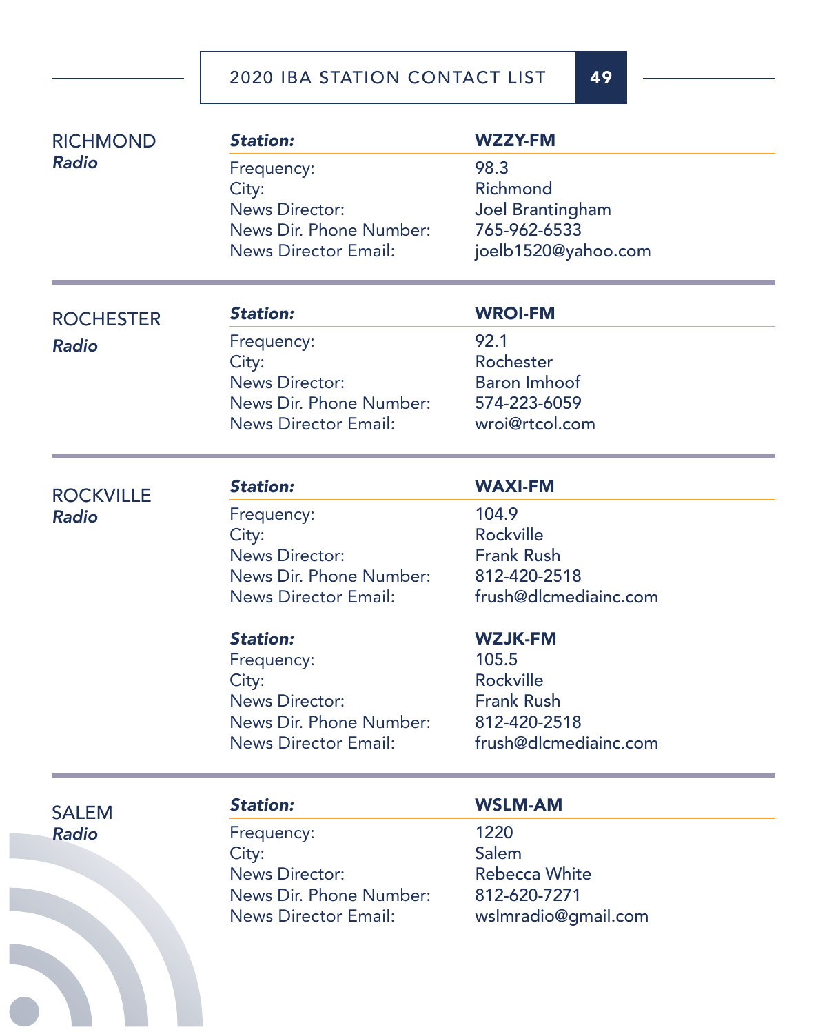## RICHMOND
*Radio*

| ***Station:*** | **WZZY-FM** |
|---|---|
| Frequency: | 98.3 |
| City: | Richmond |
| News Director: | Joel Brantingham |
| News Dir. Phone Number: | 765-962-6533 |
| News Director Email: | joelb1520@yahoo.com |

## ROCHESTER
*Radio*

| ***Station:*** | **WROI-FM** |
|---|---|
| Frequency: | 92.1 |
| City: | Rochester |
| News Director: | Baron Imhoof |
| News Dir. Phone Number: | 574-223-6059 |
| News Director Email: | wroi@rtcol.com |

## ROCKVILLE
*Radio*

| ***Station:*** | **WAXI-FM** |
|---|---|
| Frequency: | 104.9 |
| City: | Rockville |
| News Director: | Frank Rush |
| News Dir. Phone Number: | 812-420-2518 |
| News Director Email: | frush@dlcmediainc.com |

| ***Station:*** | **WZJK-FM** |
|---|---|
| Frequency: | 105.5 |
| City: | Rockville |
| News Director: | Frank Rush |
| News Dir. Phone Number: | 812-420-2518 |
| News Director Email: | frush@dlcmediainc.com |

## SALEM
*Radio*

| ***Station:*** | **WSLM-AM** |
|---|---|
| Frequency: | 1220 |
| City: | Salem |
| News Director: | Rebecca White |
| News Dir. Phone Number: | 812-620-7271 |
| News Director Email: | wslmradio@gmail.com |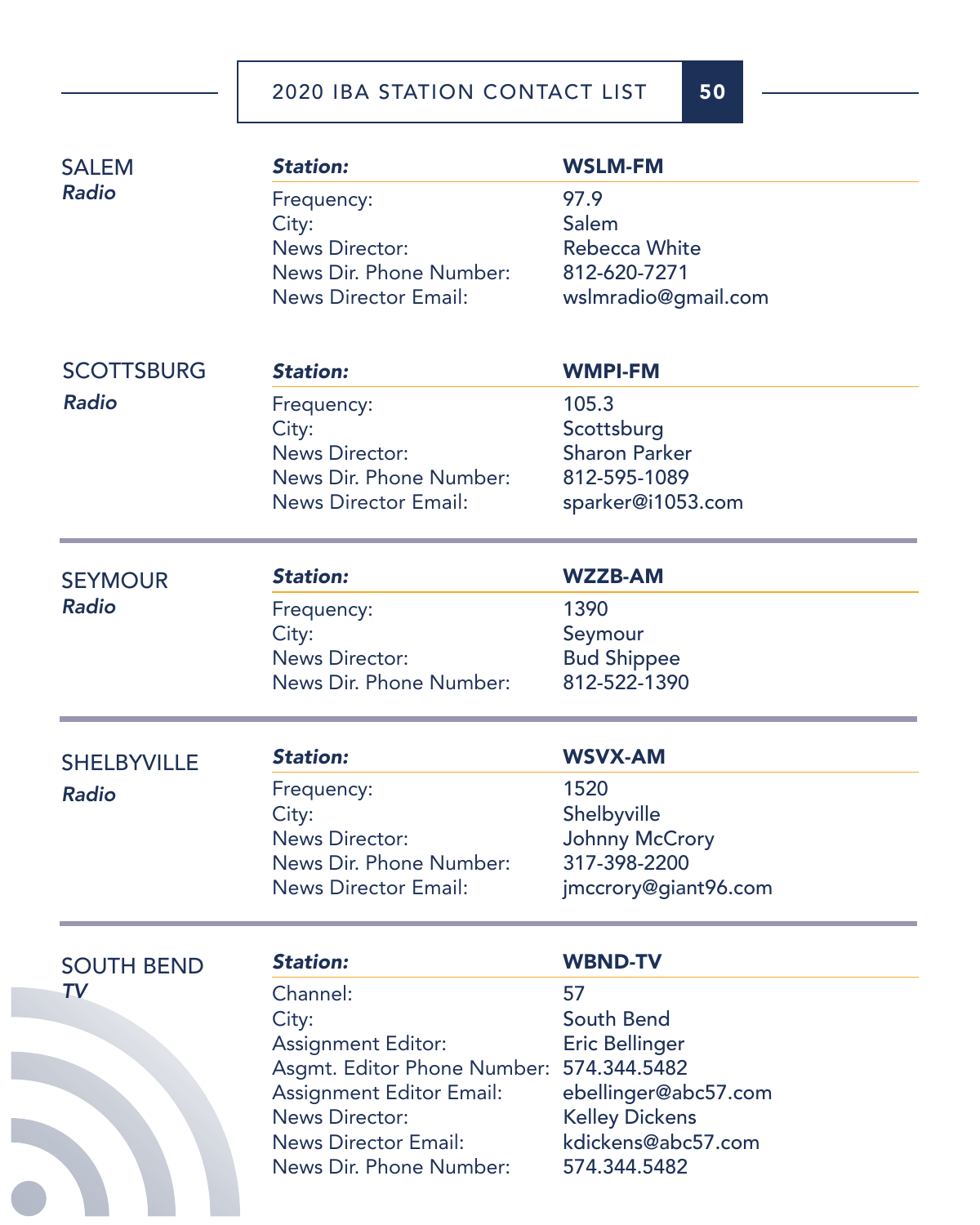## SALEM
*Radio*

| ***Station:*** | **WSLM-FM** |
|---|---|
| Frequency: | 97.9 |
| City: | Salem |
| News Director: | Rebecca White |
| News Dir. Phone Number: | 812-620-7271 |
| News Director Email: | wslmradio@gmail.com |

## SCOTTSBURG
*Radio*

| ***Station:*** | **WMPI-FM** |
|---|---|
| Frequency: | 105.3 |
| City: | Scottsburg |
| News Director: | Sharon Parker |
| News Dir. Phone Number: | 812-595-1089 |
| News Director Email: | sparker@i1053.com |

## SEYMOUR
*Radio*

| ***Station:*** | **WZZB-AM** |
|---|---|
| Frequency: | 1390 |
| City: | Seymour |
| News Director: | Bud Shippee |
| News Dir. Phone Number: | 812-522-1390 |

## SHELBYVILLE
*Radio*

| ***Station:*** | **WSVX-AM** |
|---|---|
| Frequency: | 1520 |
| City: | Shelbyville |
| News Director: | Johnny McCrory |
| News Dir. Phone Number: | 317-398-2200 |
| News Director Email: | jmccrory@giant96.com |

## SOUTH BEND
*TV*

| ***Station:*** | **WBND-TV** |
|---|---|
| Channel: | 57 |
| City: | South Bend |
| Assignment Editor: | Eric Bellinger |
| Asgmt. Editor Phone Number: | 574.344.5482 |
| Assignment Editor Email: | ebellinger@abc57.com |
| News Director: | Kelley Dickens |
| News Director Email: | kdickens@abc57.com |
| News Dir. Phone Number: | 574.344.5482 |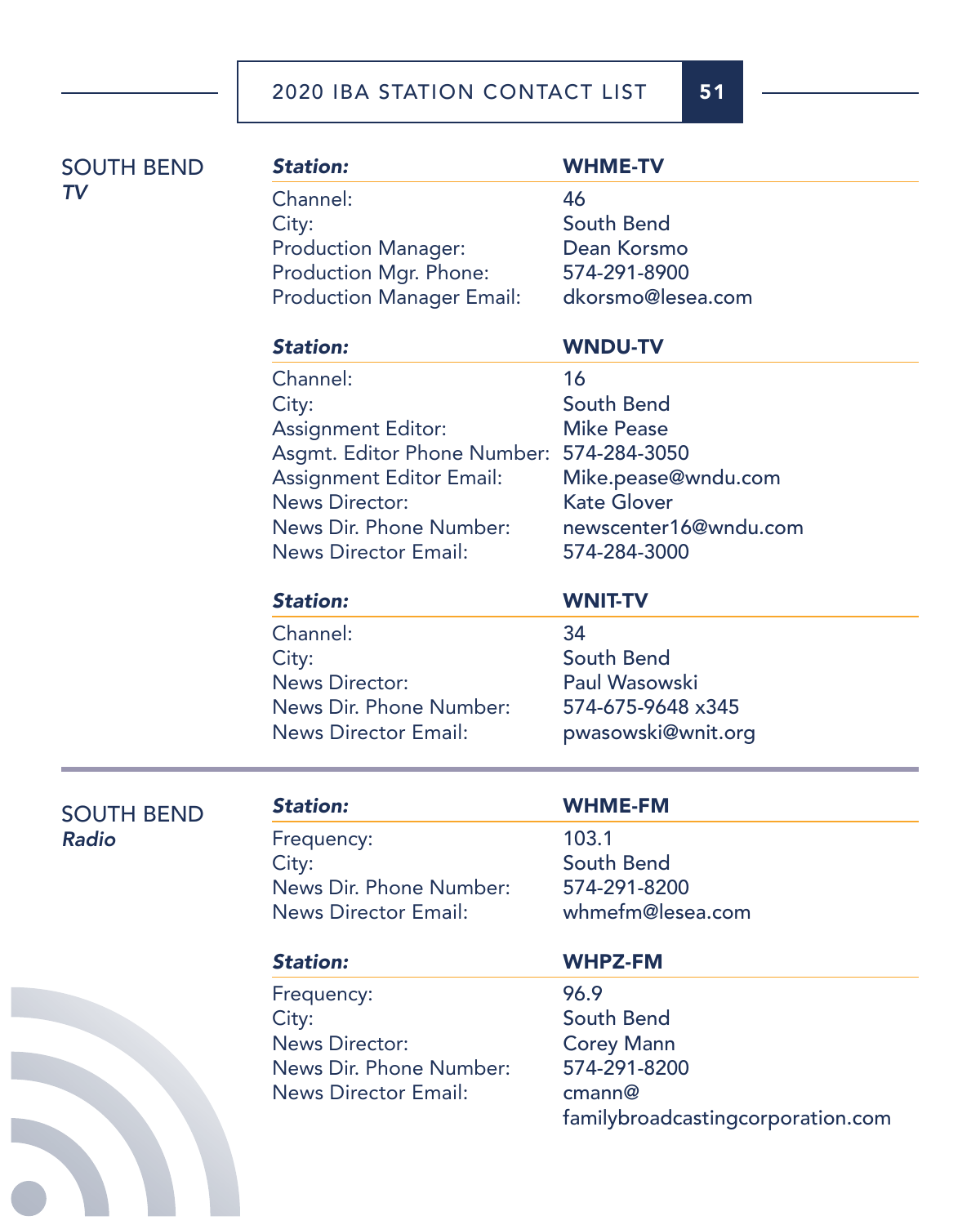## SOUTH BEND *TV*

| ***Station:*** | **WHME-TV** |
|---|---|
| Channel: | 46 |
| City: | South Bend |
| Production Manager: | Dean Korsmo |
| Production Mgr. Phone: | 574-291-8900 |
| Production Manager Email: | dkorsmo@lesea.com |

| ***Station:*** | **WNDU-TV** |
|---|---|
| Channel: | 16 |
| City: | South Bend |
| Assignment Editor: | Mike Pease |
| Asgmt. Editor Phone Number: | 574-284-3050 |
| Assignment Editor Email: | Mike.pease@wndu.com |
| News Director: | Kate Glover |
| News Dir. Phone Number: | newscenter16@wndu.com |
| News Director Email: | 574-284-3000 |

| ***Station:*** | **WNIT-TV** |
|---|---|
| Channel: | 34 |
| City: | South Bend |
| News Director: | Paul Wasowski |
| News Dir. Phone Number: | 574-675-9648 x345 |
| News Director Email: | pwasowski@wnit.org |

## SOUTH BEND *Radio*

| ***Station:*** | **WHME-FM** |
|---|---|
| Frequency: | 103.1 |
| City: | South Bend |
| News Dir. Phone Number: | 574-291-8200 |
| News Director Email: | whmefm@lesea.com |

| ***Station:*** | **WHPZ-FM** |
|---|---|
| Frequency: | 96.9 |
| City: | South Bend |
| News Director: | Corey Mann |
| News Dir. Phone Number: | 574-291-8200 |
| News Director Email: | cmann@familybroadcastingcorporation.com |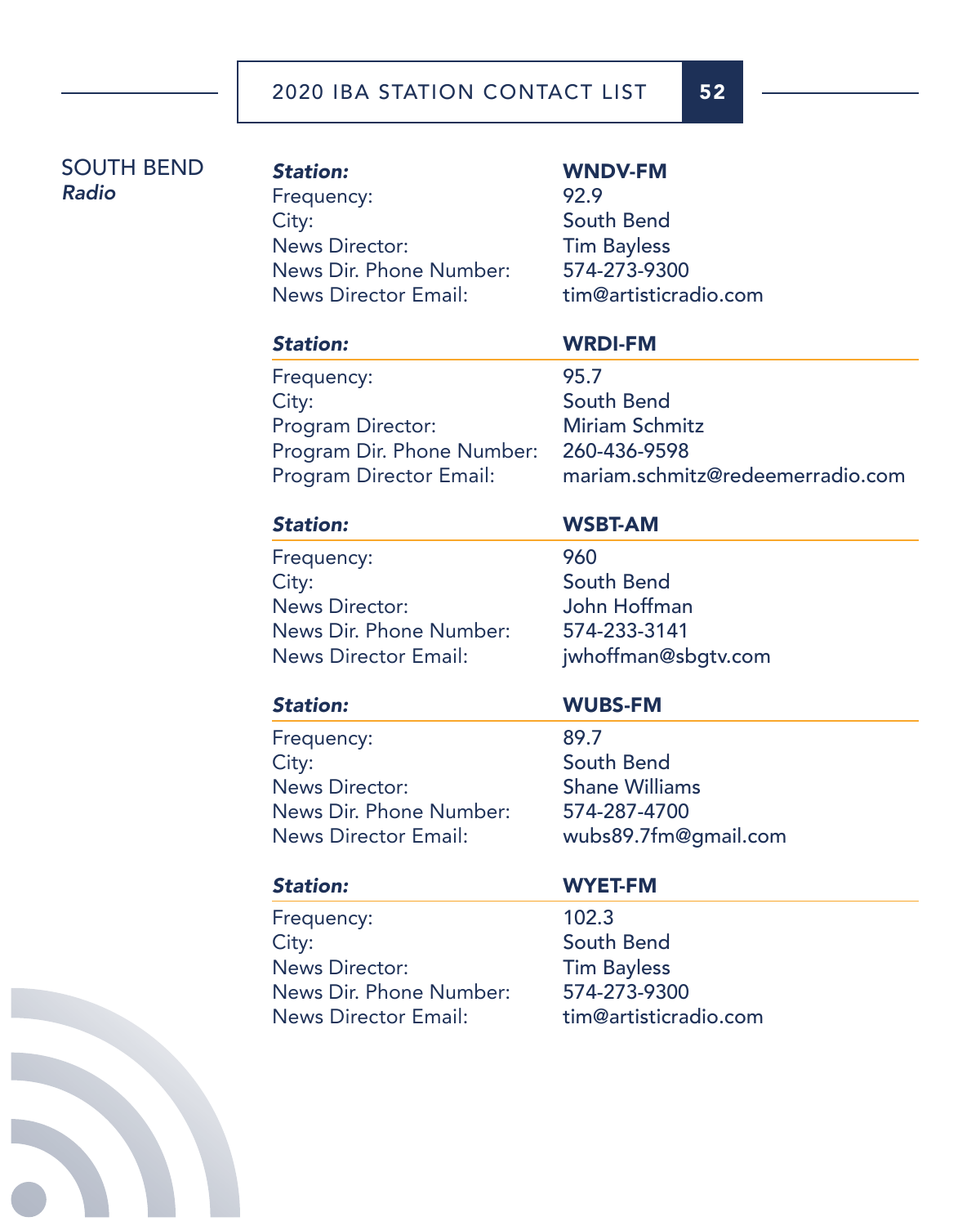## SOUTH BEND
*Radio*

| ***Station:*** | **WNDV-FM** |
|---|---|
| Frequency: | 92.9 |
| City: | South Bend |
| News Director: | Tim Bayless |
| News Dir. Phone Number: | 574-273-9300 |
| News Director Email: | tim@artisticradio.com |

| ***Station:*** | **WRDI-FM** |
|---|---|
| Frequency: | 95.7 |
| City: | South Bend |
| Program Director: | Miriam Schmitz |
| Program Dir. Phone Number: | 260-436-9598 |
| Program Director Email: | mariam.schmitz@redeemerradio.com |

| ***Station:*** | **WSBT-AM** |
|---|---|
| Frequency: | 960 |
| City: | South Bend |
| News Director: | John Hoffman |
| News Dir. Phone Number: | 574-233-3141 |
| News Director Email: | jwhoffman@sbgtv.com |

| ***Station:*** | **WUBS-FM** |
|---|---|
| Frequency: | 89.7 |
| City: | South Bend |
| News Director: | Shane Williams |
| News Dir. Phone Number: | 574-287-4700 |
| News Director Email: | wubs89.7fm@gmail.com |

| ***Station:*** | **WYET-FM** |
|---|---|
| Frequency: | 102.3 |
| City: | South Bend |
| News Director: | Tim Bayless |
| News Dir. Phone Number: | 574-273-9300 |
| News Director Email: | tim@artisticradio.com |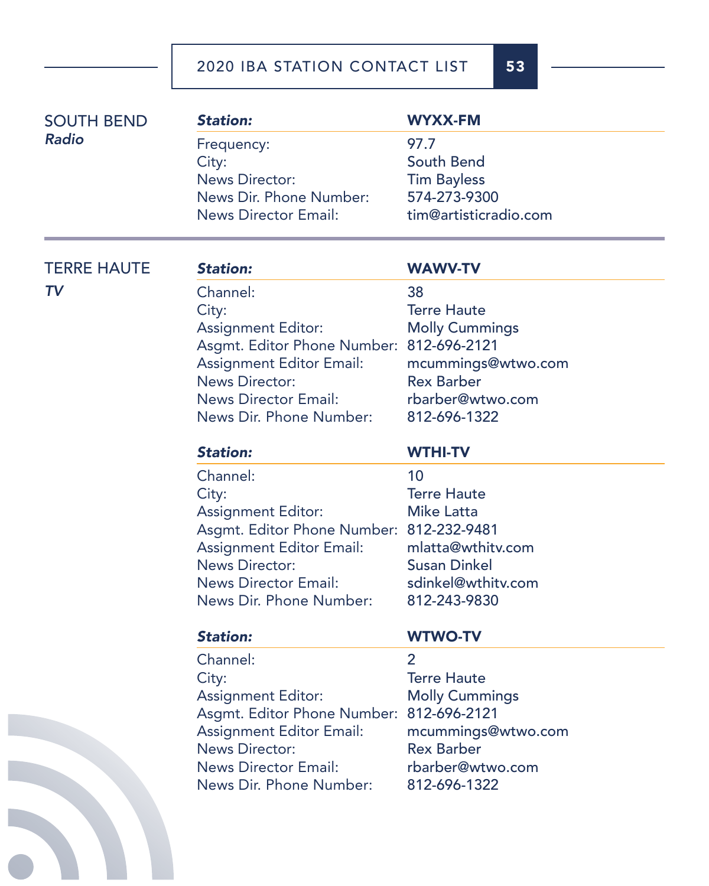## SOUTH BEND
*Radio*

| **Station:** | **WYXX-FM** |
|---|---|
| Frequency: | 97.7 |
| City: | South Bend |
| News Director: | Tim Bayless |
| News Dir. Phone Number: | 574-273-9300 |
| News Director Email: | tim@artisticradio.com |

## TERRE HAUTE
*TV*

| **Station:** | **WAWV-TV** |
|---|---|
| Channel: | 38 |
| City: | Terre Haute |
| Assignment Editor: | Molly Cummings |
| Asgmt. Editor Phone Number: | 812-696-2121 |
| Assignment Editor Email: | mcummings@wtwo.com |
| News Director: | Rex Barber |
| News Director Email: | rbarber@wtwo.com |
| News Dir. Phone Number: | 812-696-1322 |

| **Station:** | **WTHI-TV** |
|---|---|
| Channel: | 10 |
| City: | Terre Haute |
| Assignment Editor: | Mike Latta |
| Asgmt. Editor Phone Number: | 812-232-9481 |
| Assignment Editor Email: | mlatta@wthitv.com |
| News Director: | Susan Dinkel |
| News Director Email: | sdinkel@wthitv.com |
| News Dir. Phone Number: | 812-243-9830 |

| **Station:** | **WTWO-TV** |
|---|---|
| Channel: | 2 |
| City: | Terre Haute |
| Assignment Editor: | Molly Cummings |
| Asgmt. Editor Phone Number: | 812-696-2121 |
| Assignment Editor Email: | mcummings@wtwo.com |
| News Director: | Rex Barber |
| News Director Email: | rbarber@wtwo.com |
| News Dir. Phone Number: | 812-696-1322 |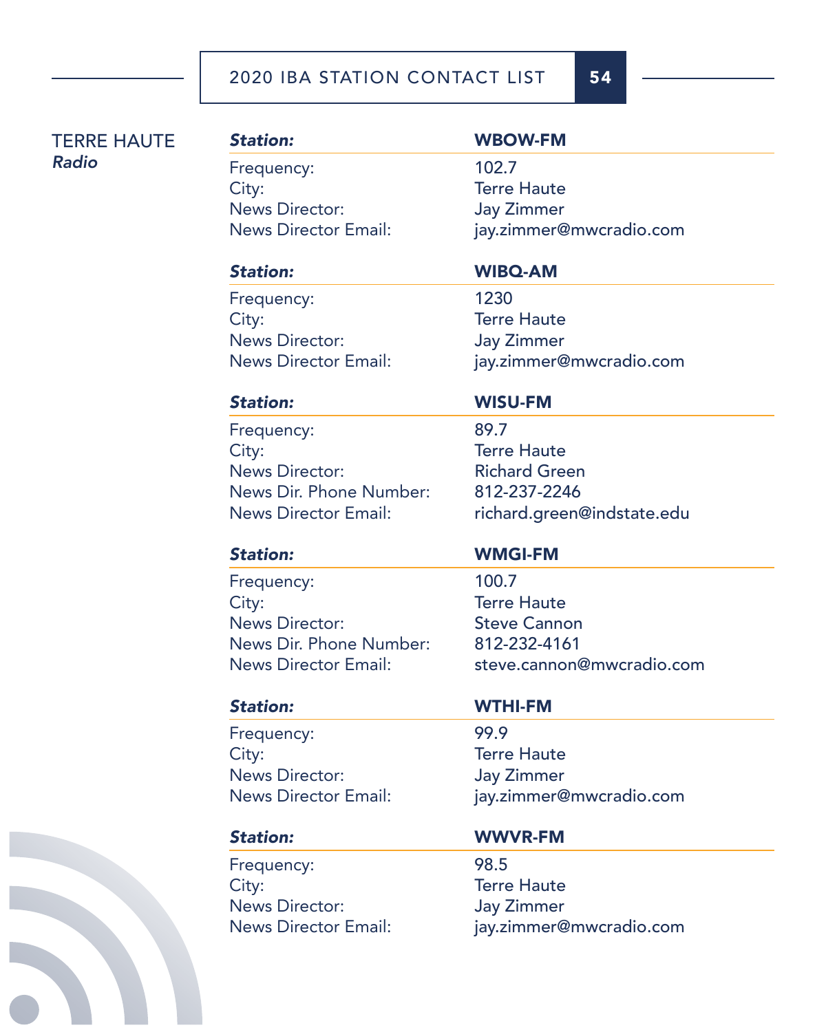## TERRE HAUTE
*Radio*

| ***Station:*** | **WBOW-FM** |
|---|---|
| Frequency: | 102.7 |
| City: | Terre Haute |
| News Director: | Jay Zimmer |
| News Director Email: | jay.zimmer@mwcradio.com |

| ***Station:*** | **WIBQ-AM** |
|---|---|
| Frequency: | 1230 |
| City: | Terre Haute |
| News Director: | Jay Zimmer |
| News Director Email: | jay.zimmer@mwcradio.com |

| ***Station:*** | **WISU-FM** |
|---|---|
| Frequency: | 89.7 |
| City: | Terre Haute |
| News Director: | Richard Green |
| News Dir. Phone Number: | 812-237-2246 |
| News Director Email: | richard.green@indstate.edu |

| ***Station:*** | **WMGI-FM** |
|---|---|
| Frequency: | 100.7 |
| City: | Terre Haute |
| News Director: | Steve Cannon |
| News Dir. Phone Number: | 812-232-4161 |
| News Director Email: | steve.cannon@mwcradio.com |

| ***Station:*** | **WTHI-FM** |
|---|---|
| Frequency: | 99.9 |
| City: | Terre Haute |
| News Director: | Jay Zimmer |
| News Director Email: | jay.zimmer@mwcradio.com |

| ***Station:*** | **WWVR-FM** |
|---|---|
| Frequency: | 98.5 |
| City: | Terre Haute |
| News Director: | Jay Zimmer |
| News Director Email: | jay.zimmer@mwcradio.com |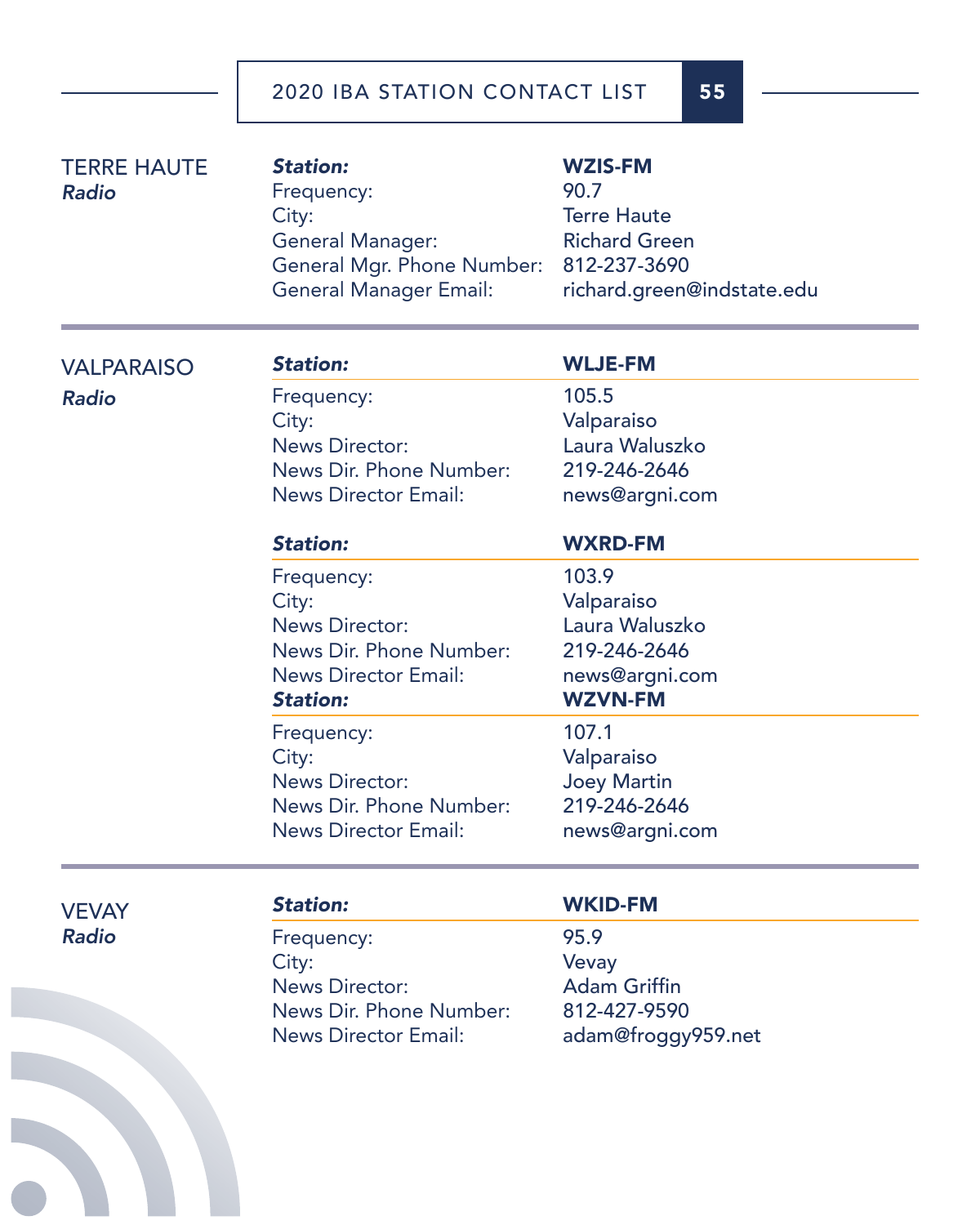## TERRE HAUTE
*Radio*

| ***Station:*** | **WZIS-FM** |
|---|---|
| Frequency: | 90.7 |
| City: | Terre Haute |
| General Manager: | Richard Green |
| General Mgr. Phone Number: | 812-237-3690 |
| General Manager Email: | richard.green@indstate.edu |

## VALPARAISO
*Radio*

| ***Station:*** | **WLJE-FM** |
|---|---|
| Frequency: | 105.5 |
| City: | Valparaiso |
| News Director: | Laura Waluszko |
| News Dir. Phone Number: | 219-246-2646 |
| News Director Email: | news@argni.com |

| ***Station:*** | **WXRD-FM** |
|---|---|
| Frequency: | 103.9 |
| City: | Valparaiso |
| News Director: | Laura Waluszko |
| News Dir. Phone Number: | 219-246-2646 |
| News Director Email: | news@argni.com |

| ***Station:*** | **WZVN-FM** |
|---|---|
| Frequency: | 107.1 |
| City: | Valparaiso |
| News Director: | Joey Martin |
| News Dir. Phone Number: | 219-246-2646 |
| News Director Email: | news@argni.com |

## VEVAY
*Radio*

| ***Station:*** | **WKID-FM** |
|---|---|
| Frequency: | 95.9 |
| City: | Vevay |
| News Director: | Adam Griffin |
| News Dir. Phone Number: | 812-427-9590 |
| News Director Email: | adam@froggy959.net |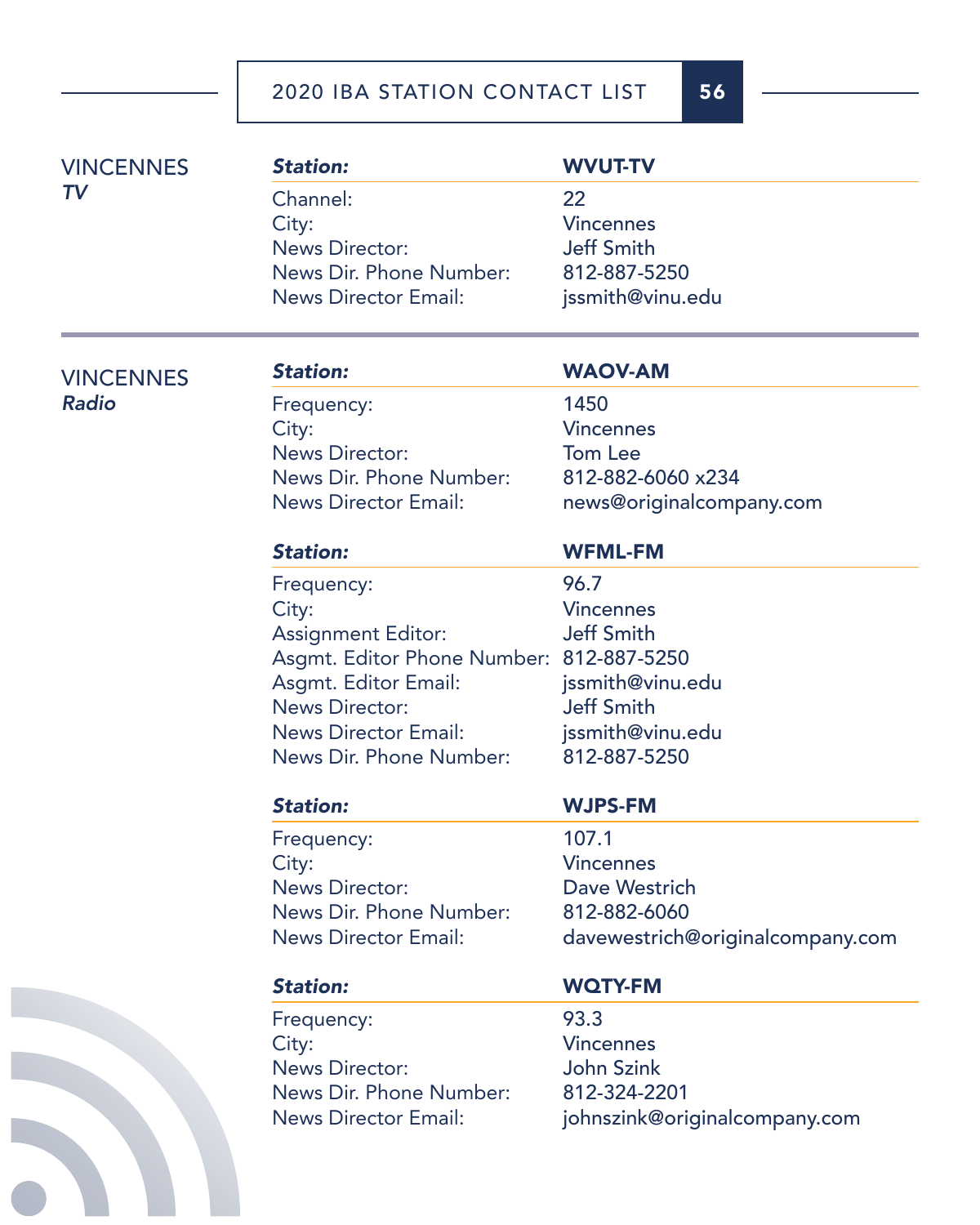## VINCENNES
### *TV*

| **Station:** | **WVUT-TV** |
|---|---|
| Channel: | 22 |
| City: | Vincennes |
| News Director: | Jeff Smith |
| News Dir. Phone Number: | 812-887-5250 |
| News Director Email: | jssmith@vinu.edu |

## VINCENNES
### *Radio*

| **Station:** | **WAOV-AM** |
|---|---|
| Frequency: | 1450 |
| City: | Vincennes |
| News Director: | Tom Lee |
| News Dir. Phone Number: | 812-882-6060 x234 |
| News Director Email: | news@originalcompany.com |

| **Station:** | **WFML-FM** |
|---|---|
| Frequency: | 96.7 |
| City: | Vincennes |
| Assignment Editor: | Jeff Smith |
| Asgmt. Editor Phone Number: | 812-887-5250 |
| Asgmt. Editor Email: | jssmith@vinu.edu |
| News Director: | Jeff Smith |
| News Director Email: | jssmith@vinu.edu |
| News Dir. Phone Number: | 812-887-5250 |

| **Station:** | **WJPS-FM** |
|---|---|
| Frequency: | 107.1 |
| City: | Vincennes |
| News Director: | Dave Westrich |
| News Dir. Phone Number: | 812-882-6060 |
| News Director Email: | davewestrich@originalcompany.com |

| **Station:** | **WQTY-FM** |
|---|---|
| Frequency: | 93.3 |
| City: | Vincennes |
| News Director: | John Szink |
| News Dir. Phone Number: | 812-324-2201 |
| News Director Email: | johnszink@originalcompany.com |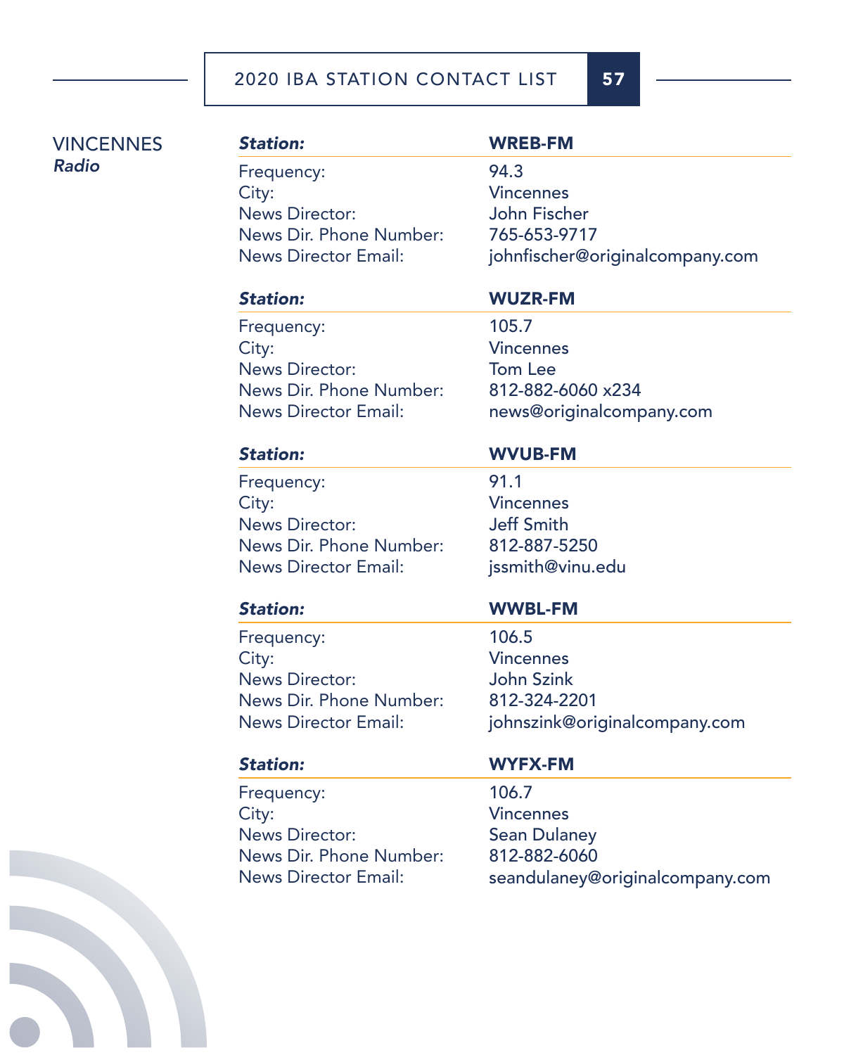## VINCENNES
*Radio*

| ***Station:*** | **WREB-FM** |
|---|---|
| Frequency: | 94.3 |
| City: | Vincennes |
| News Director: | John Fischer |
| News Dir. Phone Number: | 765-653-9717 |
| News Director Email: | johnfischer@originalcompany.com |

| ***Station:*** | **WUZR-FM** |
|---|---|
| Frequency: | 105.7 |
| City: | Vincennes |
| News Director: | Tom Lee |
| News Dir. Phone Number: | 812-882-6060 x234 |
| News Director Email: | news@originalcompany.com |

| ***Station:*** | **WVUB-FM** |
|---|---|
| Frequency: | 91.1 |
| City: | Vincennes |
| News Director: | Jeff Smith |
| News Dir. Phone Number: | 812-887-5250 |
| News Director Email: | jssmith@vinu.edu |

| ***Station:*** | **WWBL-FM** |
|---|---|
| Frequency: | 106.5 |
| City: | Vincennes |
| News Director: | John Szink |
| News Dir. Phone Number: | 812-324-2201 |
| News Director Email: | johnszink@originalcompany.com |

| ***Station:*** | **WYFX-FM** |
|---|---|
| Frequency: | 106.7 |
| City: | Vincennes |
| News Director: | Sean Dulaney |
| News Dir. Phone Number: | 812-882-6060 |
| News Director Email: | seandulaney@originalcompany.com |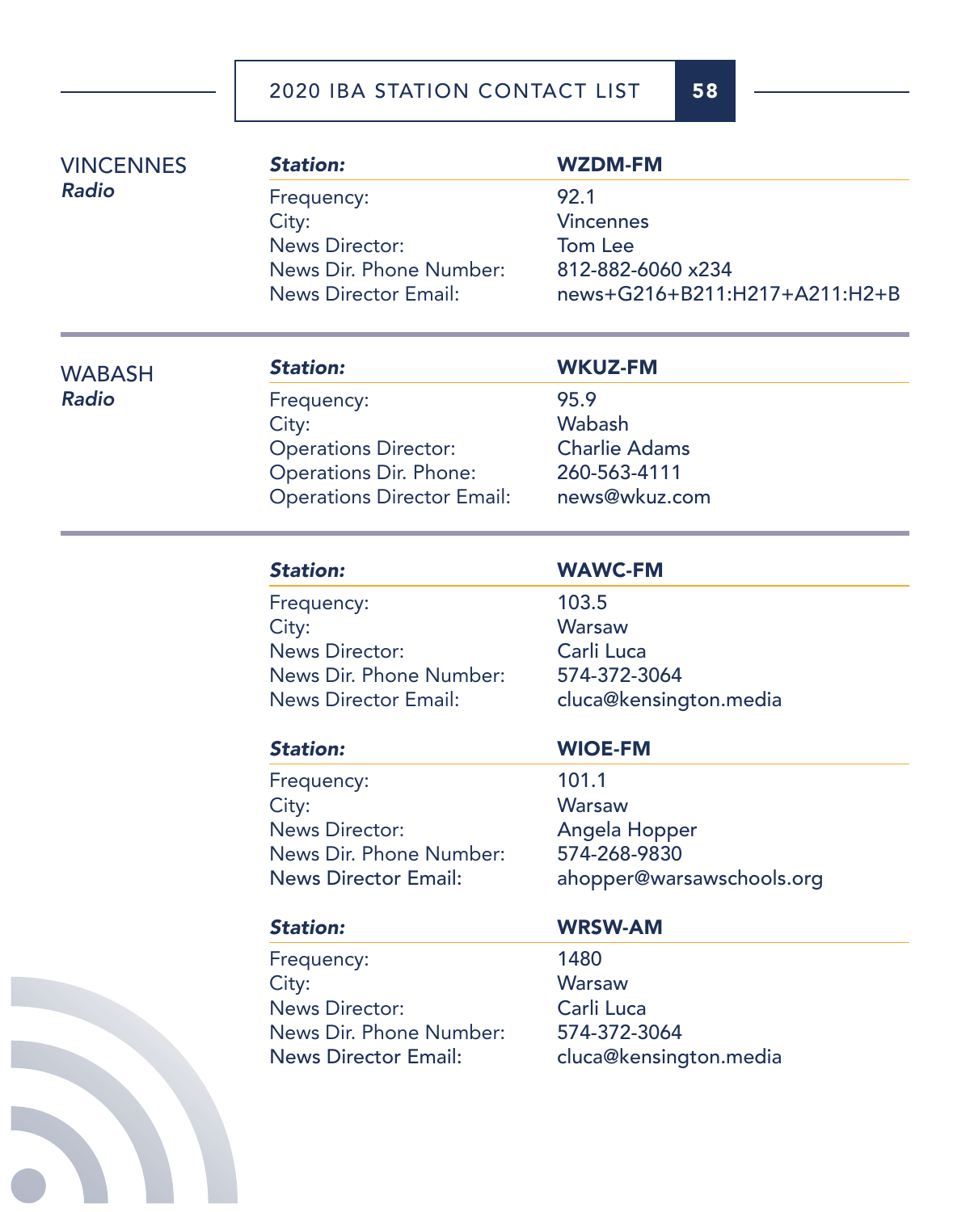## VINCENNES
*Radio*

| ***Station:*** | **WZDM-FM** |
|---|---|
| Frequency: | 92.1 |
| City: | Vincennes |
| News Director: | Tom Lee |
| News Dir. Phone Number: | 812-882-6060 x234 |
| News Director Email: | news+G216+B211:H217+A211:H2+B |

## WABASH
*Radio*

| ***Station:*** | **WKUZ-FM** |
|---|---|
| Frequency: | 95.9 |
| City: | Wabash |
| Operations Director: | Charlie Adams |
| Operations Dir. Phone: | 260-563-4111 |
| Operations Director Email: | news@wkuz.com |

| ***Station:*** | **WAWC-FM** |
|---|---|
| Frequency: | 103.5 |
| City: | Warsaw |
| News Director: | Carli Luca |
| News Dir. Phone Number: | 574-372-3064 |
| News Director Email: | cluca@kensington.media |

| ***Station:*** | **WIOE-FM** |
|---|---|
| Frequency: | 101.1 |
| City: | Warsaw |
| News Director: | Angela Hopper |
| News Dir. Phone Number: | 574-268-9830 |
| News Director Email: | ahopper@warsawschools.org |

| ***Station:*** | **WRSW-AM** |
|---|---|
| Frequency: | 1480 |
| City: | Warsaw |
| News Director: | Carli Luca |
| News Dir. Phone Number: | 574-372-3064 |
| News Director Email: | cluca@kensington.media |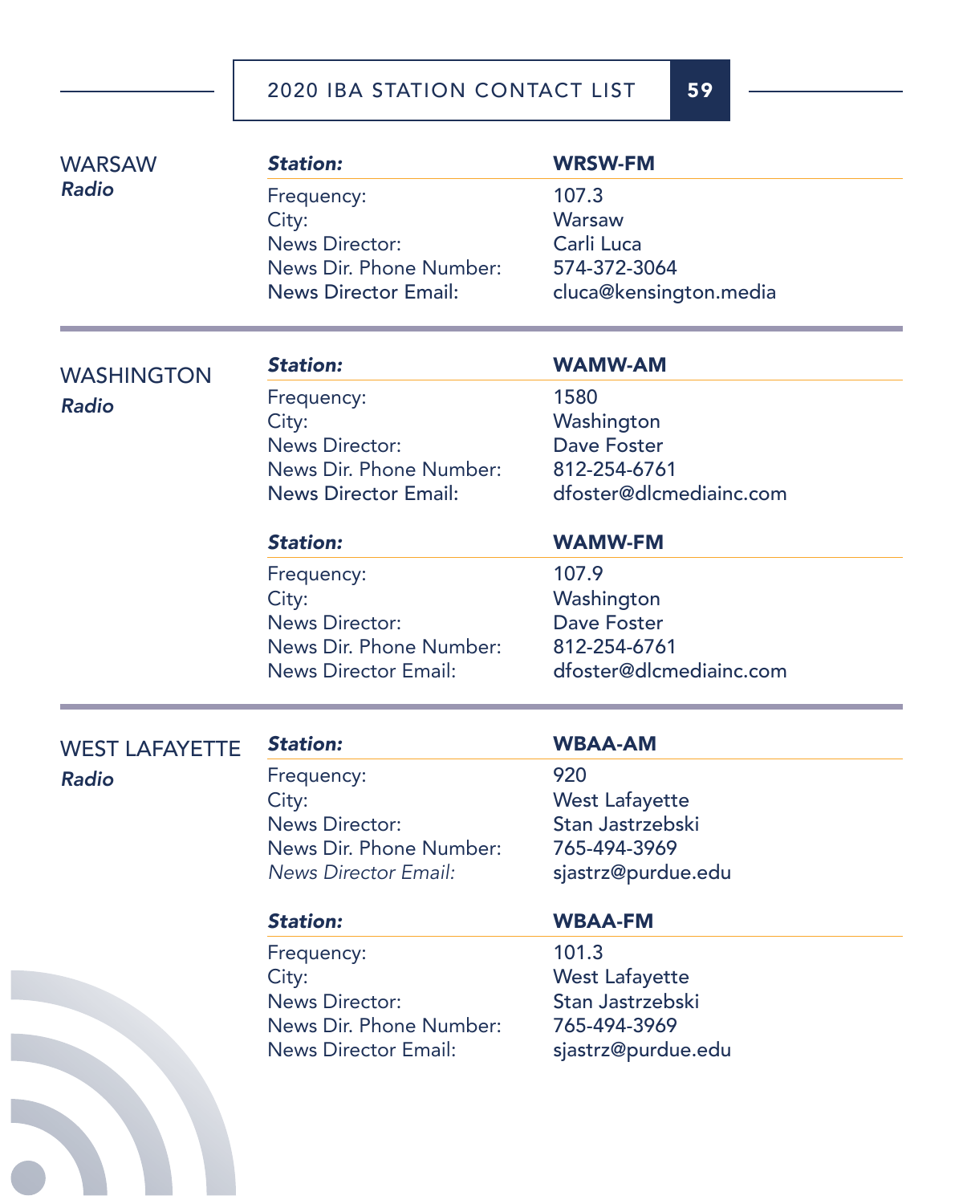## WARSAW
*Radio*

| | |
|---|---|
| ***Station:*** | **WRSW-FM** |
| Frequency: | 107.3 |
| City: | Warsaw |
| News Director: | Carli Luca |
| News Dir. Phone Number: | 574-372-3064 |
| News Director Email: | cluca@kensington.media |

## WASHINGTON
*Radio*

| | |
|---|---|
| ***Station:*** | **WAMW-AM** |
| Frequency: | 1580 |
| City: | Washington |
| News Director: | Dave Foster |
| News Dir. Phone Number: | 812-254-6761 |
| News Director Email: | dfoster@dlcmediainc.com |

| | |
|---|---|
| ***Station:*** | **WAMW-FM** |
| Frequency: | 107.9 |
| City: | Washington |
| News Director: | Dave Foster |
| News Dir. Phone Number: | 812-254-6761 |
| News Director Email: | dfoster@dlcmediainc.com |

## WEST LAFAYETTE
*Radio*

| | |
|---|---|
| ***Station:*** | **WBAA-AM** |
| Frequency: | 920 |
| City: | West Lafayette |
| News Director: | Stan Jastrzebski |
| News Dir. Phone Number: | 765-494-3969 |
| *News Director Email:* | sjastrz@purdue.edu |

| | |
|---|---|
| ***Station:*** | **WBAA-FM** |
| Frequency: | 101.3 |
| City: | West Lafayette |
| News Director: | Stan Jastrzebski |
| News Dir. Phone Number: | 765-494-3969 |
| News Director Email: | sjastrz@purdue.edu |